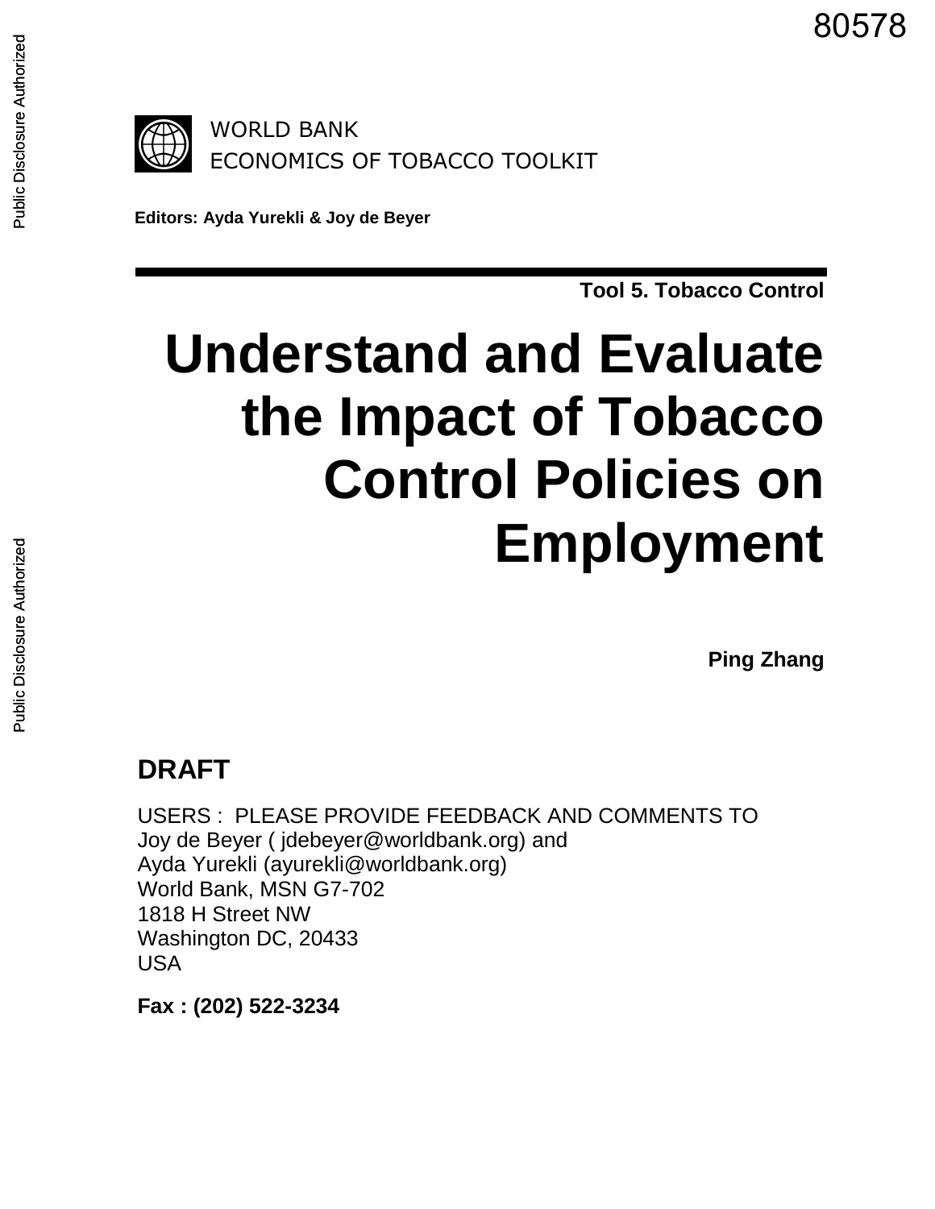80578

WORLD BANK
ECONOMICS OF TOBACCO TOOLKIT

**Editors: Ayda Yurekli & Joy de Beyer**

**Tool 5. Tobacco Control**

# Understand and Evaluate the Impact of Tobacco Control Policies on Employment

**Ping Zhang**

## DRAFT

USERS : PLEASE PROVIDE FEEDBACK AND COMMENTS TO
Joy de Beyer ( jdebeyer@worldbank.org) and
Ayda Yurekli (ayurekli@worldbank.org)
World Bank, MSN G7-702
1818 H Street NW
Washington DC, 20433
USA

**Fax : (202) 522-3234**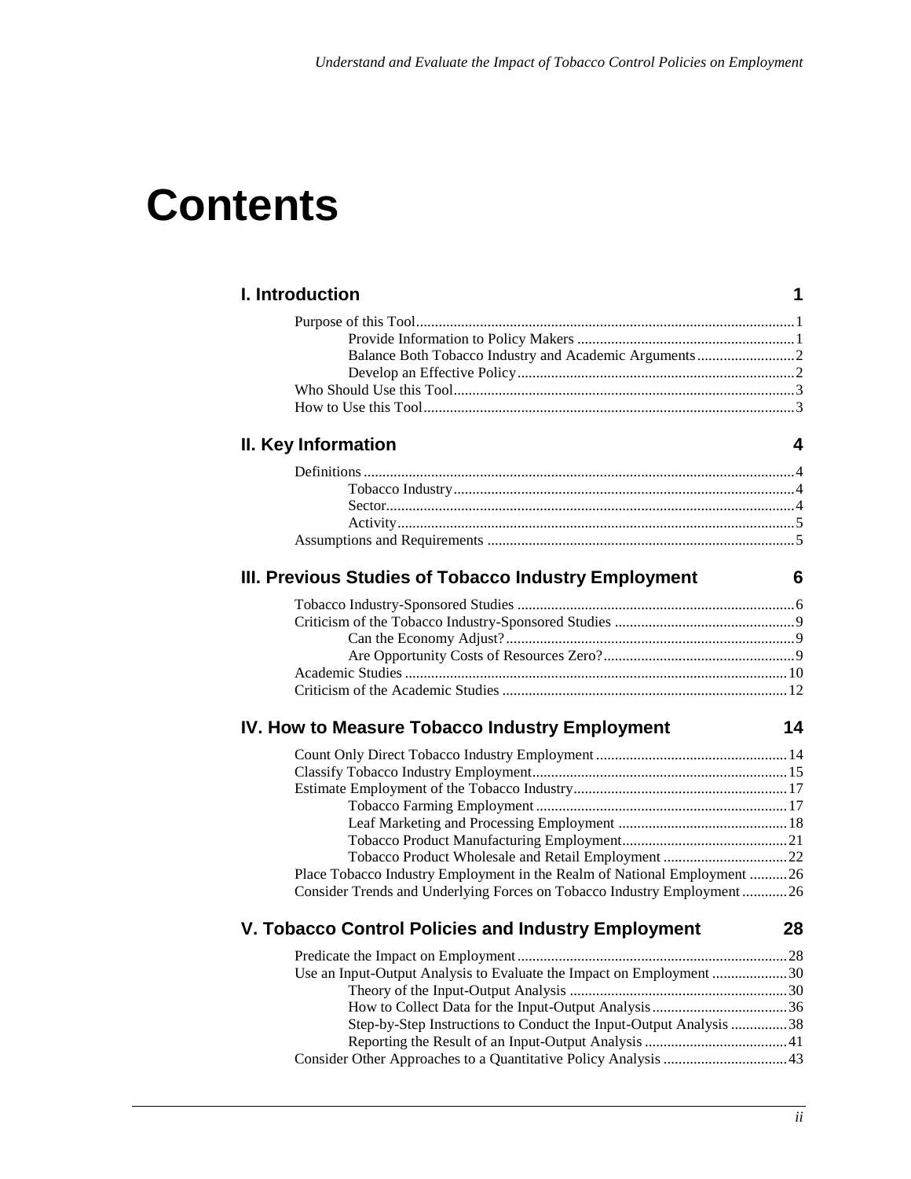# Contents

## I. Introduction 1

- Purpose of this Tool 1
  - Provide Information to Policy Makers 1
  - Balance Both Tobacco Industry and Academic Arguments 2
  - Develop an Effective Policy 2
- Who Should Use this Tool 3
- How to Use this Tool 3

## II. Key Information 4

- Definitions 4
  - Tobacco Industry 4
  - Sector 4
  - Activity 5
- Assumptions and Requirements 5

## III. Previous Studies of Tobacco Industry Employment 6

- Tobacco Industry-Sponsored Studies 6
- Criticism of the Tobacco Industry-Sponsored Studies 9
  - Can the Economy Adjust? 9
  - Are Opportunity Costs of Resources Zero? 9
- Academic Studies 10
- Criticism of the Academic Studies 12

## IV. How to Measure Tobacco Industry Employment 14

- Count Only Direct Tobacco Industry Employment 14
- Classify Tobacco Industry Employment 15
- Estimate Employment of the Tobacco Industry 17
  - Tobacco Farming Employment 17
  - Leaf Marketing and Processing Employment 18
  - Tobacco Product Manufacturing Employment 21
  - Tobacco Product Wholesale and Retail Employment 22
- Place Tobacco Industry Employment in the Realm of National Employment 26
- Consider Trends and Underlying Forces on Tobacco Industry Employment 26

## V. Tobacco Control Policies and Industry Employment 28

- Predicate the Impact on Employment 28
- Use an Input-Output Analysis to Evaluate the Impact on Employment 30
  - Theory of the Input-Output Analysis 30
  - How to Collect Data for the Input-Output Analysis 36
  - Step-by-Step Instructions to Conduct the Input-Output Analysis 38
  - Reporting the Result of an Input-Output Analysis 41
- Consider Other Approaches to a Quantitative Policy Analysis 43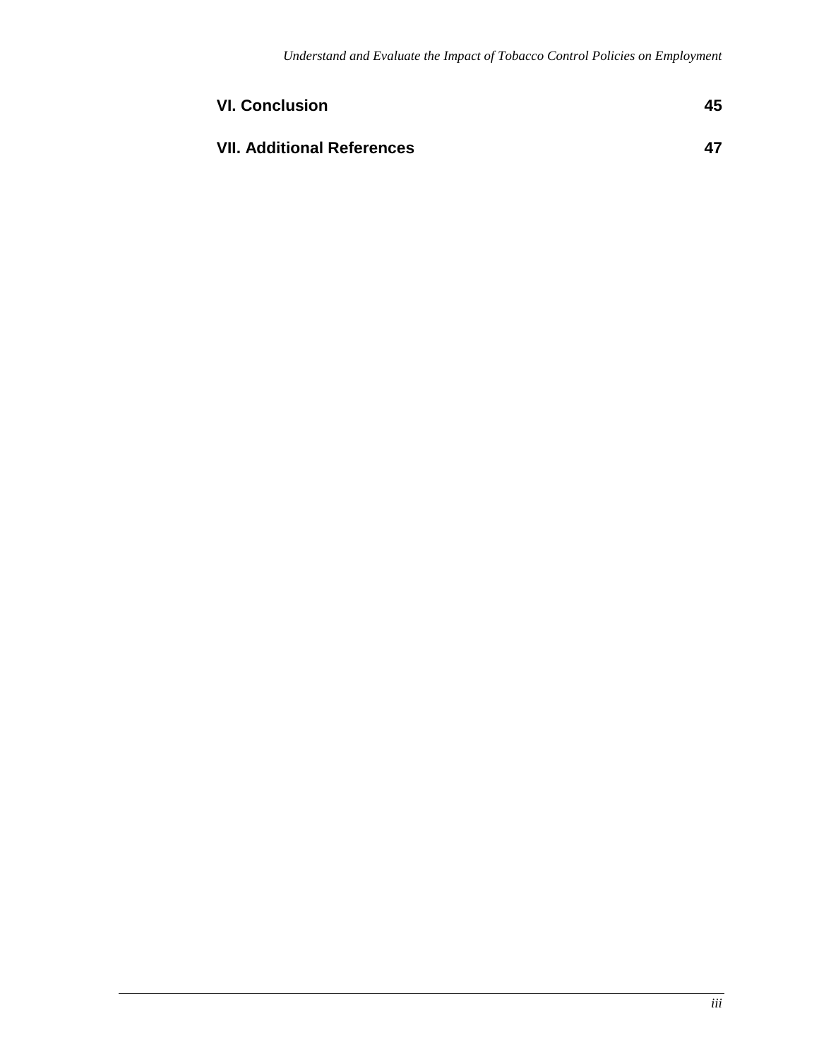**VI. Conclusion** 45

**VII. Additional References** 47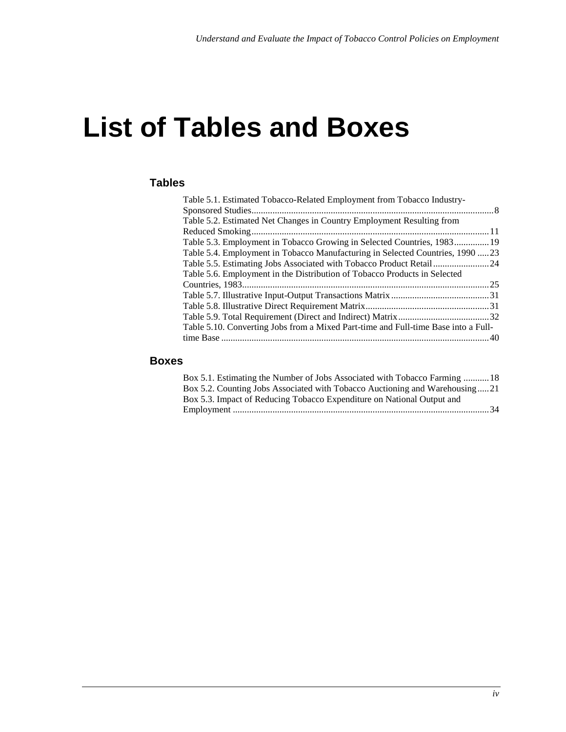# List of Tables and Boxes

## Tables

Table 5.1. Estimated Tobacco-Related Employment from Tobacco Industry-Sponsored Studies........................................................................................................8
Table 5.2. Estimated Net Changes in Country Employment Resulting from Reduced Smoking.....................................................................................................11
Table 5.3. Employment in Tobacco Growing in Selected Countries, 1983...............19
Table 5.4. Employment in Tobacco Manufacturing in Selected Countries, 1990 .....23
Table 5.5. Estimating Jobs Associated with Tobacco Product Retail........................24
Table 5.6. Employment in the Distribution of Tobacco Products in Selected Countries, 1983.........................................................................................................25
Table 5.7. Illustrative Input-Output Transactions Matrix..........................................31
Table 5.8. Illustrative Direct Requirement Matrix.....................................................31
Table 5.9. Total Requirement (Direct and Indirect) Matrix.......................................32
Table 5.10. Converting Jobs from a Mixed Part-time and Full-time Base into a Full-time Base ..................................................................................................................40

## Boxes

Box 5.1. Estimating the Number of Jobs Associated with Tobacco Farming ...........18
Box 5.2. Counting Jobs Associated with Tobacco Auctioning and Warehousing.....21
Box 5.3. Impact of Reducing Tobacco Expenditure on National Output and Employment .............................................................................................................34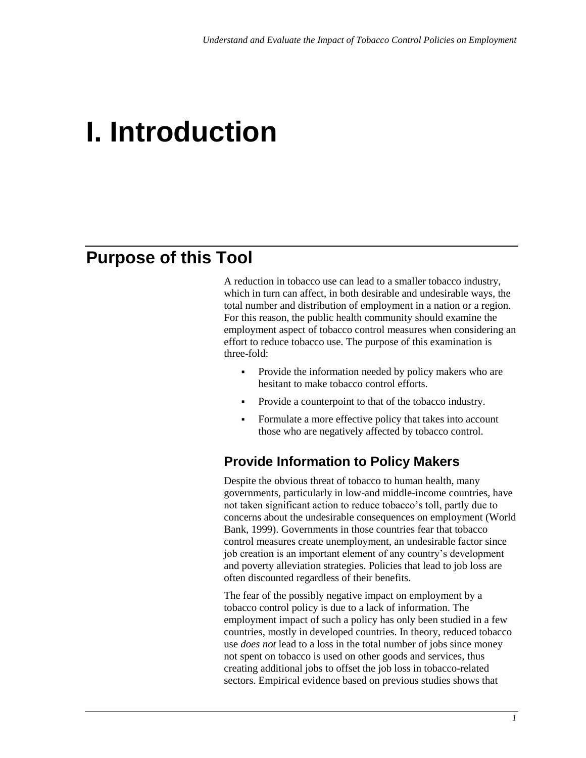# I. Introduction

## Purpose of this Tool

A reduction in tobacco use can lead to a smaller tobacco industry, which in turn can affect, in both desirable and undesirable ways, the total number and distribution of employment in a nation or a region. For this reason, the public health community should examine the employment aspect of tobacco control measures when considering an effort to reduce tobacco use. The purpose of this examination is three-fold:

- Provide the information needed by policy makers who are hesitant to make tobacco control efforts.
- Provide a counterpoint to that of the tobacco industry.
- Formulate a more effective policy that takes into account those who are negatively affected by tobacco control.

### Provide Information to Policy Makers

Despite the obvious threat of tobacco to human health, many governments, particularly in low-and middle-income countries, have not taken significant action to reduce tobacco's toll, partly due to concerns about the undesirable consequences on employment (World Bank, 1999). Governments in those countries fear that tobacco control measures create unemployment, an undesirable factor since job creation is an important element of any country's development and poverty alleviation strategies. Policies that lead to job loss are often discounted regardless of their benefits.

The fear of the possibly negative impact on employment by a tobacco control policy is due to a lack of information. The employment impact of such a policy has only been studied in a few countries, mostly in developed countries. In theory, reduced tobacco use *does not* lead to a loss in the total number of jobs since money not spent on tobacco is used on other goods and services, thus creating additional jobs to offset the job loss in tobacco-related sectors. Empirical evidence based on previous studies shows that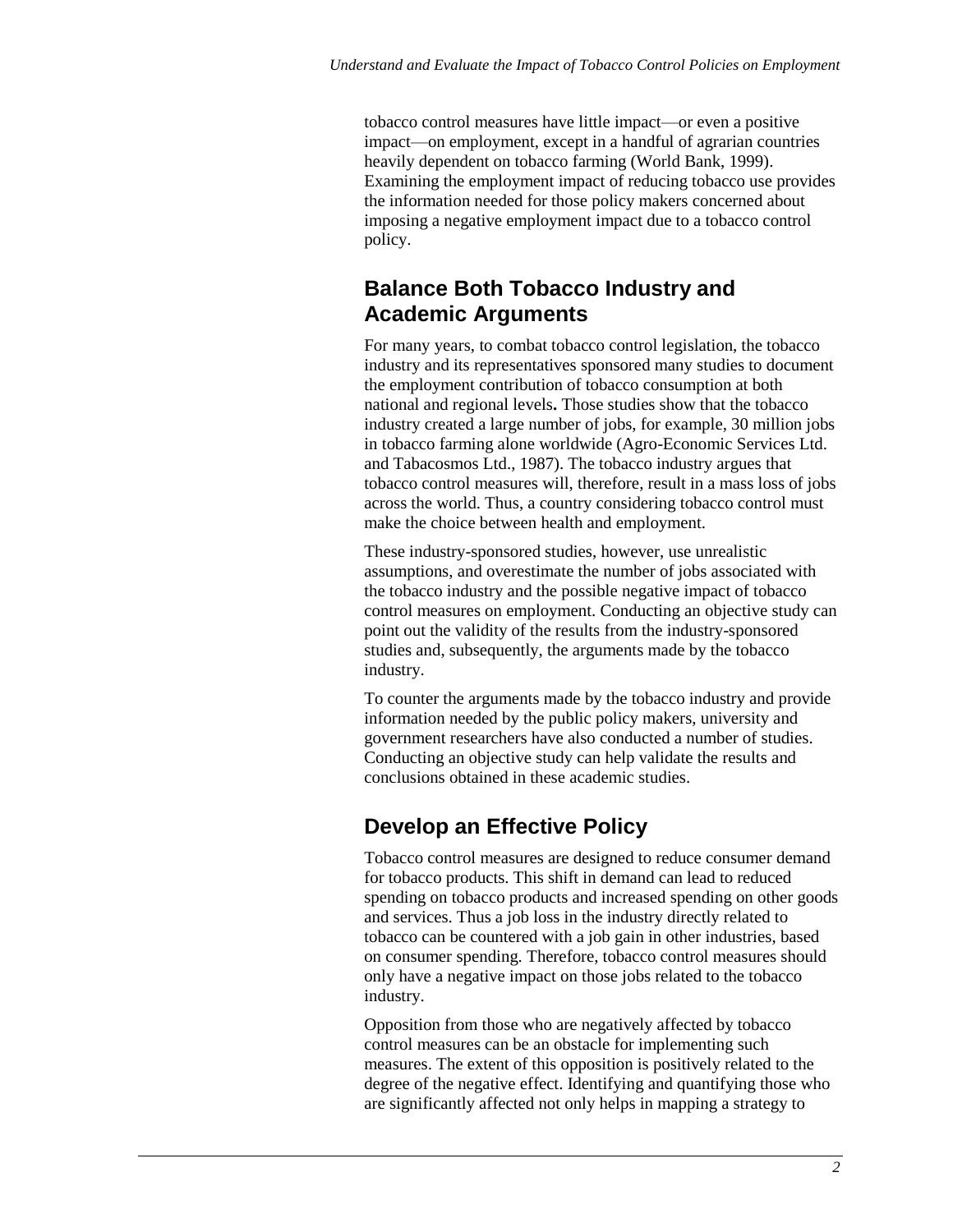tobacco control measures have little impact—or even a positive impact—on employment, except in a handful of agrarian countries heavily dependent on tobacco farming (World Bank, 1999). Examining the employment impact of reducing tobacco use provides the information needed for those policy makers concerned about imposing a negative employment impact due to a tobacco control policy.

## Balance Both Tobacco Industry and Academic Arguments

For many years, to combat tobacco control legislation, the tobacco industry and its representatives sponsored many studies to document the employment contribution of tobacco consumption at both national and regional levels**.** Those studies show that the tobacco industry created a large number of jobs, for example, 30 million jobs in tobacco farming alone worldwide (Agro-Economic Services Ltd. and Tabacosmos Ltd., 1987). The tobacco industry argues that tobacco control measures will, therefore, result in a mass loss of jobs across the world. Thus, a country considering tobacco control must make the choice between health and employment.

These industry-sponsored studies, however, use unrealistic assumptions, and overestimate the number of jobs associated with the tobacco industry and the possible negative impact of tobacco control measures on employment. Conducting an objective study can point out the validity of the results from the industry-sponsored studies and, subsequently, the arguments made by the tobacco industry.

To counter the arguments made by the tobacco industry and provide information needed by the public policy makers, university and government researchers have also conducted a number of studies. Conducting an objective study can help validate the results and conclusions obtained in these academic studies.

## Develop an Effective Policy

Tobacco control measures are designed to reduce consumer demand for tobacco products. This shift in demand can lead to reduced spending on tobacco products and increased spending on other goods and services. Thus a job loss in the industry directly related to tobacco can be countered with a job gain in other industries, based on consumer spending. Therefore, tobacco control measures should only have a negative impact on those jobs related to the tobacco industry.

Opposition from those who are negatively affected by tobacco control measures can be an obstacle for implementing such measures. The extent of this opposition is positively related to the degree of the negative effect. Identifying and quantifying those who are significantly affected not only helps in mapping a strategy to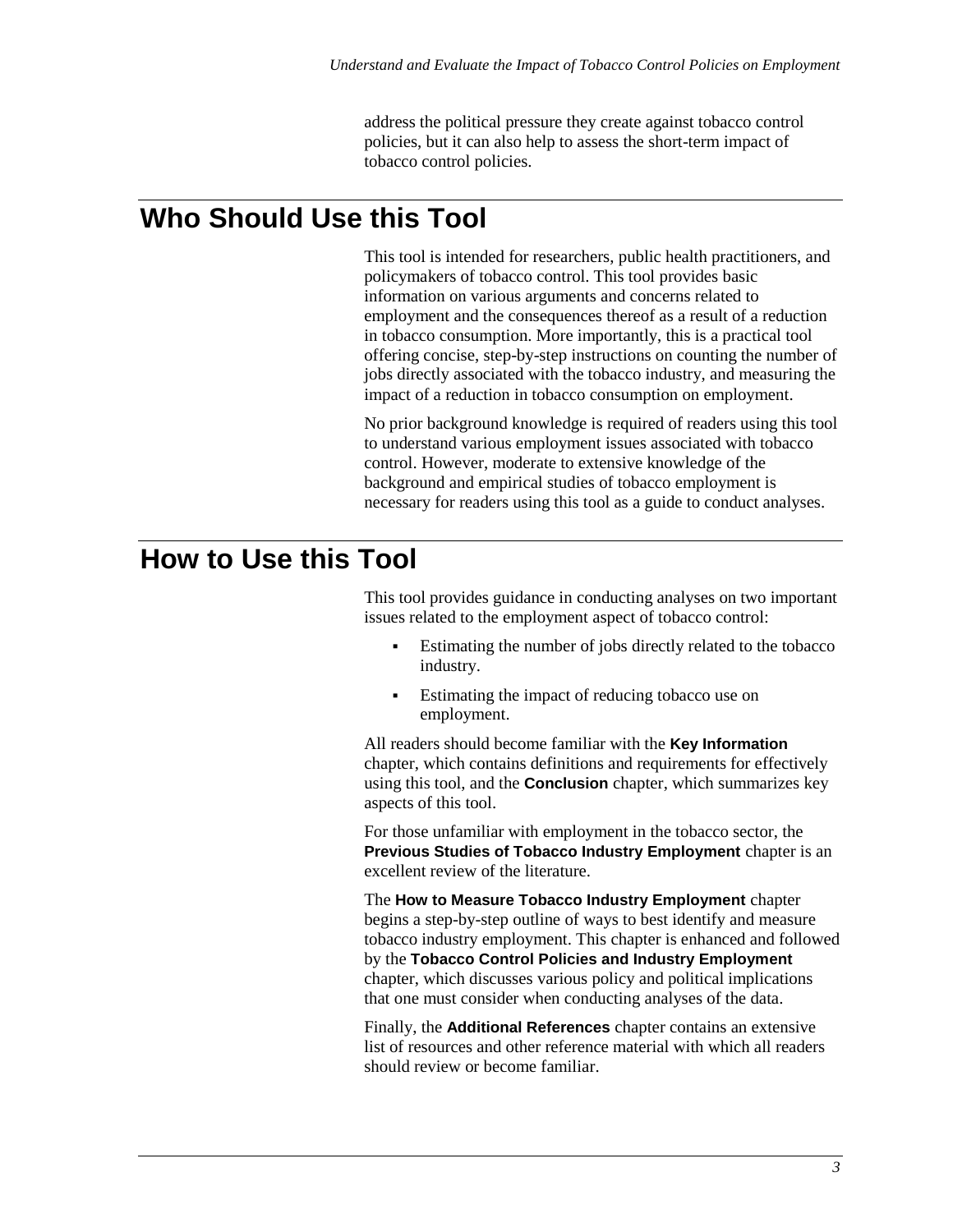address the political pressure they create against tobacco control policies, but it can also help to assess the short-term impact of tobacco control policies.

## Who Should Use this Tool

This tool is intended for researchers, public health practitioners, and policymakers of tobacco control. This tool provides basic information on various arguments and concerns related to employment and the consequences thereof as a result of a reduction in tobacco consumption. More importantly, this is a practical tool offering concise, step-by-step instructions on counting the number of jobs directly associated with the tobacco industry, and measuring the impact of a reduction in tobacco consumption on employment.

No prior background knowledge is required of readers using this tool to understand various employment issues associated with tobacco control. However, moderate to extensive knowledge of the background and empirical studies of tobacco employment is necessary for readers using this tool as a guide to conduct analyses.

## How to Use this Tool

This tool provides guidance in conducting analyses on two important issues related to the employment aspect of tobacco control:

- Estimating the number of jobs directly related to the tobacco industry.
- Estimating the impact of reducing tobacco use on employment.

All readers should become familiar with the **Key Information** chapter, which contains definitions and requirements for effectively using this tool, and the **Conclusion** chapter, which summarizes key aspects of this tool.

For those unfamiliar with employment in the tobacco sector, the **Previous Studies of Tobacco Industry Employment** chapter is an excellent review of the literature.

The **How to Measure Tobacco Industry Employment** chapter begins a step-by-step outline of ways to best identify and measure tobacco industry employment. This chapter is enhanced and followed by the **Tobacco Control Policies and Industry Employment** chapter, which discusses various policy and political implications that one must consider when conducting analyses of the data.

Finally, the **Additional References** chapter contains an extensive list of resources and other reference material with which all readers should review or become familiar.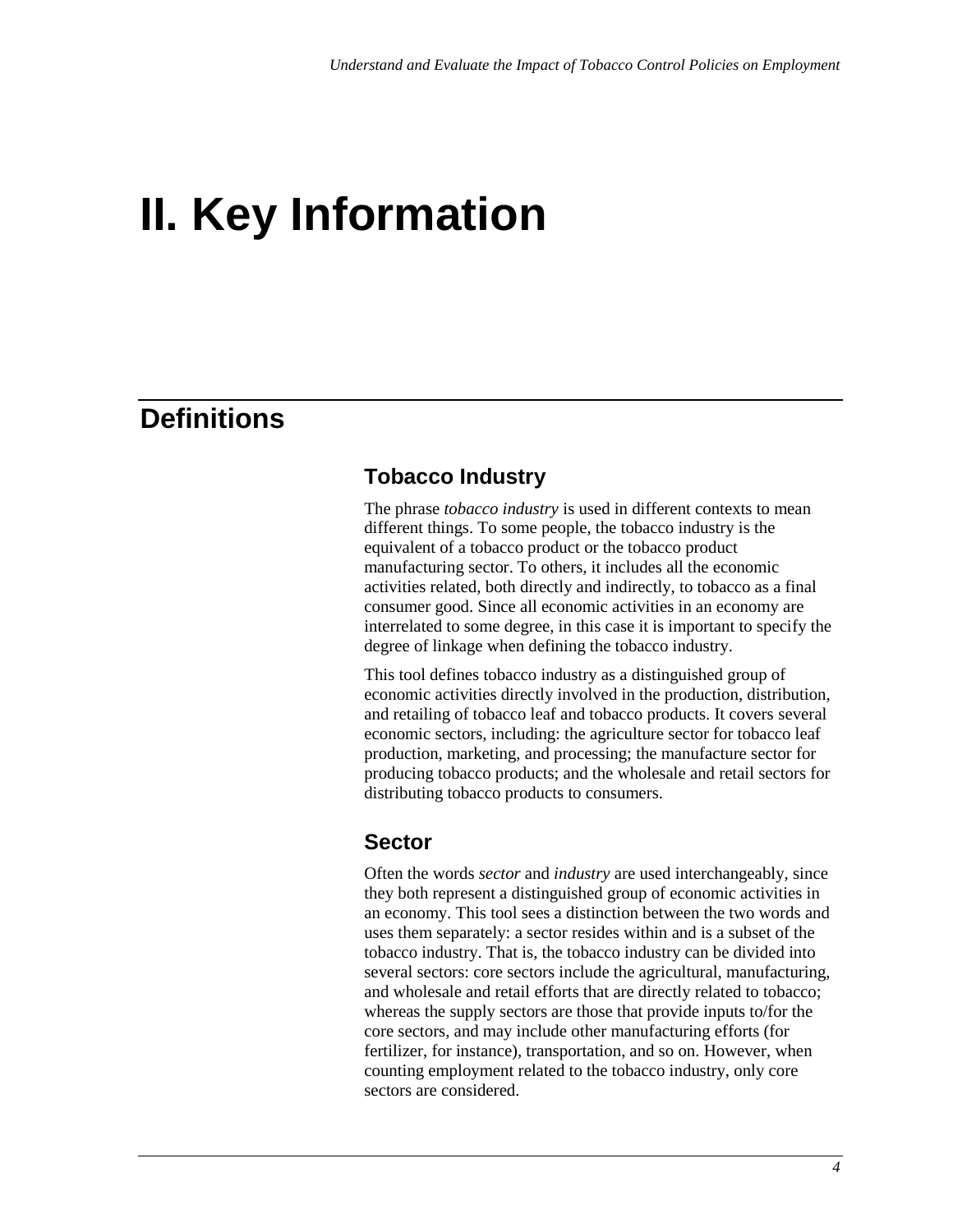# II. Key Information

## Definitions

### Tobacco Industry

The phrase *tobacco industry* is used in different contexts to mean different things. To some people, the tobacco industry is the equivalent of a tobacco product or the tobacco product manufacturing sector. To others, it includes all the economic activities related, both directly and indirectly, to tobacco as a final consumer good. Since all economic activities in an economy are interrelated to some degree, in this case it is important to specify the degree of linkage when defining the tobacco industry.

This tool defines tobacco industry as a distinguished group of economic activities directly involved in the production, distribution, and retailing of tobacco leaf and tobacco products. It covers several economic sectors, including: the agriculture sector for tobacco leaf production, marketing, and processing; the manufacture sector for producing tobacco products; and the wholesale and retail sectors for distributing tobacco products to consumers.

### Sector

Often the words *sector* and *industry* are used interchangeably, since they both represent a distinguished group of economic activities in an economy. This tool sees a distinction between the two words and uses them separately: a sector resides within and is a subset of the tobacco industry. That is, the tobacco industry can be divided into several sectors: core sectors include the agricultural, manufacturing, and wholesale and retail efforts that are directly related to tobacco; whereas the supply sectors are those that provide inputs to/for the core sectors, and may include other manufacturing efforts (for fertilizer, for instance), transportation, and so on. However, when counting employment related to the tobacco industry, only core sectors are considered.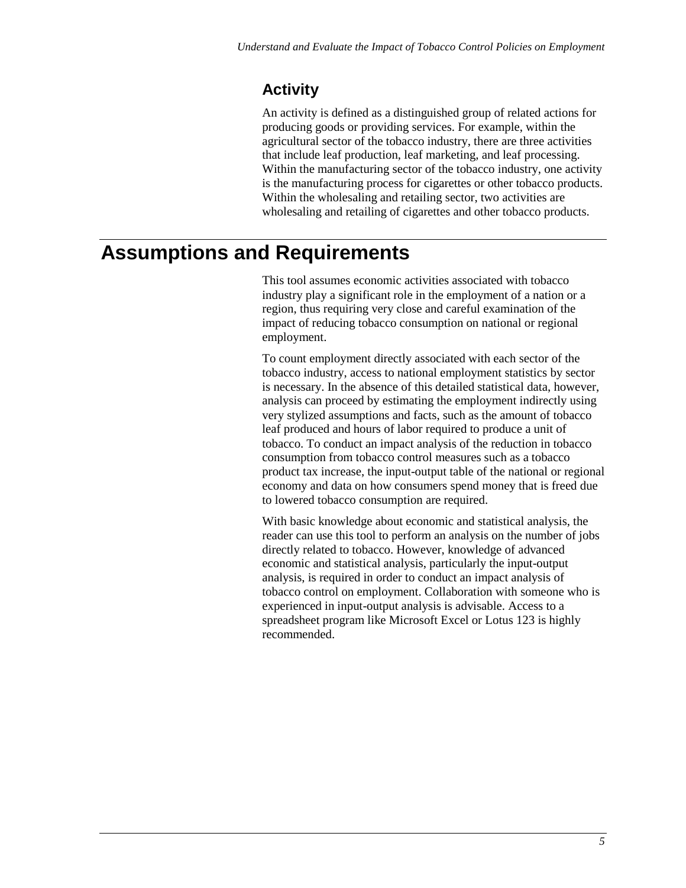### Activity

An activity is defined as a distinguished group of related actions for producing goods or providing services. For example, within the agricultural sector of the tobacco industry, there are three activities that include leaf production, leaf marketing, and leaf processing. Within the manufacturing sector of the tobacco industry, one activity is the manufacturing process for cigarettes or other tobacco products. Within the wholesaling and retailing sector, two activities are wholesaling and retailing of cigarettes and other tobacco products.

## Assumptions and Requirements

This tool assumes economic activities associated with tobacco industry play a significant role in the employment of a nation or a region, thus requiring very close and careful examination of the impact of reducing tobacco consumption on national or regional employment.

To count employment directly associated with each sector of the tobacco industry, access to national employment statistics by sector is necessary. In the absence of this detailed statistical data, however, analysis can proceed by estimating the employment indirectly using very stylized assumptions and facts, such as the amount of tobacco leaf produced and hours of labor required to produce a unit of tobacco. To conduct an impact analysis of the reduction in tobacco consumption from tobacco control measures such as a tobacco product tax increase, the input-output table of the national or regional economy and data on how consumers spend money that is freed due to lowered tobacco consumption are required.

With basic knowledge about economic and statistical analysis, the reader can use this tool to perform an analysis on the number of jobs directly related to tobacco. However, knowledge of advanced economic and statistical analysis, particularly the input-output analysis, is required in order to conduct an impact analysis of tobacco control on employment. Collaboration with someone who is experienced in input-output analysis is advisable. Access to a spreadsheet program like Microsoft Excel or Lotus 123 is highly recommended.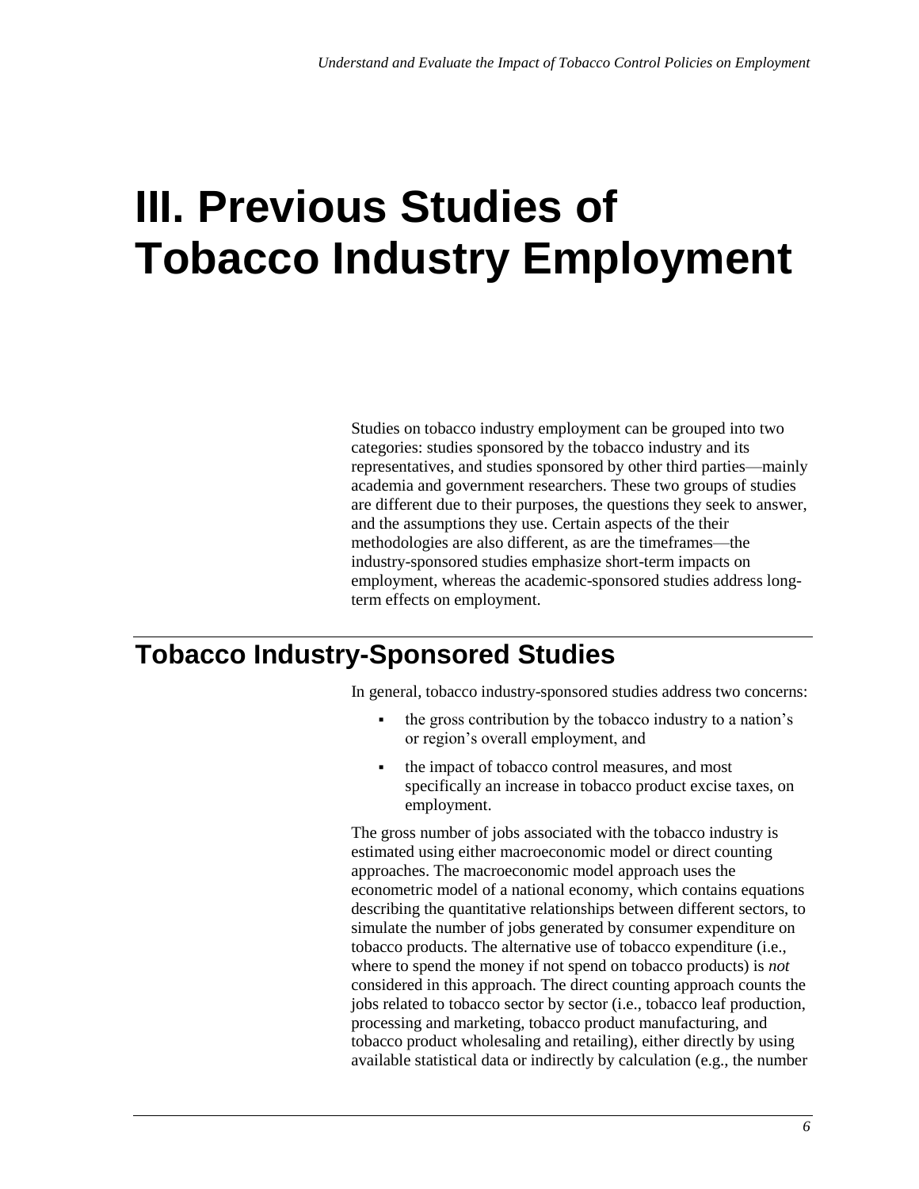# III. Previous Studies of Tobacco Industry Employment

Studies on tobacco industry employment can be grouped into two categories: studies sponsored by the tobacco industry and its representatives, and studies sponsored by other third parties—mainly academia and government researchers. These two groups of studies are different due to their purposes, the questions they seek to answer, and the assumptions they use. Certain aspects of the their methodologies are also different, as are the timeframes—the industry-sponsored studies emphasize short-term impacts on employment, whereas the academic-sponsored studies address long-term effects on employment.

## Tobacco Industry-Sponsored Studies

In general, tobacco industry-sponsored studies address two concerns:

- the gross contribution by the tobacco industry to a nation's or region's overall employment, and
- the impact of tobacco control measures, and most specifically an increase in tobacco product excise taxes, on employment.

The gross number of jobs associated with the tobacco industry is estimated using either macroeconomic model or direct counting approaches. The macroeconomic model approach uses the econometric model of a national economy, which contains equations describing the quantitative relationships between different sectors, to simulate the number of jobs generated by consumer expenditure on tobacco products. The alternative use of tobacco expenditure (i.e., where to spend the money if not spend on tobacco products) is *not* considered in this approach. The direct counting approach counts the jobs related to tobacco sector by sector (i.e., tobacco leaf production, processing and marketing, tobacco product manufacturing, and tobacco product wholesaling and retailing), either directly by using available statistical data or indirectly by calculation (e.g., the number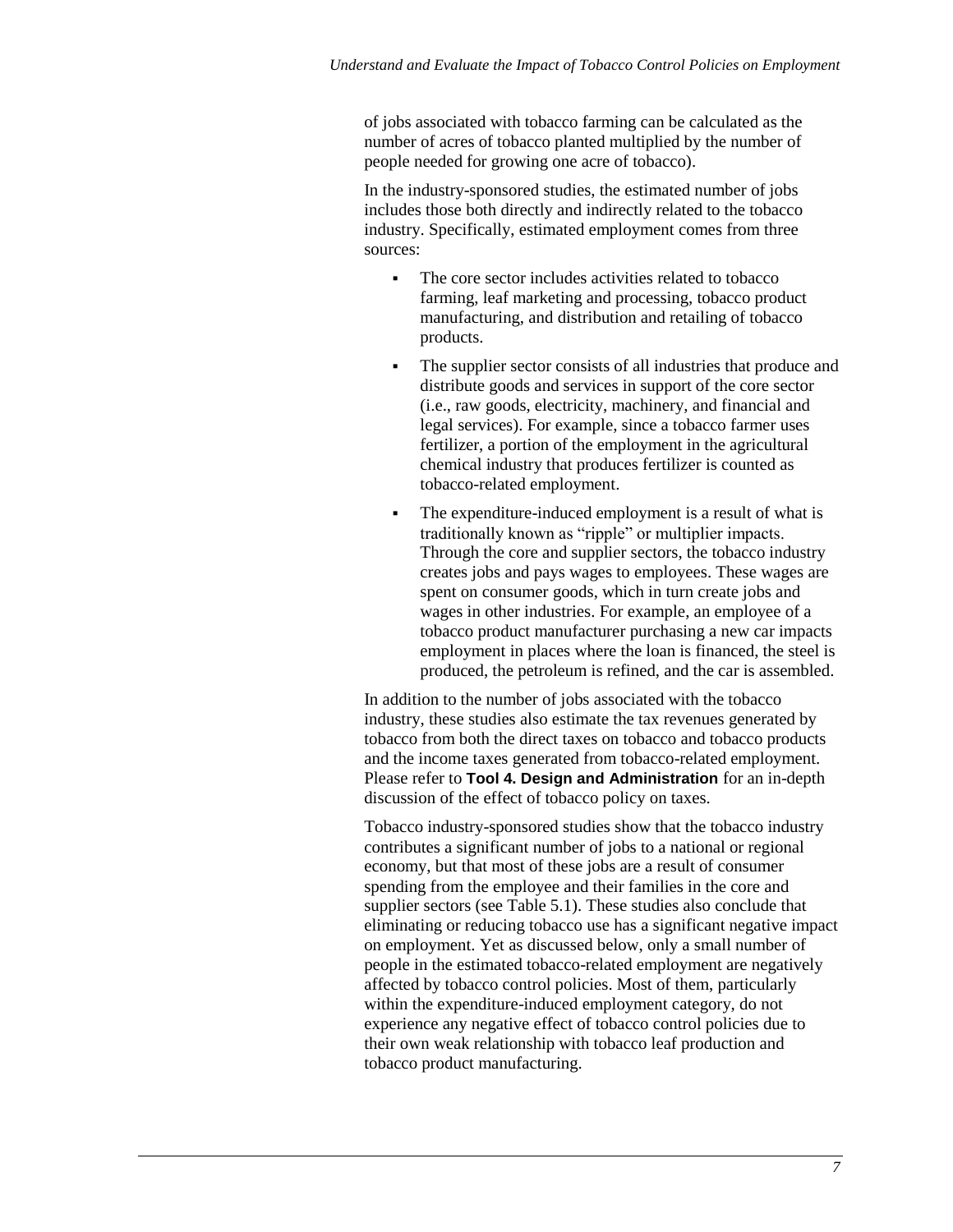of jobs associated with tobacco farming can be calculated as the number of acres of tobacco planted multiplied by the number of people needed for growing one acre of tobacco).

In the industry-sponsored studies, the estimated number of jobs includes those both directly and indirectly related to the tobacco industry. Specifically, estimated employment comes from three sources:

- The core sector includes activities related to tobacco farming, leaf marketing and processing, tobacco product manufacturing, and distribution and retailing of tobacco products.
- The supplier sector consists of all industries that produce and distribute goods and services in support of the core sector (i.e., raw goods, electricity, machinery, and financial and legal services). For example, since a tobacco farmer uses fertilizer, a portion of the employment in the agricultural chemical industry that produces fertilizer is counted as tobacco-related employment.
- The expenditure-induced employment is a result of what is traditionally known as "ripple" or multiplier impacts. Through the core and supplier sectors, the tobacco industry creates jobs and pays wages to employees. These wages are spent on consumer goods, which in turn create jobs and wages in other industries. For example, an employee of a tobacco product manufacturer purchasing a new car impacts employment in places where the loan is financed, the steel is produced, the petroleum is refined, and the car is assembled.

In addition to the number of jobs associated with the tobacco industry, these studies also estimate the tax revenues generated by tobacco from both the direct taxes on tobacco and tobacco products and the income taxes generated from tobacco-related employment. Please refer to **Tool 4. Design and Administration** for an in-depth discussion of the effect of tobacco policy on taxes.

Tobacco industry-sponsored studies show that the tobacco industry contributes a significant number of jobs to a national or regional economy, but that most of these jobs are a result of consumer spending from the employee and their families in the core and supplier sectors (see Table 5.1). These studies also conclude that eliminating or reducing tobacco use has a significant negative impact on employment. Yet as discussed below, only a small number of people in the estimated tobacco-related employment are negatively affected by tobacco control policies. Most of them, particularly within the expenditure-induced employment category, do not experience any negative effect of tobacco control policies due to their own weak relationship with tobacco leaf production and tobacco product manufacturing.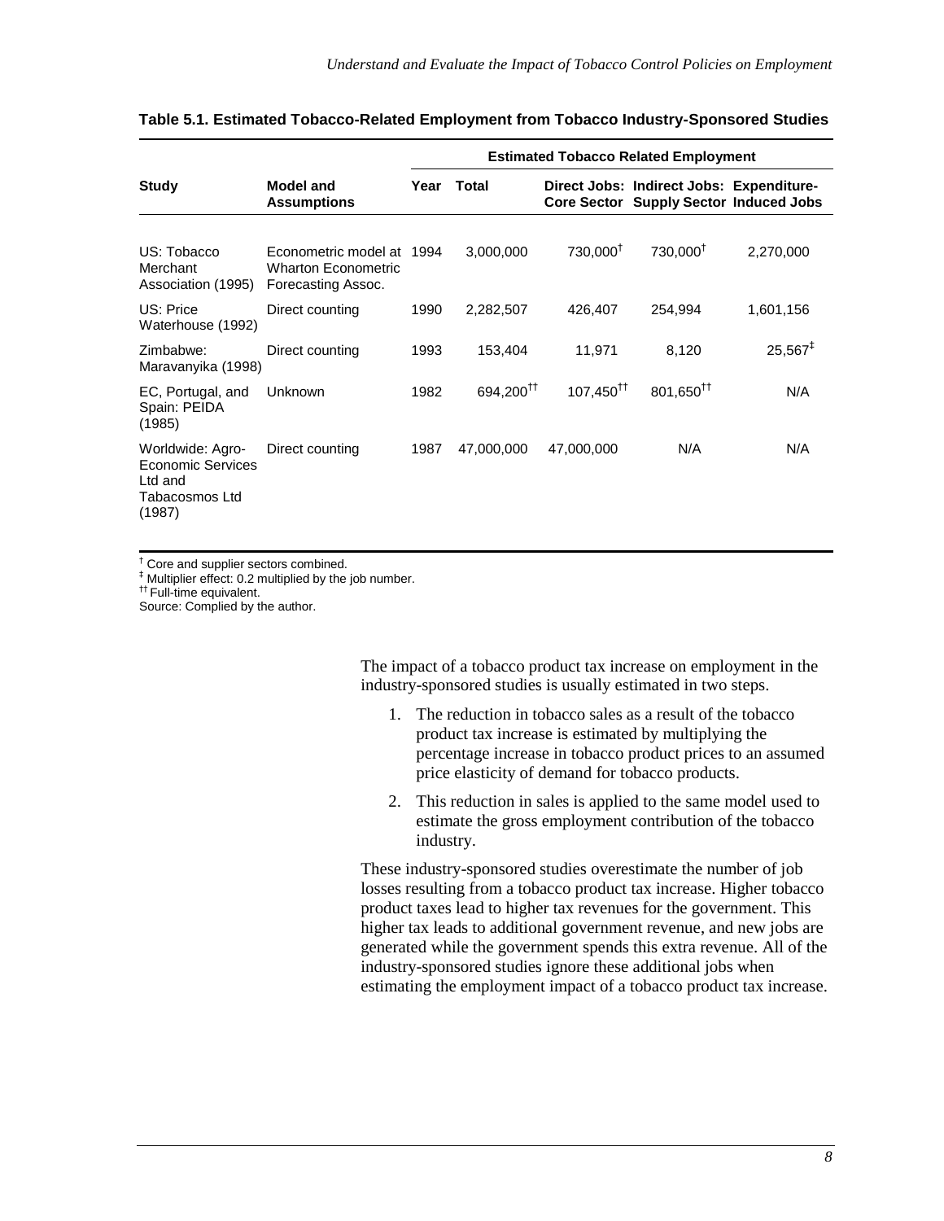**Table 5.1. Estimated Tobacco-Related Employment from Tobacco Industry-Sponsored Studies**

| Study | Model and Assumptions | Estimated Tobacco Related Employment | | | | |
|---|---|---|---|---|---|---|
| | | Year | Total | Direct Jobs: Core Sector | Indirect Jobs: Supply Sector | Expenditure-Induced Jobs |
| US: Tobacco Merchant Association (1995) | Econometric model at Wharton Econometric Forecasting Assoc. | 1994 | 3,000,000 | 730,000† | 730,000† | 2,270,000 |
| US: Price Waterhouse (1992) | Direct counting | 1990 | 2,282,507 | 426,407 | 254,994 | 1,601,156 |
| Zimbabwe: Maravanyika (1998) | Direct counting | 1993 | 153,404 | 11,971 | 8,120 | 25,567‡ |
| EC, Portugal, and Spain: PEIDA (1985) | Unknown | 1982 | 694,200†† | 107,450†† | 801,650†† | N/A |
| Worldwide: Agro-Economic Services Ltd and Tabacosmos Ltd (1987) | Direct counting | 1987 | 47,000,000 | 47,000,000 | N/A | N/A |

† Core and supplier sectors combined.
‡ Multiplier effect: 0.2 multiplied by the job number.
†† Full-time equivalent.
Source: Complied by the author.

The impact of a tobacco product tax increase on employment in the industry-sponsored studies is usually estimated in two steps.

1. The reduction in tobacco sales as a result of the tobacco product tax increase is estimated by multiplying the percentage increase in tobacco product prices to an assumed price elasticity of demand for tobacco products.
2. This reduction in sales is applied to the same model used to estimate the gross employment contribution of the tobacco industry.

These industry-sponsored studies overestimate the number of job losses resulting from a tobacco product tax increase. Higher tobacco product taxes lead to higher tax revenues for the government. This higher tax leads to additional government revenue, and new jobs are generated while the government spends this extra revenue. All of the industry-sponsored studies ignore these additional jobs when estimating the employment impact of a tobacco product tax increase.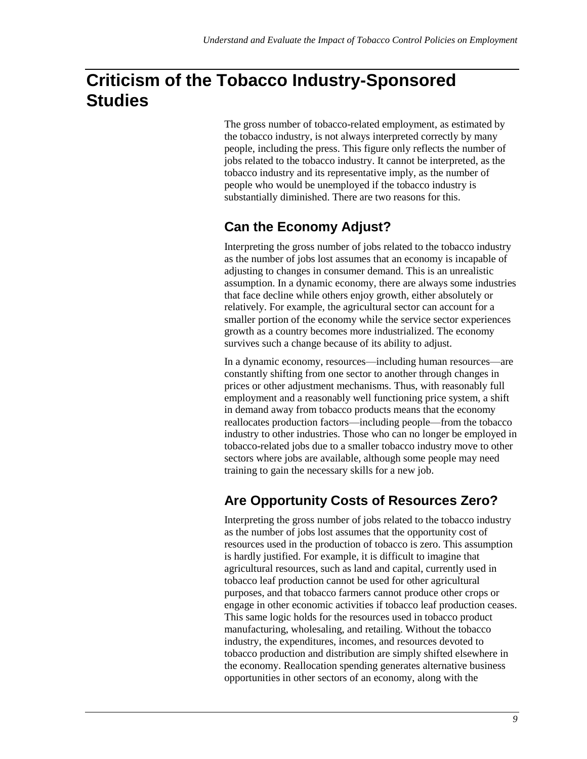# Criticism of the Tobacco Industry-Sponsored Studies

The gross number of tobacco-related employment, as estimated by the tobacco industry, is not always interpreted correctly by many people, including the press. This figure only reflects the number of jobs related to the tobacco industry. It cannot be interpreted, as the tobacco industry and its representative imply, as the number of people who would be unemployed if the tobacco industry is substantially diminished. There are two reasons for this.

## Can the Economy Adjust?

Interpreting the gross number of jobs related to the tobacco industry as the number of jobs lost assumes that an economy is incapable of adjusting to changes in consumer demand. This is an unrealistic assumption. In a dynamic economy, there are always some industries that face decline while others enjoy growth, either absolutely or relatively. For example, the agricultural sector can account for a smaller portion of the economy while the service sector experiences growth as a country becomes more industrialized. The economy survives such a change because of its ability to adjust.

In a dynamic economy, resources—including human resources—are constantly shifting from one sector to another through changes in prices or other adjustment mechanisms. Thus, with reasonably full employment and a reasonably well functioning price system, a shift in demand away from tobacco products means that the economy reallocates production factors—including people—from the tobacco industry to other industries. Those who can no longer be employed in tobacco-related jobs due to a smaller tobacco industry move to other sectors where jobs are available, although some people may need training to gain the necessary skills for a new job.

## Are Opportunity Costs of Resources Zero?

Interpreting the gross number of jobs related to the tobacco industry as the number of jobs lost assumes that the opportunity cost of resources used in the production of tobacco is zero. This assumption is hardly justified. For example, it is difficult to imagine that agricultural resources, such as land and capital, currently used in tobacco leaf production cannot be used for other agricultural purposes, and that tobacco farmers cannot produce other crops or engage in other economic activities if tobacco leaf production ceases. This same logic holds for the resources used in tobacco product manufacturing, wholesaling, and retailing. Without the tobacco industry, the expenditures, incomes, and resources devoted to tobacco production and distribution are simply shifted elsewhere in the economy. Reallocation spending generates alternative business opportunities in other sectors of an economy, along with the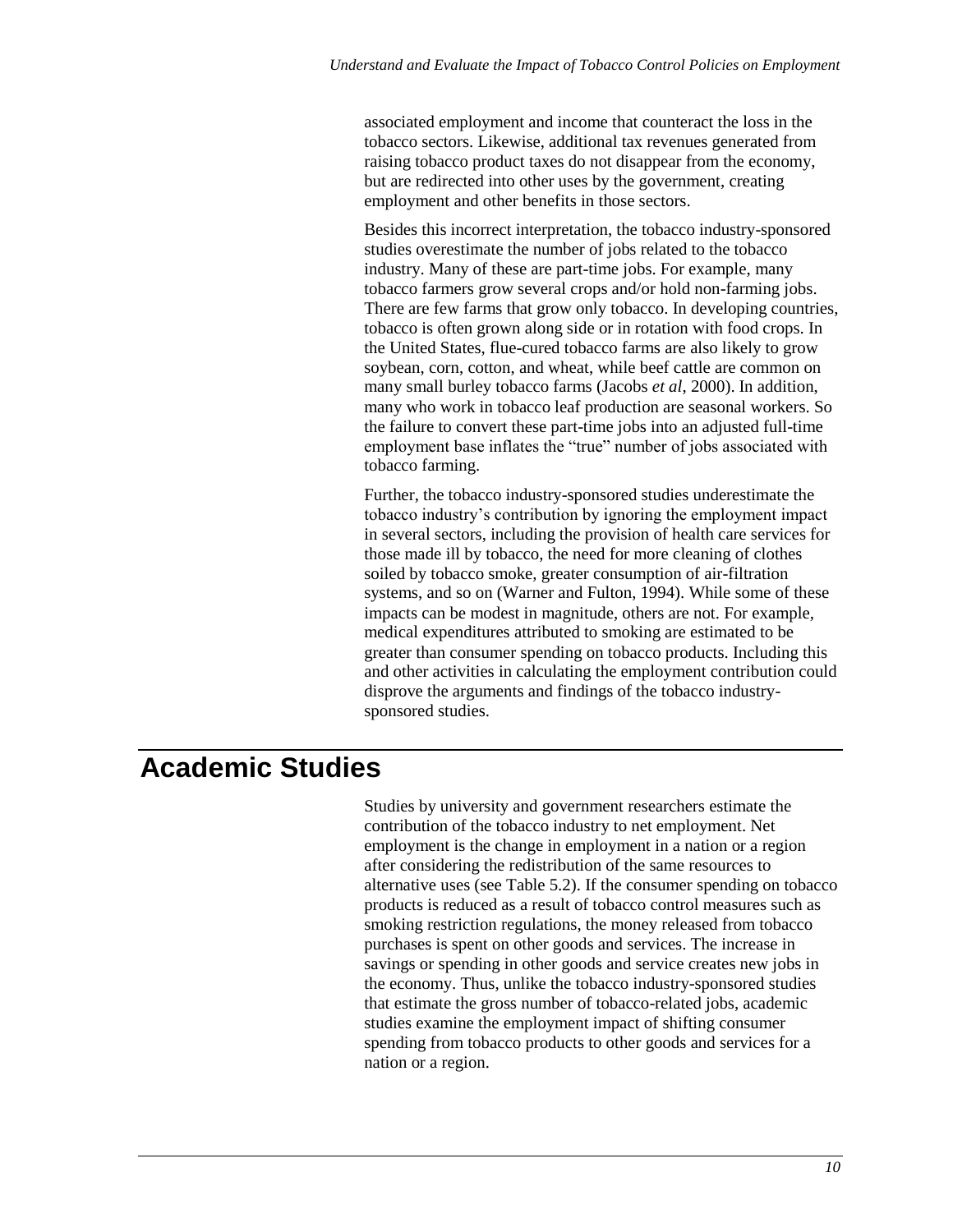associated employment and income that counteract the loss in the tobacco sectors. Likewise, additional tax revenues generated from raising tobacco product taxes do not disappear from the economy, but are redirected into other uses by the government, creating employment and other benefits in those sectors.

Besides this incorrect interpretation, the tobacco industry-sponsored studies overestimate the number of jobs related to the tobacco industry. Many of these are part-time jobs. For example, many tobacco farmers grow several crops and/or hold non-farming jobs. There are few farms that grow only tobacco. In developing countries, tobacco is often grown along side or in rotation with food crops. In the United States, flue-cured tobacco farms are also likely to grow soybean, corn, cotton, and wheat, while beef cattle are common on many small burley tobacco farms (Jacobs *et al*, 2000). In addition, many who work in tobacco leaf production are seasonal workers. So the failure to convert these part-time jobs into an adjusted full-time employment base inflates the "true" number of jobs associated with tobacco farming.

Further, the tobacco industry-sponsored studies underestimate the tobacco industry's contribution by ignoring the employment impact in several sectors, including the provision of health care services for those made ill by tobacco, the need for more cleaning of clothes soiled by tobacco smoke, greater consumption of air-filtration systems, and so on (Warner and Fulton, 1994). While some of these impacts can be modest in magnitude, others are not. For example, medical expenditures attributed to smoking are estimated to be greater than consumer spending on tobacco products. Including this and other activities in calculating the employment contribution could disprove the arguments and findings of the tobacco industry-sponsored studies.

## Academic Studies

Studies by university and government researchers estimate the contribution of the tobacco industry to net employment. Net employment is the change in employment in a nation or a region after considering the redistribution of the same resources to alternative uses (see Table 5.2). If the consumer spending on tobacco products is reduced as a result of tobacco control measures such as smoking restriction regulations, the money released from tobacco purchases is spent on other goods and services. The increase in savings or spending in other goods and service creates new jobs in the economy. Thus, unlike the tobacco industry-sponsored studies that estimate the gross number of tobacco-related jobs, academic studies examine the employment impact of shifting consumer spending from tobacco products to other goods and services for a nation or a region.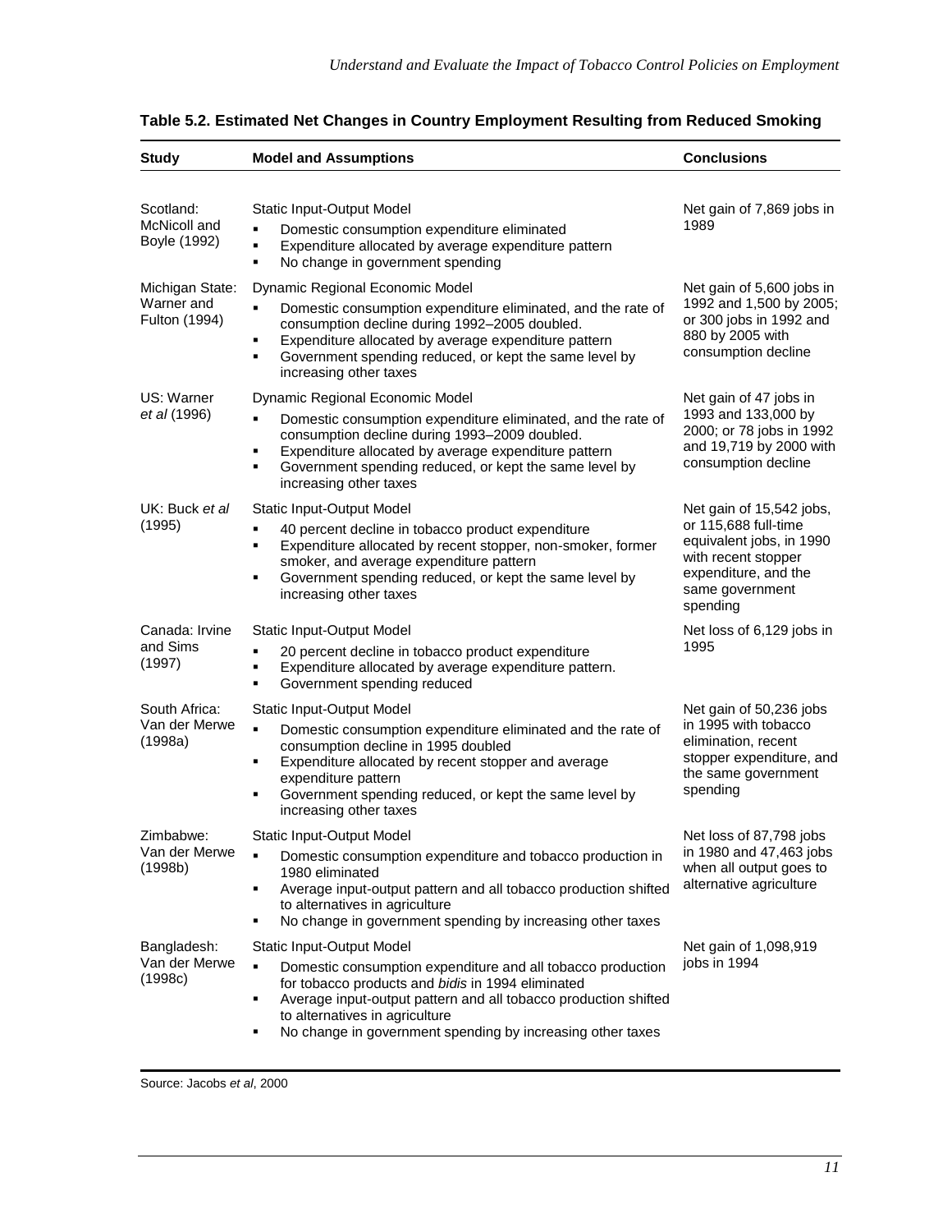**Table 5.2. Estimated Net Changes in Country Employment Resulting from Reduced Smoking**

| Study | Model and Assumptions | Conclusions |
|---|---|---|
| Scotland: McNicoll and Boyle (1992) | Static Input-Output Model<br>▪ Domestic consumption expenditure eliminated<br>▪ Expenditure allocated by average expenditure pattern<br>▪ No change in government spending | Net gain of 7,869 jobs in 1989 |
| Michigan State: Warner and Fulton (1994) | Dynamic Regional Economic Model<br>▪ Domestic consumption expenditure eliminated, and the rate of consumption decline during 1992–2005 doubled.<br>▪ Expenditure allocated by average expenditure pattern<br>▪ Government spending reduced, or kept the same level by increasing other taxes | Net gain of 5,600 jobs in 1992 and 1,500 by 2005; or 300 jobs in 1992 and 880 by 2005 with consumption decline |
| US: Warner *et al* (1996) | Dynamic Regional Economic Model<br>▪ Domestic consumption expenditure eliminated, and the rate of consumption decline during 1993–2009 doubled.<br>▪ Expenditure allocated by average expenditure pattern<br>▪ Government spending reduced, or kept the same level by increasing other taxes | Net gain of 47 jobs in 1993 and 133,000 by 2000; or 78 jobs in 1992 and 19,719 by 2000 with consumption decline |
| UK: Buck *et al* (1995) | Static Input-Output Model<br>▪ 40 percent decline in tobacco product expenditure<br>▪ Expenditure allocated by recent stopper, non-smoker, former smoker, and average expenditure pattern<br>▪ Government spending reduced, or kept the same level by increasing other taxes | Net gain of 15,542 jobs, or 115,688 full-time equivalent jobs, in 1990 with recent stopper expenditure, and the same government spending |
| Canada: Irvine and Sims (1997) | Static Input-Output Model<br>▪ 20 percent decline in tobacco product expenditure<br>▪ Expenditure allocated by average expenditure pattern.<br>▪ Government spending reduced | Net loss of 6,129 jobs in 1995 |
| South Africa: Van der Merwe (1998a) | Static Input-Output Model<br>▪ Domestic consumption expenditure eliminated and the rate of consumption decline in 1995 doubled<br>▪ Expenditure allocated by recent stopper and average expenditure pattern<br>▪ Government spending reduced, or kept the same level by increasing other taxes | Net gain of 50,236 jobs in 1995 with tobacco elimination, recent stopper expenditure, and the same government spending |
| Zimbabwe: Van der Merwe (1998b) | Static Input-Output Model<br>▪ Domestic consumption expenditure and tobacco production in 1980 eliminated<br>▪ Average input-output pattern and all tobacco production shifted to alternatives in agriculture<br>▪ No change in government spending by increasing other taxes | Net loss of 87,798 jobs in 1980 and 47,463 jobs when all output goes to alternative agriculture |
| Bangladesh: Van der Merwe (1998c) | Static Input-Output Model<br>▪ Domestic consumption expenditure and all tobacco production for tobacco products and *bidis* in 1994 eliminated<br>▪ Average input-output pattern and all tobacco production shifted to alternatives in agriculture<br>▪ No change in government spending by increasing other taxes | Net gain of 1,098,919 jobs in 1994 |

Source: Jacobs *et al*, 2000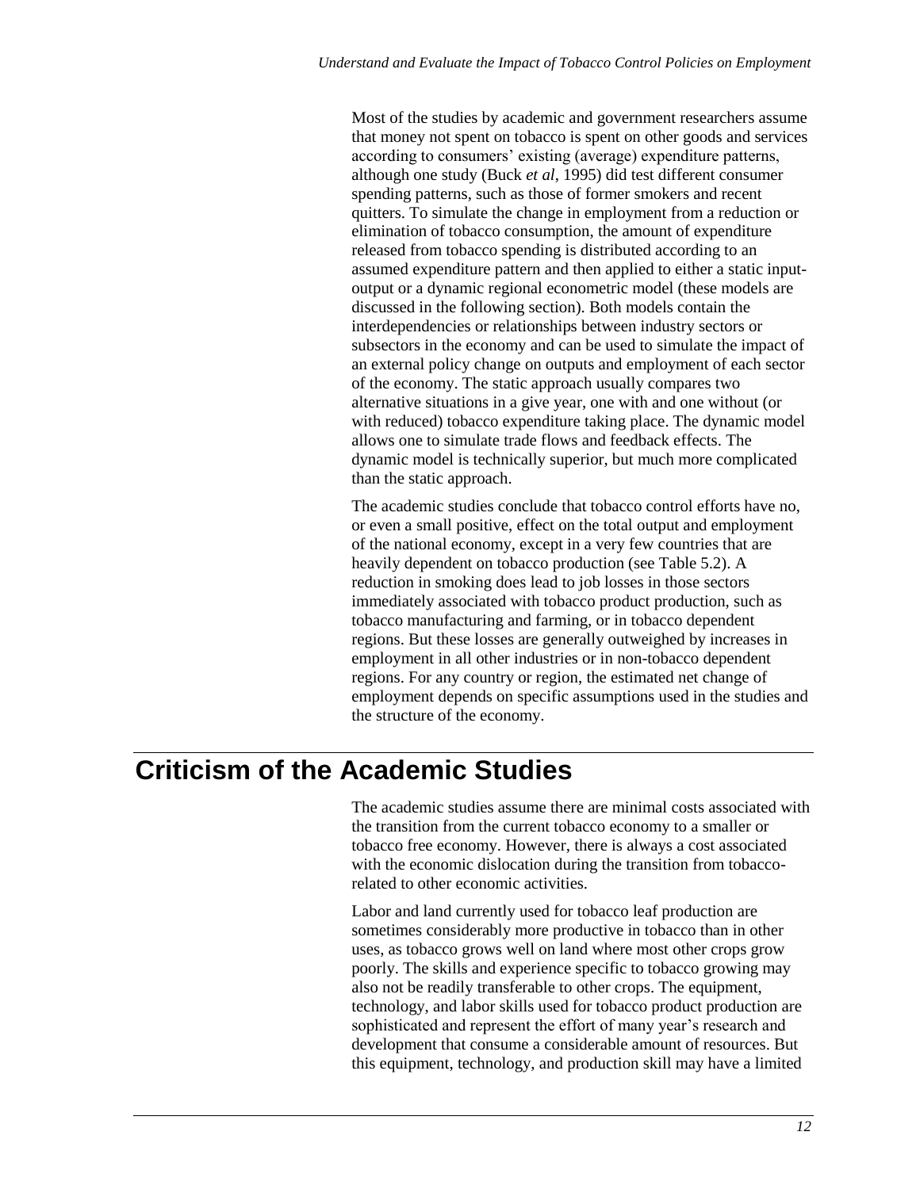Most of the studies by academic and government researchers assume that money not spent on tobacco is spent on other goods and services according to consumers' existing (average) expenditure patterns, although one study (Buck *et al*, 1995) did test different consumer spending patterns, such as those of former smokers and recent quitters. To simulate the change in employment from a reduction or elimination of tobacco consumption, the amount of expenditure released from tobacco spending is distributed according to an assumed expenditure pattern and then applied to either a static input-output or a dynamic regional econometric model (these models are discussed in the following section). Both models contain the interdependencies or relationships between industry sectors or subsectors in the economy and can be used to simulate the impact of an external policy change on outputs and employment of each sector of the economy. The static approach usually compares two alternative situations in a give year, one with and one without (or with reduced) tobacco expenditure taking place. The dynamic model allows one to simulate trade flows and feedback effects. The dynamic model is technically superior, but much more complicated than the static approach.

The academic studies conclude that tobacco control efforts have no, or even a small positive, effect on the total output and employment of the national economy, except in a very few countries that are heavily dependent on tobacco production (see Table 5.2). A reduction in smoking does lead to job losses in those sectors immediately associated with tobacco product production, such as tobacco manufacturing and farming, or in tobacco dependent regions. But these losses are generally outweighed by increases in employment in all other industries or in non-tobacco dependent regions. For any country or region, the estimated net change of employment depends on specific assumptions used in the studies and the structure of the economy.

# Criticism of the Academic Studies

The academic studies assume there are minimal costs associated with the transition from the current tobacco economy to a smaller or tobacco free economy. However, there is always a cost associated with the economic dislocation during the transition from tobacco-related to other economic activities.

Labor and land currently used for tobacco leaf production are sometimes considerably more productive in tobacco than in other uses, as tobacco grows well on land where most other crops grow poorly. The skills and experience specific to tobacco growing may also not be readily transferable to other crops. The equipment, technology, and labor skills used for tobacco product production are sophisticated and represent the effort of many year's research and development that consume a considerable amount of resources. But this equipment, technology, and production skill may have a limited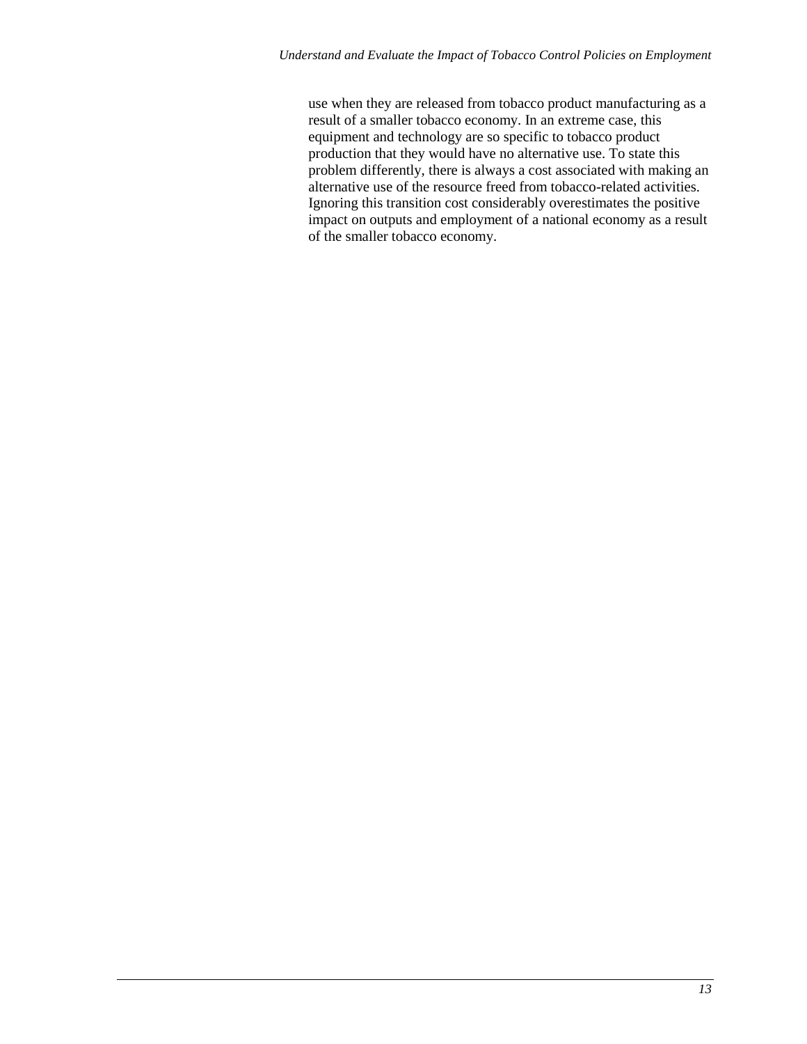use when they are released from tobacco product manufacturing as a result of a smaller tobacco economy. In an extreme case, this equipment and technology are so specific to tobacco product production that they would have no alternative use. To state this problem differently, there is always a cost associated with making an alternative use of the resource freed from tobacco-related activities. Ignoring this transition cost considerably overestimates the positive impact on outputs and employment of a national economy as a result of the smaller tobacco economy.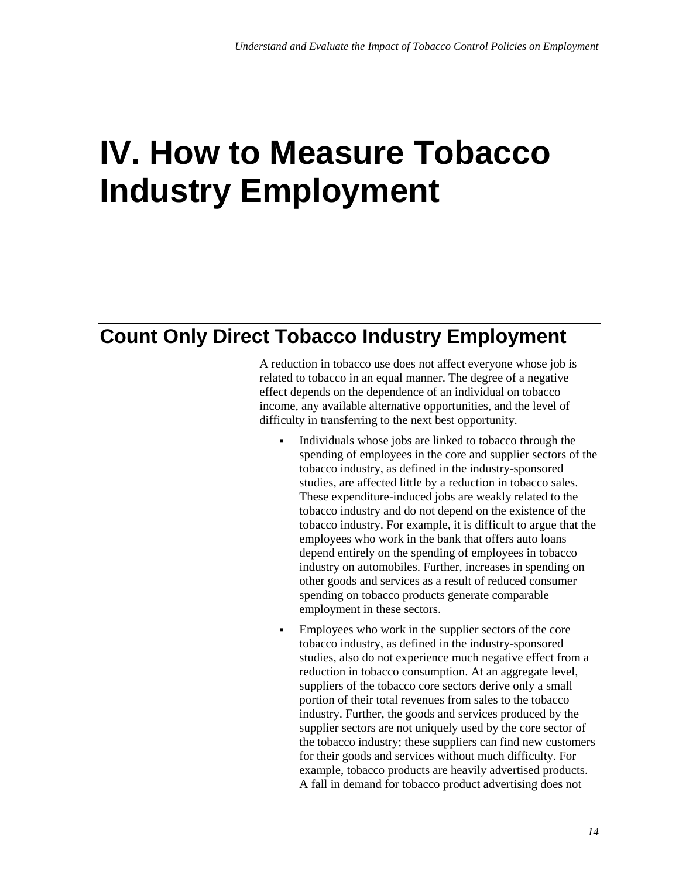# IV. How to Measure Tobacco Industry Employment

## Count Only Direct Tobacco Industry Employment

A reduction in tobacco use does not affect everyone whose job is related to tobacco in an equal manner. The degree of a negative effect depends on the dependence of an individual on tobacco income, any available alternative opportunities, and the level of difficulty in transferring to the next best opportunity.

- Individuals whose jobs are linked to tobacco through the spending of employees in the core and supplier sectors of the tobacco industry, as defined in the industry-sponsored studies, are affected little by a reduction in tobacco sales. These expenditure-induced jobs are weakly related to the tobacco industry and do not depend on the existence of the tobacco industry. For example, it is difficult to argue that the employees who work in the bank that offers auto loans depend entirely on the spending of employees in tobacco industry on automobiles. Further, increases in spending on other goods and services as a result of reduced consumer spending on tobacco products generate comparable employment in these sectors.
- Employees who work in the supplier sectors of the core tobacco industry, as defined in the industry-sponsored studies, also do not experience much negative effect from a reduction in tobacco consumption. At an aggregate level, suppliers of the tobacco core sectors derive only a small portion of their total revenues from sales to the tobacco industry. Further, the goods and services produced by the supplier sectors are not uniquely used by the core sector of the tobacco industry; these suppliers can find new customers for their goods and services without much difficulty. For example, tobacco products are heavily advertised products. A fall in demand for tobacco product advertising does not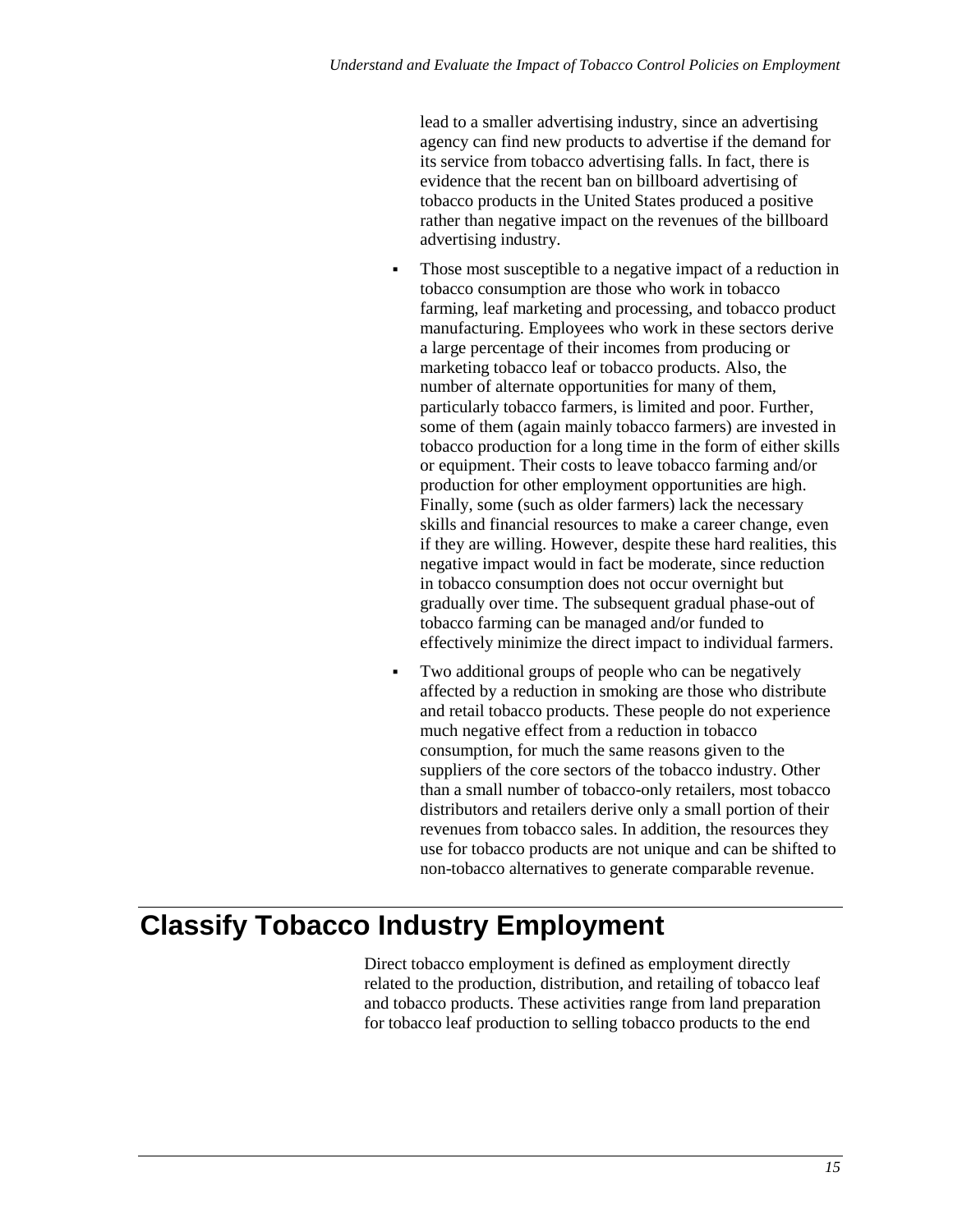lead to a smaller advertising industry, since an advertising agency can find new products to advertise if the demand for its service from tobacco advertising falls. In fact, there is evidence that the recent ban on billboard advertising of tobacco products in the United States produced a positive rather than negative impact on the revenues of the billboard advertising industry.

- Those most susceptible to a negative impact of a reduction in tobacco consumption are those who work in tobacco farming, leaf marketing and processing, and tobacco product manufacturing. Employees who work in these sectors derive a large percentage of their incomes from producing or marketing tobacco leaf or tobacco products. Also, the number of alternate opportunities for many of them, particularly tobacco farmers, is limited and poor. Further, some of them (again mainly tobacco farmers) are invested in tobacco production for a long time in the form of either skills or equipment. Their costs to leave tobacco farming and/or production for other employment opportunities are high. Finally, some (such as older farmers) lack the necessary skills and financial resources to make a career change, even if they are willing. However, despite these hard realities, this negative impact would in fact be moderate, since reduction in tobacco consumption does not occur overnight but gradually over time. The subsequent gradual phase-out of tobacco farming can be managed and/or funded to effectively minimize the direct impact to individual farmers.
- Two additional groups of people who can be negatively affected by a reduction in smoking are those who distribute and retail tobacco products. These people do not experience much negative effect from a reduction in tobacco consumption, for much the same reasons given to the suppliers of the core sectors of the tobacco industry. Other than a small number of tobacco-only retailers, most tobacco distributors and retailers derive only a small portion of their revenues from tobacco sales. In addition, the resources they use for tobacco products are not unique and can be shifted to non-tobacco alternatives to generate comparable revenue.

# Classify Tobacco Industry Employment

Direct tobacco employment is defined as employment directly related to the production, distribution, and retailing of tobacco leaf and tobacco products. These activities range from land preparation for tobacco leaf production to selling tobacco products to the end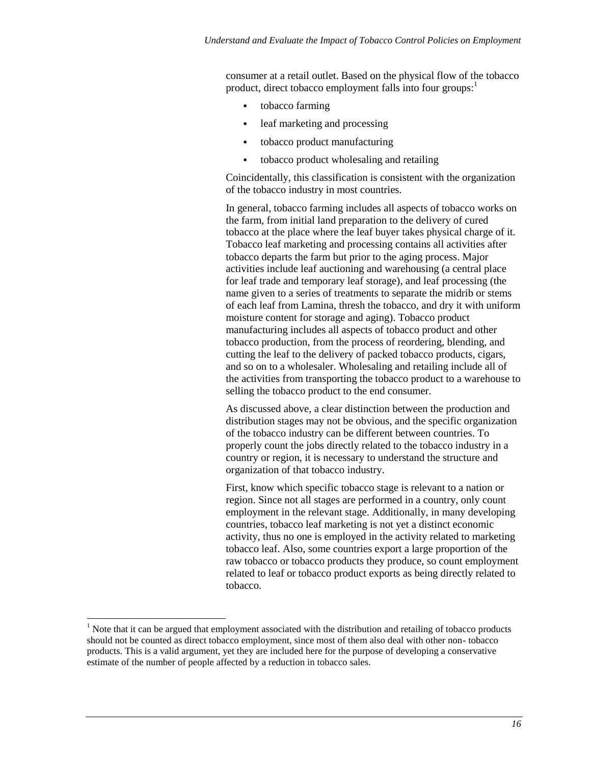consumer at a retail outlet. Based on the physical flow of the tobacco product, direct tobacco employment falls into four groups:[1]

- tobacco farming
- leaf marketing and processing
- tobacco product manufacturing
- tobacco product wholesaling and retailing

Coincidentally, this classification is consistent with the organization of the tobacco industry in most countries.

In general, tobacco farming includes all aspects of tobacco works on the farm, from initial land preparation to the delivery of cured tobacco at the place where the leaf buyer takes physical charge of it. Tobacco leaf marketing and processing contains all activities after tobacco departs the farm but prior to the aging process. Major activities include leaf auctioning and warehousing (a central place for leaf trade and temporary leaf storage), and leaf processing (the name given to a series of treatments to separate the midrib or stems of each leaf from Lamina, thresh the tobacco, and dry it with uniform moisture content for storage and aging). Tobacco product manufacturing includes all aspects of tobacco product and other tobacco production, from the process of reordering, blending, and cutting the leaf to the delivery of packed tobacco products, cigars, and so on to a wholesaler. Wholesaling and retailing include all of the activities from transporting the tobacco product to a warehouse to selling the tobacco product to the end consumer.

As discussed above, a clear distinction between the production and distribution stages may not be obvious, and the specific organization of the tobacco industry can be different between countries. To properly count the jobs directly related to the tobacco industry in a country or region, it is necessary to understand the structure and organization of that tobacco industry.

First, know which specific tobacco stage is relevant to a nation or region. Since not all stages are performed in a country, only count employment in the relevant stage. Additionally, in many developing countries, tobacco leaf marketing is not yet a distinct economic activity, thus no one is employed in the activity related to marketing tobacco leaf. Also, some countries export a large proportion of the raw tobacco or tobacco products they produce, so count employment related to leaf or tobacco product exports as being directly related to tobacco.

---

[1] Note that it can be argued that employment associated with the distribution and retailing of tobacco products should not be counted as direct tobacco employment, since most of them also deal with other non- tobacco products. This is a valid argument, yet they are included here for the purpose of developing a conservative estimate of the number of people affected by a reduction in tobacco sales.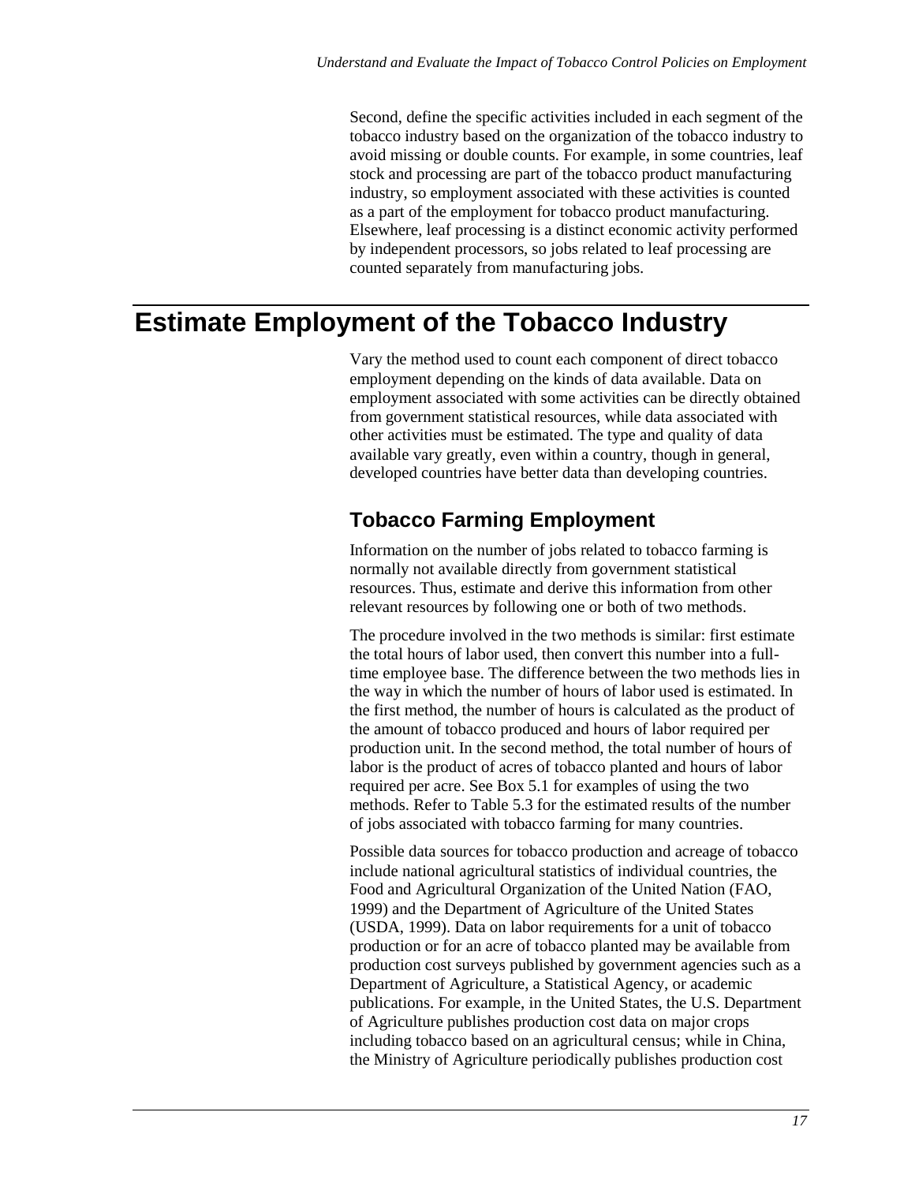Second, define the specific activities included in each segment of the tobacco industry based on the organization of the tobacco industry to avoid missing or double counts. For example, in some countries, leaf stock and processing are part of the tobacco product manufacturing industry, so employment associated with these activities is counted as a part of the employment for tobacco product manufacturing. Elsewhere, leaf processing is a distinct economic activity performed by independent processors, so jobs related to leaf processing are counted separately from manufacturing jobs.

# Estimate Employment of the Tobacco Industry

Vary the method used to count each component of direct tobacco employment depending on the kinds of data available. Data on employment associated with some activities can be directly obtained from government statistical resources, while data associated with other activities must be estimated. The type and quality of data available vary greatly, even within a country, though in general, developed countries have better data than developing countries.

## Tobacco Farming Employment

Information on the number of jobs related to tobacco farming is normally not available directly from government statistical resources. Thus, estimate and derive this information from other relevant resources by following one or both of two methods.

The procedure involved in the two methods is similar: first estimate the total hours of labor used, then convert this number into a full-time employee base. The difference between the two methods lies in the way in which the number of hours of labor used is estimated. In the first method, the number of hours is calculated as the product of the amount of tobacco produced and hours of labor required per production unit. In the second method, the total number of hours of labor is the product of acres of tobacco planted and hours of labor required per acre. See Box 5.1 for examples of using the two methods. Refer to Table 5.3 for the estimated results of the number of jobs associated with tobacco farming for many countries.

Possible data sources for tobacco production and acreage of tobacco include national agricultural statistics of individual countries, the Food and Agricultural Organization of the United Nation (FAO, 1999) and the Department of Agriculture of the United States (USDA, 1999). Data on labor requirements for a unit of tobacco production or for an acre of tobacco planted may be available from production cost surveys published by government agencies such as a Department of Agriculture, a Statistical Agency, or academic publications. For example, in the United States, the U.S. Department of Agriculture publishes production cost data on major crops including tobacco based on an agricultural census; while in China, the Ministry of Agriculture periodically publishes production cost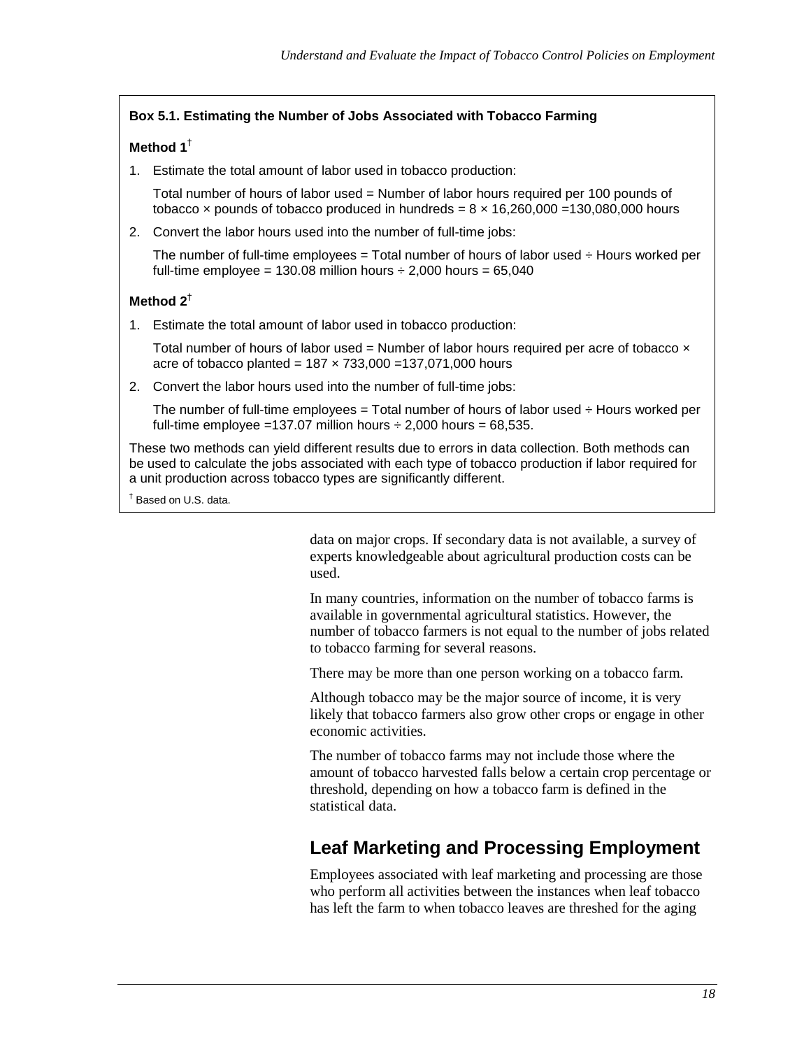**Box 5.1. Estimating the Number of Jobs Associated with Tobacco Farming**

**Method 1**[†]

1. Estimate the total amount of labor used in tobacco production:

   Total number of hours of labor used = Number of labor hours required per 100 pounds of tobacco × pounds of tobacco produced in hundreds = 8 × 16,260,000 =130,080,000 hours

2. Convert the labor hours used into the number of full-time jobs:

   The number of full-time employees = Total number of hours of labor used ÷ Hours worked per full-time employee = 130.08 million hours ÷ 2,000 hours = 65,040

**Method 2**[†]

1. Estimate the total amount of labor used in tobacco production:

   Total number of hours of labor used = Number of labor hours required per acre of tobacco × acre of tobacco planted = 187 × 733,000 =137,071,000 hours

2. Convert the labor hours used into the number of full-time jobs:

   The number of full-time employees = Total number of hours of labor used ÷ Hours worked per full-time employee =137.07 million hours ÷ 2,000 hours = 68,535.

These two methods can yield different results due to errors in data collection. Both methods can be used to calculate the jobs associated with each type of tobacco production if labor required for a unit production across tobacco types are significantly different.

[†] Based on U.S. data.

data on major crops. If secondary data is not available, a survey of experts knowledgeable about agricultural production costs can be used.

In many countries, information on the number of tobacco farms is available in governmental agricultural statistics. However, the number of tobacco farmers is not equal to the number of jobs related to tobacco farming for several reasons.

There may be more than one person working on a tobacco farm.

Although tobacco may be the major source of income, it is very likely that tobacco farmers also grow other crops or engage in other economic activities.

The number of tobacco farms may not include those where the amount of tobacco harvested falls below a certain crop percentage or threshold, depending on how a tobacco farm is defined in the statistical data.

## Leaf Marketing and Processing Employment

Employees associated with leaf marketing and processing are those who perform all activities between the instances when leaf tobacco has left the farm to when tobacco leaves are threshed for the aging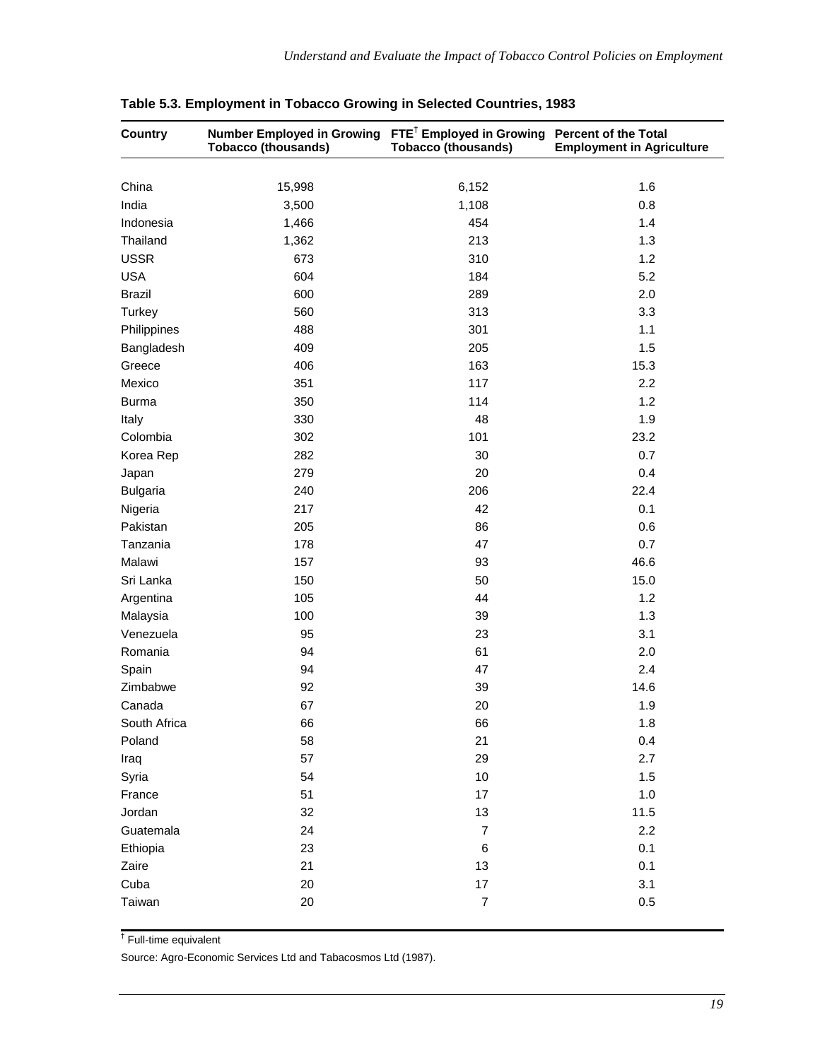**Table 5.3. Employment in Tobacco Growing in Selected Countries, 1983**

| Country | Number Employed in Growing Tobacco (thousands) | FTE[†] Employed in Growing Tobacco (thousands) | Percent of the Total Employment in Agriculture |
|---|---|---|---|
| China | 15,998 | 6,152 | 1.6 |
| India | 3,500 | 1,108 | 0.8 |
| Indonesia | 1,466 | 454 | 1.4 |
| Thailand | 1,362 | 213 | 1.3 |
| USSR | 673 | 310 | 1.2 |
| USA | 604 | 184 | 5.2 |
| Brazil | 600 | 289 | 2.0 |
| Turkey | 560 | 313 | 3.3 |
| Philippines | 488 | 301 | 1.1 |
| Bangladesh | 409 | 205 | 1.5 |
| Greece | 406 | 163 | 15.3 |
| Mexico | 351 | 117 | 2.2 |
| Burma | 350 | 114 | 1.2 |
| Italy | 330 | 48 | 1.9 |
| Colombia | 302 | 101 | 23.2 |
| Korea Rep | 282 | 30 | 0.7 |
| Japan | 279 | 20 | 0.4 |
| Bulgaria | 240 | 206 | 22.4 |
| Nigeria | 217 | 42 | 0.1 |
| Pakistan | 205 | 86 | 0.6 |
| Tanzania | 178 | 47 | 0.7 |
| Malawi | 157 | 93 | 46.6 |
| Sri Lanka | 150 | 50 | 15.0 |
| Argentina | 105 | 44 | 1.2 |
| Malaysia | 100 | 39 | 1.3 |
| Venezuela | 95 | 23 | 3.1 |
| Romania | 94 | 61 | 2.0 |
| Spain | 94 | 47 | 2.4 |
| Zimbabwe | 92 | 39 | 14.6 |
| Canada | 67 | 20 | 1.9 |
| South Africa | 66 | 66 | 1.8 |
| Poland | 58 | 21 | 0.4 |
| Iraq | 57 | 29 | 2.7 |
| Syria | 54 | 10 | 1.5 |
| France | 51 | 17 | 1.0 |
| Jordan | 32 | 13 | 11.5 |
| Guatemala | 24 | 7 | 2.2 |
| Ethiopia | 23 | 6 | 0.1 |
| Zaire | 21 | 13 | 0.1 |
| Cuba | 20 | 17 | 3.1 |
| Taiwan | 20 | 7 | 0.5 |

[†] Full-time equivalent

Source: Agro-Economic Services Ltd and Tabacosmos Ltd (1987).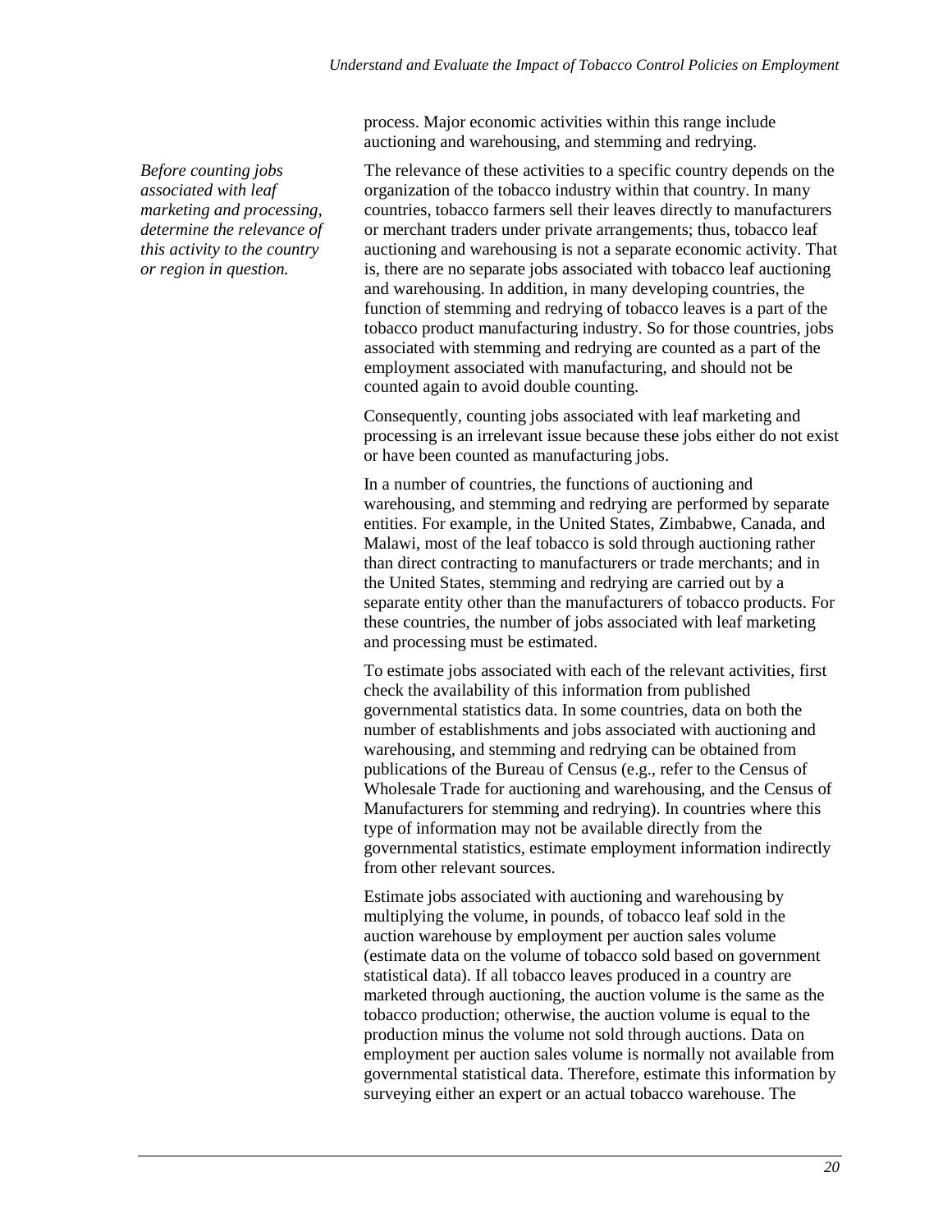process. Major economic activities within this range include auctioning and warehousing, and stemming and redrying.

*Before counting jobs associated with leaf marketing and processing, determine the relevance of this activity to the country or region in question.*

The relevance of these activities to a specific country depends on the organization of the tobacco industry within that country. In many countries, tobacco farmers sell their leaves directly to manufacturers or merchant traders under private arrangements; thus, tobacco leaf auctioning and warehousing is not a separate economic activity. That is, there are no separate jobs associated with tobacco leaf auctioning and warehousing. In addition, in many developing countries, the function of stemming and redrying of tobacco leaves is a part of the tobacco product manufacturing industry. So for those countries, jobs associated with stemming and redrying are counted as a part of the employment associated with manufacturing, and should not be counted again to avoid double counting.

Consequently, counting jobs associated with leaf marketing and processing is an irrelevant issue because these jobs either do not exist or have been counted as manufacturing jobs.

In a number of countries, the functions of auctioning and warehousing, and stemming and redrying are performed by separate entities. For example, in the United States, Zimbabwe, Canada, and Malawi, most of the leaf tobacco is sold through auctioning rather than direct contracting to manufacturers or trade merchants; and in the United States, stemming and redrying are carried out by a separate entity other than the manufacturers of tobacco products. For these countries, the number of jobs associated with leaf marketing and processing must be estimated.

To estimate jobs associated with each of the relevant activities, first check the availability of this information from published governmental statistics data. In some countries, data on both the number of establishments and jobs associated with auctioning and warehousing, and stemming and redrying can be obtained from publications of the Bureau of Census (e.g., refer to the Census of Wholesale Trade for auctioning and warehousing, and the Census of Manufacturers for stemming and redrying). In countries where this type of information may not be available directly from the governmental statistics, estimate employment information indirectly from other relevant sources.

Estimate jobs associated with auctioning and warehousing by multiplying the volume, in pounds, of tobacco leaf sold in the auction warehouse by employment per auction sales volume (estimate data on the volume of tobacco sold based on government statistical data). If all tobacco leaves produced in a country are marketed through auctioning, the auction volume is the same as the tobacco production; otherwise, the auction volume is equal to the production minus the volume not sold through auctions. Data on employment per auction sales volume is normally not available from governmental statistical data. Therefore, estimate this information by surveying either an expert or an actual tobacco warehouse. The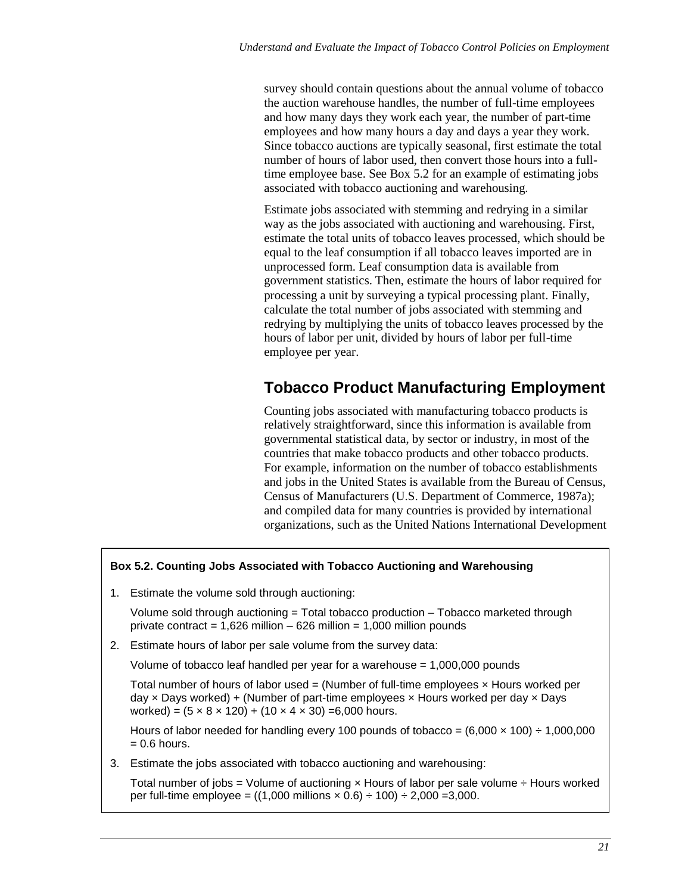survey should contain questions about the annual volume of tobacco the auction warehouse handles, the number of full-time employees and how many days they work each year, the number of part-time employees and how many hours a day and days a year they work. Since tobacco auctions are typically seasonal, first estimate the total number of hours of labor used, then convert those hours into a full-time employee base. See Box 5.2 for an example of estimating jobs associated with tobacco auctioning and warehousing.

Estimate jobs associated with stemming and redrying in a similar way as the jobs associated with auctioning and warehousing. First, estimate the total units of tobacco leaves processed, which should be equal to the leaf consumption if all tobacco leaves imported are in unprocessed form. Leaf consumption data is available from government statistics. Then, estimate the hours of labor required for processing a unit by surveying a typical processing plant. Finally, calculate the total number of jobs associated with stemming and redrying by multiplying the units of tobacco leaves processed by the hours of labor per unit, divided by hours of labor per full-time employee per year.

## Tobacco Product Manufacturing Employment

Counting jobs associated with manufacturing tobacco products is relatively straightforward, since this information is available from governmental statistical data, by sector or industry, in most of the countries that make tobacco products and other tobacco products. For example, information on the number of tobacco establishments and jobs in the United States is available from the Bureau of Census, Census of Manufacturers (U.S. Department of Commerce, 1987a); and compiled data for many countries is provided by international organizations, such as the United Nations International Development

---

**Box 5.2. Counting Jobs Associated with Tobacco Auctioning and Warehousing**

1. Estimate the volume sold through auctioning:

   Volume sold through auctioning = Total tobacco production – Tobacco marketed through private contract = 1,626 million – 626 million = 1,000 million pounds

2. Estimate hours of labor per sale volume from the survey data:

   Volume of tobacco leaf handled per year for a warehouse = 1,000,000 pounds

   Total number of hours of labor used = (Number of full-time employees × Hours worked per day × Days worked) + (Number of part-time employees × Hours worked per day × Days worked) = (5 × 8 × 120) + (10 × 4 × 30) =6,000 hours.

   Hours of labor needed for handling every 100 pounds of tobacco = (6,000 × 100) ÷ 1,000,000 = 0.6 hours.

3. Estimate the jobs associated with tobacco auctioning and warehousing:

   Total number of jobs = Volume of auctioning × Hours of labor per sale volume ÷ Hours worked per full-time employee = ((1,000 millions × 0.6) ÷ 100) ÷ 2,000 =3,000.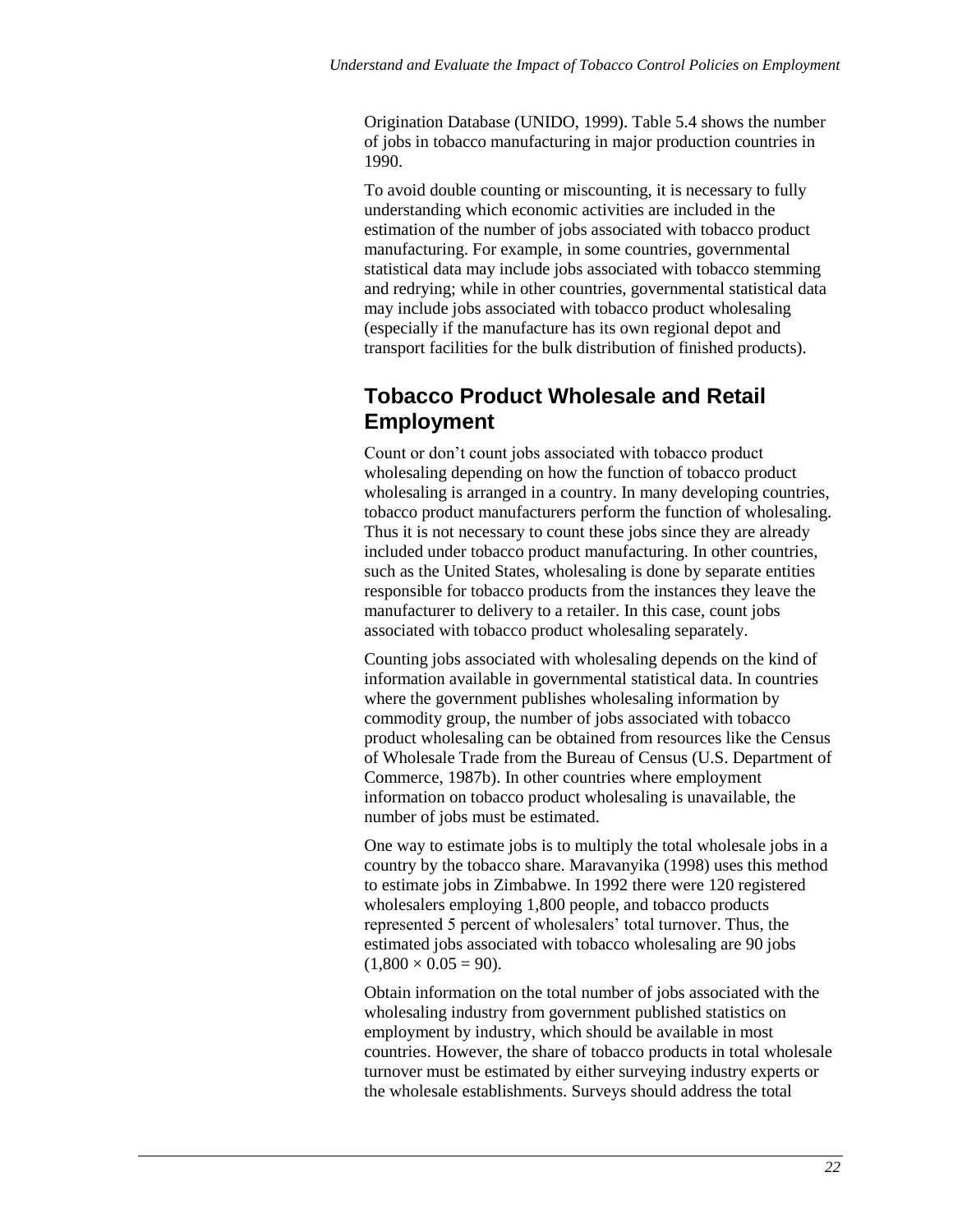Origination Database (UNIDO, 1999). Table 5.4 shows the number of jobs in tobacco manufacturing in major production countries in 1990.

To avoid double counting or miscounting, it is necessary to fully understanding which economic activities are included in the estimation of the number of jobs associated with tobacco product manufacturing. For example, in some countries, governmental statistical data may include jobs associated with tobacco stemming and redrying; while in other countries, governmental statistical data may include jobs associated with tobacco product wholesaling (especially if the manufacture has its own regional depot and transport facilities for the bulk distribution of finished products).

## Tobacco Product Wholesale and Retail Employment

Count or don't count jobs associated with tobacco product wholesaling depending on how the function of tobacco product wholesaling is arranged in a country. In many developing countries, tobacco product manufacturers perform the function of wholesaling. Thus it is not necessary to count these jobs since they are already included under tobacco product manufacturing. In other countries, such as the United States, wholesaling is done by separate entities responsible for tobacco products from the instances they leave the manufacturer to delivery to a retailer. In this case, count jobs associated with tobacco product wholesaling separately.

Counting jobs associated with wholesaling depends on the kind of information available in governmental statistical data. In countries where the government publishes wholesaling information by commodity group, the number of jobs associated with tobacco product wholesaling can be obtained from resources like the Census of Wholesale Trade from the Bureau of Census (U.S. Department of Commerce, 1987b). In other countries where employment information on tobacco product wholesaling is unavailable, the number of jobs must be estimated.

One way to estimate jobs is to multiply the total wholesale jobs in a country by the tobacco share. Maravanyika (1998) uses this method to estimate jobs in Zimbabwe. In 1992 there were 120 registered wholesalers employing 1,800 people, and tobacco products represented 5 percent of wholesalers' total turnover. Thus, the estimated jobs associated with tobacco wholesaling are 90 jobs ($1{,}800 \times 0.05 = 90$).

Obtain information on the total number of jobs associated with the wholesaling industry from government published statistics on employment by industry, which should be available in most countries. However, the share of tobacco products in total wholesale turnover must be estimated by either surveying industry experts or the wholesale establishments. Surveys should address the total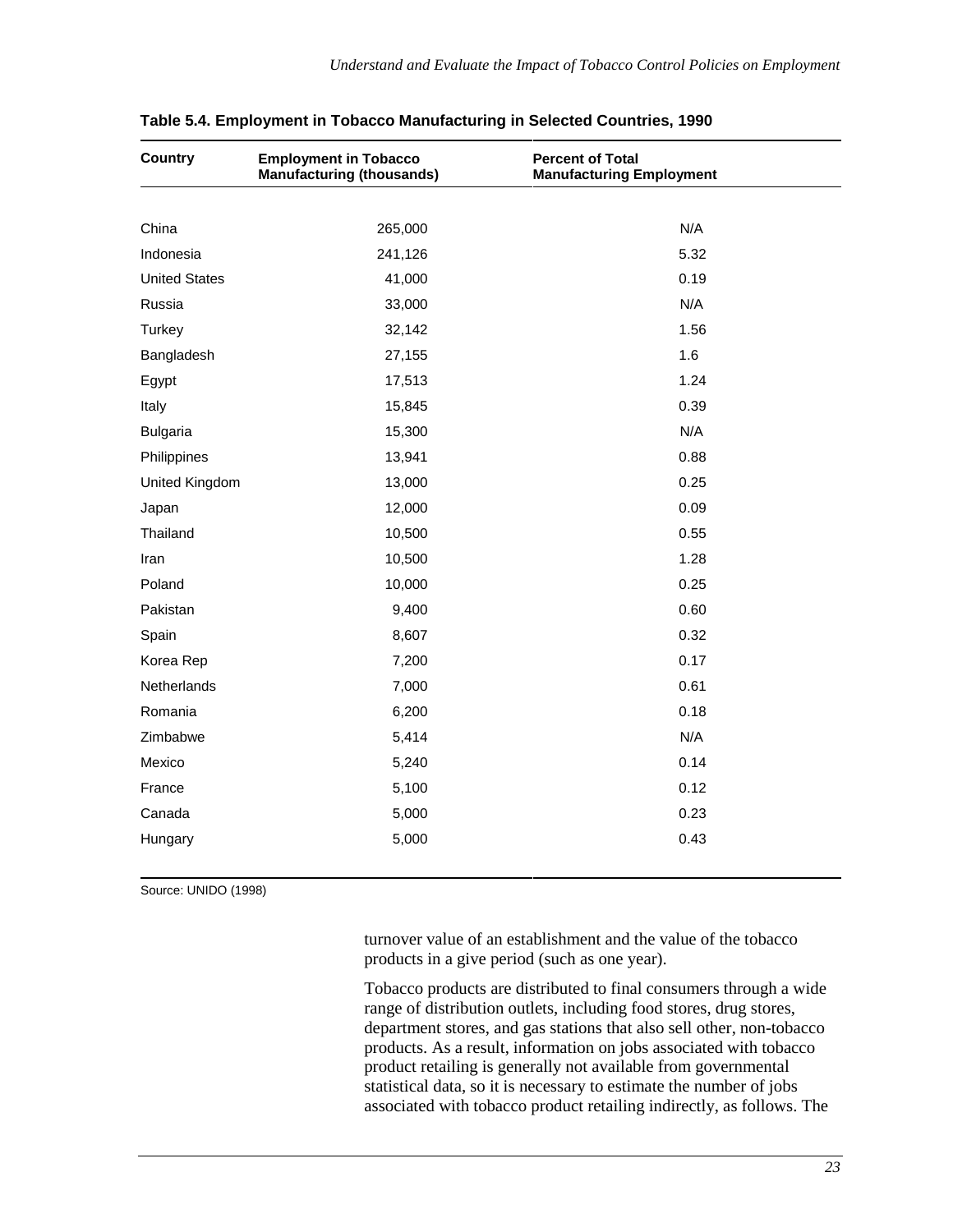**Table 5.4. Employment in Tobacco Manufacturing in Selected Countries, 1990**

| Country | Employment in Tobacco Manufacturing (thousands) | Percent of Total Manufacturing Employment |
|---|---|---|
| China | 265,000 | N/A |
| Indonesia | 241,126 | 5.32 |
| United States | 41,000 | 0.19 |
| Russia | 33,000 | N/A |
| Turkey | 32,142 | 1.56 |
| Bangladesh | 27,155 | 1.6 |
| Egypt | 17,513 | 1.24 |
| Italy | 15,845 | 0.39 |
| Bulgaria | 15,300 | N/A |
| Philippines | 13,941 | 0.88 |
| United Kingdom | 13,000 | 0.25 |
| Japan | 12,000 | 0.09 |
| Thailand | 10,500 | 0.55 |
| Iran | 10,500 | 1.28 |
| Poland | 10,000 | 0.25 |
| Pakistan | 9,400 | 0.60 |
| Spain | 8,607 | 0.32 |
| Korea Rep | 7,200 | 0.17 |
| Netherlands | 7,000 | 0.61 |
| Romania | 6,200 | 0.18 |
| Zimbabwe | 5,414 | N/A |
| Mexico | 5,240 | 0.14 |
| France | 5,100 | 0.12 |
| Canada | 5,000 | 0.23 |
| Hungary | 5,000 | 0.43 |

Source: UNIDO (1998)

turnover value of an establishment and the value of the tobacco products in a give period (such as one year).

Tobacco products are distributed to final consumers through a wide range of distribution outlets, including food stores, drug stores, department stores, and gas stations that also sell other, non-tobacco products. As a result, information on jobs associated with tobacco product retailing is generally not available from governmental statistical data, so it is necessary to estimate the number of jobs associated with tobacco product retailing indirectly, as follows. The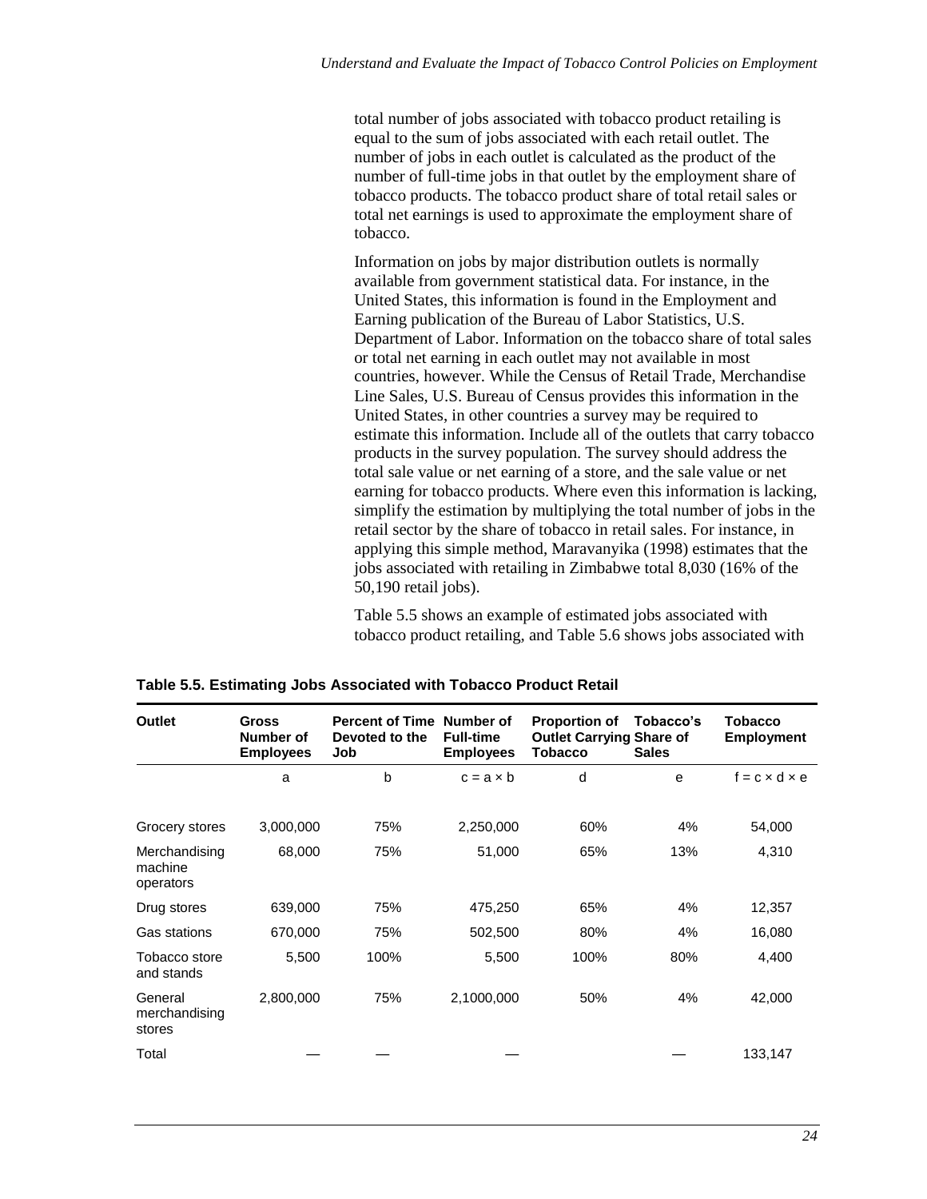total number of jobs associated with tobacco product retailing is equal to the sum of jobs associated with each retail outlet. The number of jobs in each outlet is calculated as the product of the number of full-time jobs in that outlet by the employment share of tobacco products. The tobacco product share of total retail sales or total net earnings is used to approximate the employment share of tobacco.

Information on jobs by major distribution outlets is normally available from government statistical data. For instance, in the United States, this information is found in the Employment and Earning publication of the Bureau of Labor Statistics, U.S. Department of Labor. Information on the tobacco share of total sales or total net earning in each outlet may not available in most countries, however. While the Census of Retail Trade, Merchandise Line Sales, U.S. Bureau of Census provides this information in the United States, in other countries a survey may be required to estimate this information. Include all of the outlets that carry tobacco products in the survey population. The survey should address the total sale value or net earning of a store, and the sale value or net earning for tobacco products. Where even this information is lacking, simplify the estimation by multiplying the total number of jobs in the retail sector by the share of tobacco in retail sales. For instance, in applying this simple method, Maravanyika (1998) estimates that the jobs associated with retailing in Zimbabwe total 8,030 (16% of the 50,190 retail jobs).

Table 5.5 shows an example of estimated jobs associated with tobacco product retailing, and Table 5.6 shows jobs associated with

**Table 5.5. Estimating Jobs Associated with Tobacco Product Retail**

| Outlet | Gross Number of Employees | Percent of Time Devoted to the Job | Number of Full-time Employees | Proportion of Outlet Carrying Tobacco | Tobacco's Share of Sales | Tobacco Employment |
|---|---|---|---|---|---|---|
| | a | b | c = a × b | d | e | f = c × d × e |
| Grocery stores | 3,000,000 | 75% | 2,250,000 | 60% | 4% | 54,000 |
| Merchandising machine operators | 68,000 | 75% | 51,000 | 65% | 13% | 4,310 |
| Drug stores | 639,000 | 75% | 475,250 | 65% | 4% | 12,357 |
| Gas stations | 670,000 | 75% | 502,500 | 80% | 4% | 16,080 |
| Tobacco store and stands | 5,500 | 100% | 5,500 | 100% | 80% | 4,400 |
| General merchandising stores | 2,800,000 | 75% | 2,1000,000 | 50% | 4% | 42,000 |
| Total | — | — | — | | — | 133,147 |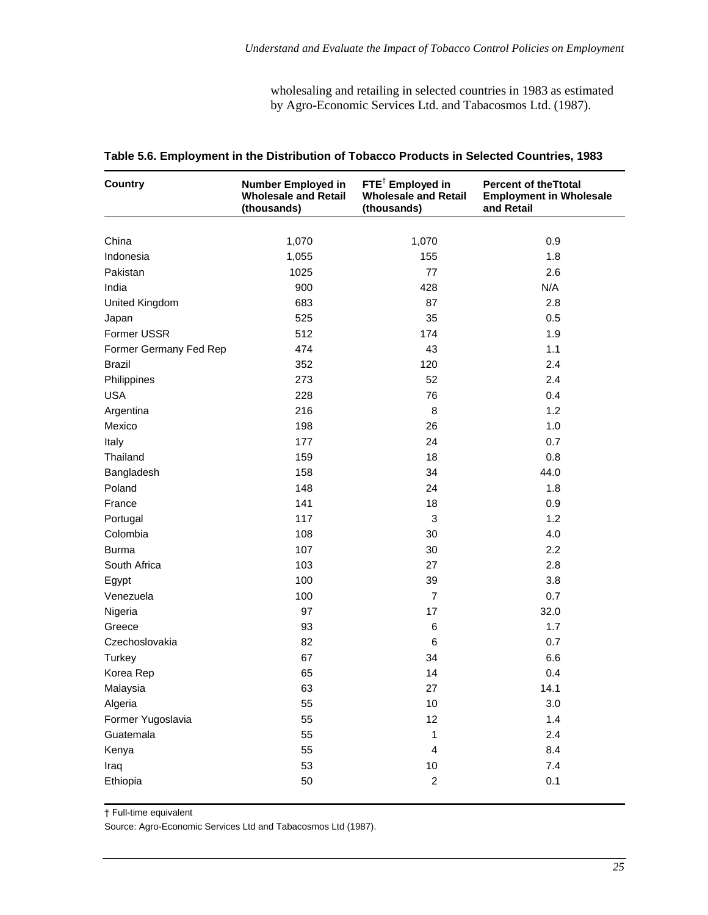wholesaling and retailing in selected countries in 1983 as estimated by Agro-Economic Services Ltd. and Tabacosmos Ltd. (1987).

**Table 5.6. Employment in the Distribution of Tobacco Products in Selected Countries, 1983**

| Country | Number Employed in Wholesale and Retail (thousands) | FTE† Employed in Wholesale and Retail (thousands) | Percent of theTtotal Employment in Wholesale and Retail |
|---|---|---|---|
| China | 1,070 | 1,070 | 0.9 |
| Indonesia | 1,055 | 155 | 1.8 |
| Pakistan | 1025 | 77 | 2.6 |
| India | 900 | 428 | N/A |
| United Kingdom | 683 | 87 | 2.8 |
| Japan | 525 | 35 | 0.5 |
| Former USSR | 512 | 174 | 1.9 |
| Former Germany Fed Rep | 474 | 43 | 1.1 |
| Brazil | 352 | 120 | 2.4 |
| Philippines | 273 | 52 | 2.4 |
| USA | 228 | 76 | 0.4 |
| Argentina | 216 | 8 | 1.2 |
| Mexico | 198 | 26 | 1.0 |
| Italy | 177 | 24 | 0.7 |
| Thailand | 159 | 18 | 0.8 |
| Bangladesh | 158 | 34 | 44.0 |
| Poland | 148 | 24 | 1.8 |
| France | 141 | 18 | 0.9 |
| Portugal | 117 | 3 | 1.2 |
| Colombia | 108 | 30 | 4.0 |
| Burma | 107 | 30 | 2.2 |
| South Africa | 103 | 27 | 2.8 |
| Egypt | 100 | 39 | 3.8 |
| Venezuela | 100 | 7 | 0.7 |
| Nigeria | 97 | 17 | 32.0 |
| Greece | 93 | 6 | 1.7 |
| Czechoslovakia | 82 | 6 | 0.7 |
| Turkey | 67 | 34 | 6.6 |
| Korea Rep | 65 | 14 | 0.4 |
| Malaysia | 63 | 27 | 14.1 |
| Algeria | 55 | 10 | 3.0 |
| Former Yugoslavia | 55 | 12 | 1.4 |
| Guatemala | 55 | 1 | 2.4 |
| Kenya | 55 | 4 | 8.4 |
| Iraq | 53 | 10 | 7.4 |
| Ethiopia | 50 | 2 | 0.1 |

† Full-time equivalent

Source: Agro-Economic Services Ltd and Tabacosmos Ltd (1987).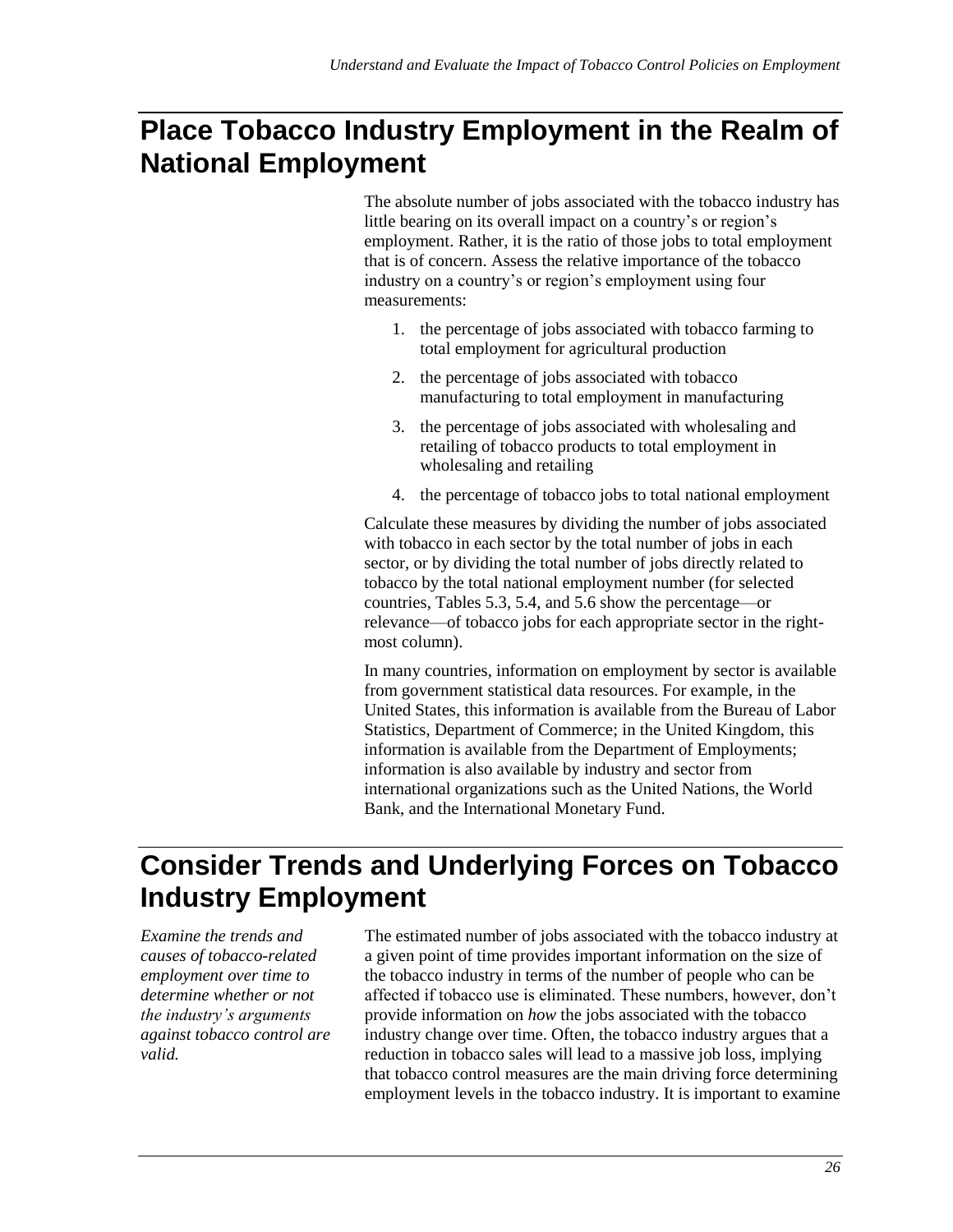## Place Tobacco Industry Employment in the Realm of National Employment

The absolute number of jobs associated with the tobacco industry has little bearing on its overall impact on a country's or region's employment. Rather, it is the ratio of those jobs to total employment that is of concern. Assess the relative importance of the tobacco industry on a country's or region's employment using four measurements:

1. the percentage of jobs associated with tobacco farming to total employment for agricultural production
2. the percentage of jobs associated with tobacco manufacturing to total employment in manufacturing
3. the percentage of jobs associated with wholesaling and retailing of tobacco products to total employment in wholesaling and retailing
4. the percentage of tobacco jobs to total national employment

Calculate these measures by dividing the number of jobs associated with tobacco in each sector by the total number of jobs in each sector, or by dividing the total number of jobs directly related to tobacco by the total national employment number (for selected countries, Tables 5.3, 5.4, and 5.6 show the percentage—or relevance—of tobacco jobs for each appropriate sector in the right-most column).

In many countries, information on employment by sector is available from government statistical data resources. For example, in the United States, this information is available from the Bureau of Labor Statistics, Department of Commerce; in the United Kingdom, this information is available from the Department of Employments; information is also available by industry and sector from international organizations such as the United Nations, the World Bank, and the International Monetary Fund.

## Consider Trends and Underlying Forces on Tobacco Industry Employment

*Examine the trends and causes of tobacco-related employment over time to determine whether or not the industry's arguments against tobacco control are valid.*

The estimated number of jobs associated with the tobacco industry at a given point of time provides important information on the size of the tobacco industry in terms of the number of people who can be affected if tobacco use is eliminated. These numbers, however, don't provide information on *how* the jobs associated with the tobacco industry change over time. Often, the tobacco industry argues that a reduction in tobacco sales will lead to a massive job loss, implying that tobacco control measures are the main driving force determining employment levels in the tobacco industry. It is important to examine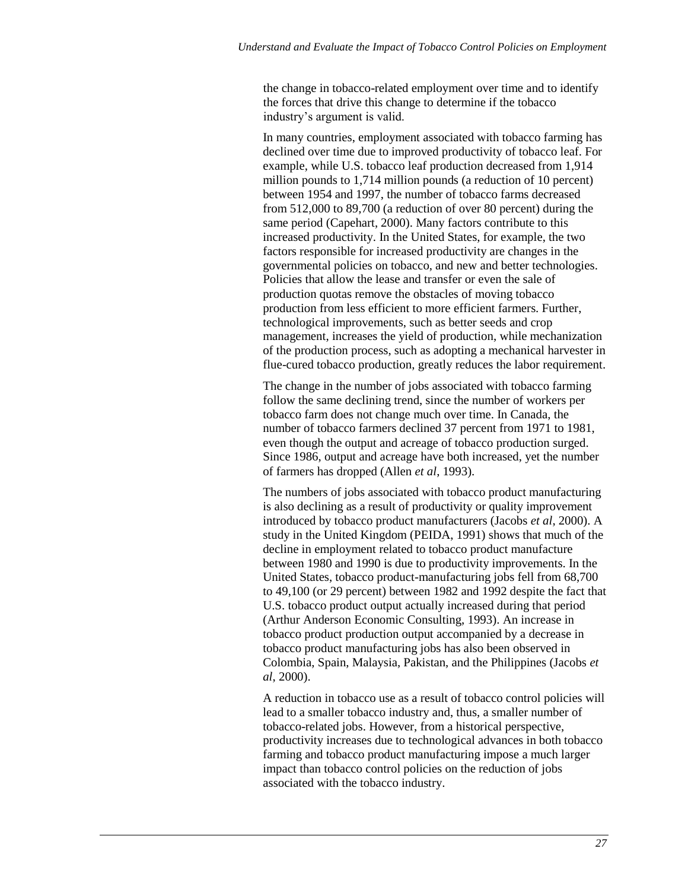the change in tobacco-related employment over time and to identify the forces that drive this change to determine if the tobacco industry's argument is valid.

In many countries, employment associated with tobacco farming has declined over time due to improved productivity of tobacco leaf. For example, while U.S. tobacco leaf production decreased from 1,914 million pounds to 1,714 million pounds (a reduction of 10 percent) between 1954 and 1997, the number of tobacco farms decreased from 512,000 to 89,700 (a reduction of over 80 percent) during the same period (Capehart, 2000). Many factors contribute to this increased productivity. In the United States, for example, the two factors responsible for increased productivity are changes in the governmental policies on tobacco, and new and better technologies. Policies that allow the lease and transfer or even the sale of production quotas remove the obstacles of moving tobacco production from less efficient to more efficient farmers. Further, technological improvements, such as better seeds and crop management, increases the yield of production, while mechanization of the production process, such as adopting a mechanical harvester in flue-cured tobacco production, greatly reduces the labor requirement.

The change in the number of jobs associated with tobacco farming follow the same declining trend, since the number of workers per tobacco farm does not change much over time. In Canada, the number of tobacco farmers declined 37 percent from 1971 to 1981, even though the output and acreage of tobacco production surged. Since 1986, output and acreage have both increased, yet the number of farmers has dropped (Allen *et al*, 1993).

The numbers of jobs associated with tobacco product manufacturing is also declining as a result of productivity or quality improvement introduced by tobacco product manufacturers (Jacobs *et al*, 2000). A study in the United Kingdom (PEIDA, 1991) shows that much of the decline in employment related to tobacco product manufacture between 1980 and 1990 is due to productivity improvements. In the United States, tobacco product-manufacturing jobs fell from 68,700 to 49,100 (or 29 percent) between 1982 and 1992 despite the fact that U.S. tobacco product output actually increased during that period (Arthur Anderson Economic Consulting, 1993). An increase in tobacco product production output accompanied by a decrease in tobacco product manufacturing jobs has also been observed in Colombia, Spain, Malaysia, Pakistan, and the Philippines (Jacobs *et al*, 2000).

A reduction in tobacco use as a result of tobacco control policies will lead to a smaller tobacco industry and, thus, a smaller number of tobacco-related jobs. However, from a historical perspective, productivity increases due to technological advances in both tobacco farming and tobacco product manufacturing impose a much larger impact than tobacco control policies on the reduction of jobs associated with the tobacco industry.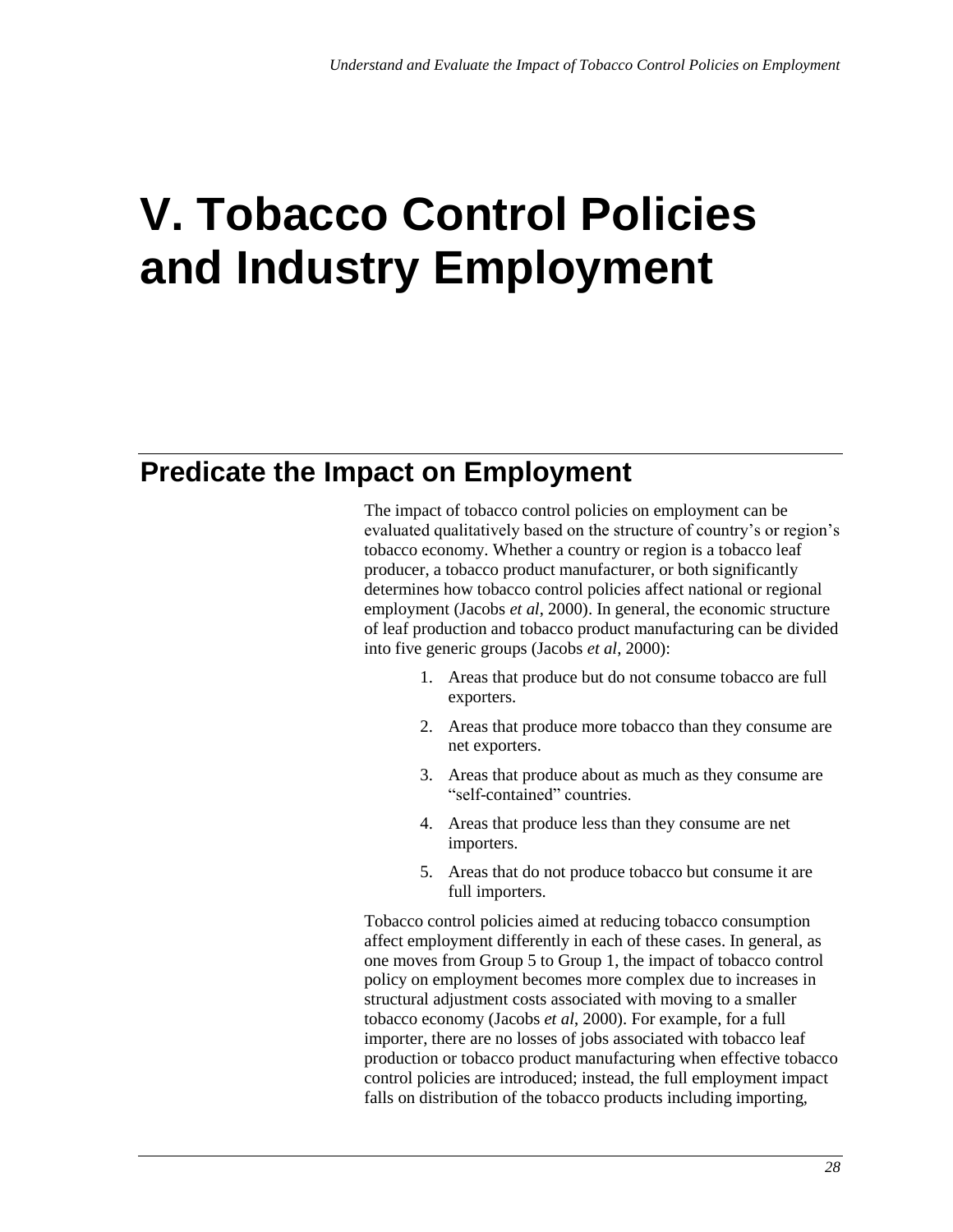# V. Tobacco Control Policies and Industry Employment

## Predicate the Impact on Employment

The impact of tobacco control policies on employment can be evaluated qualitatively based on the structure of country's or region's tobacco economy. Whether a country or region is a tobacco leaf producer, a tobacco product manufacturer, or both significantly determines how tobacco control policies affect national or regional employment (Jacobs *et al*, 2000). In general, the economic structure of leaf production and tobacco product manufacturing can be divided into five generic groups (Jacobs *et al*, 2000):

1. Areas that produce but do not consume tobacco are full exporters.
2. Areas that produce more tobacco than they consume are net exporters.
3. Areas that produce about as much as they consume are "self-contained" countries.
4. Areas that produce less than they consume are net importers.
5. Areas that do not produce tobacco but consume it are full importers.

Tobacco control policies aimed at reducing tobacco consumption affect employment differently in each of these cases. In general, as one moves from Group 5 to Group 1, the impact of tobacco control policy on employment becomes more complex due to increases in structural adjustment costs associated with moving to a smaller tobacco economy (Jacobs *et al*, 2000). For example, for a full importer, there are no losses of jobs associated with tobacco leaf production or tobacco product manufacturing when effective tobacco control policies are introduced; instead, the full employment impact falls on distribution of the tobacco products including importing,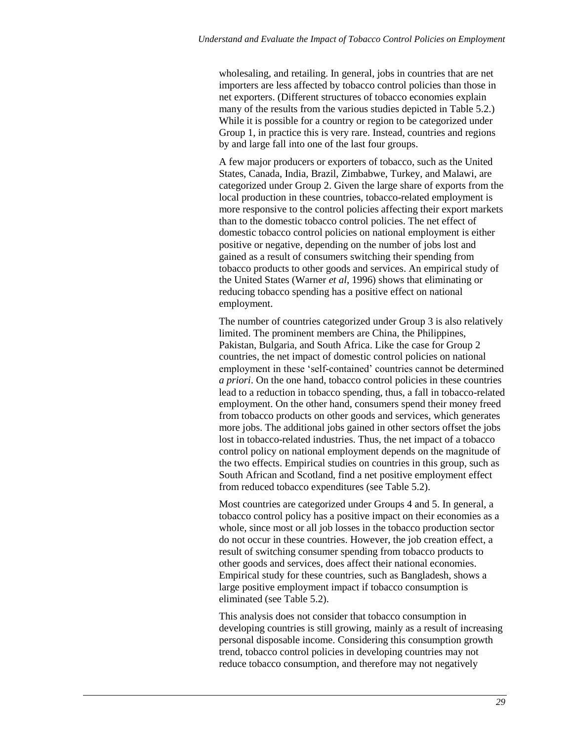wholesaling, and retailing. In general, jobs in countries that are net importers are less affected by tobacco control policies than those in net exporters. (Different structures of tobacco economies explain many of the results from the various studies depicted in Table 5.2.) While it is possible for a country or region to be categorized under Group 1, in practice this is very rare. Instead, countries and regions by and large fall into one of the last four groups.

A few major producers or exporters of tobacco, such as the United States, Canada, India, Brazil, Zimbabwe, Turkey, and Malawi, are categorized under Group 2. Given the large share of exports from the local production in these countries, tobacco-related employment is more responsive to the control policies affecting their export markets than to the domestic tobacco control policies. The net effect of domestic tobacco control policies on national employment is either positive or negative, depending on the number of jobs lost and gained as a result of consumers switching their spending from tobacco products to other goods and services. An empirical study of the United States (Warner *et al*, 1996) shows that eliminating or reducing tobacco spending has a positive effect on national employment.

The number of countries categorized under Group 3 is also relatively limited. The prominent members are China, the Philippines, Pakistan, Bulgaria, and South Africa. Like the case for Group 2 countries, the net impact of domestic control policies on national employment in these 'self-contained' countries cannot be determined *a priori*. On the one hand, tobacco control policies in these countries lead to a reduction in tobacco spending, thus, a fall in tobacco-related employment. On the other hand, consumers spend their money freed from tobacco products on other goods and services, which generates more jobs. The additional jobs gained in other sectors offset the jobs lost in tobacco-related industries. Thus, the net impact of a tobacco control policy on national employment depends on the magnitude of the two effects. Empirical studies on countries in this group, such as South African and Scotland, find a net positive employment effect from reduced tobacco expenditures (see Table 5.2).

Most countries are categorized under Groups 4 and 5. In general, a tobacco control policy has a positive impact on their economies as a whole, since most or all job losses in the tobacco production sector do not occur in these countries. However, the job creation effect, a result of switching consumer spending from tobacco products to other goods and services, does affect their national economies. Empirical study for these countries, such as Bangladesh, shows a large positive employment impact if tobacco consumption is eliminated (see Table 5.2).

This analysis does not consider that tobacco consumption in developing countries is still growing, mainly as a result of increasing personal disposable income. Considering this consumption growth trend, tobacco control policies in developing countries may not reduce tobacco consumption, and therefore may not negatively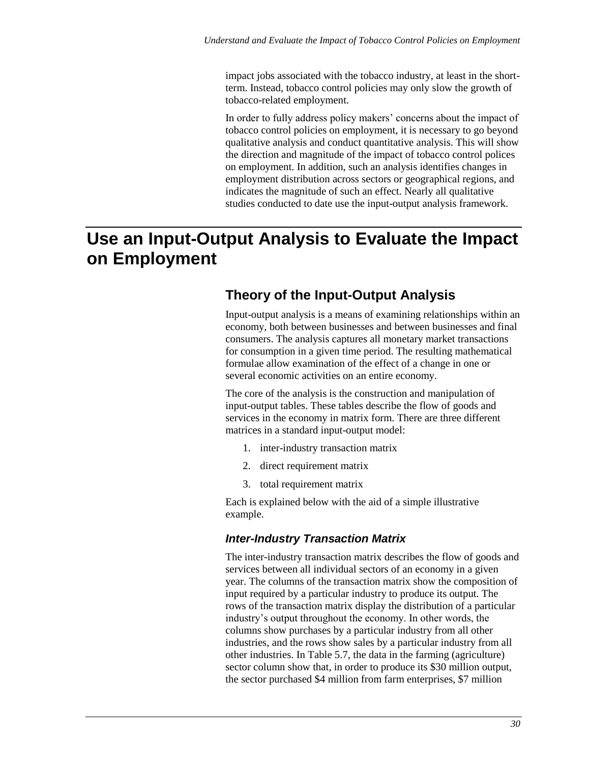impact jobs associated with the tobacco industry, at least in the short-term. Instead, tobacco control policies may only slow the growth of tobacco-related employment.

In order to fully address policy makers' concerns about the impact of tobacco control policies on employment, it is necessary to go beyond qualitative analysis and conduct quantitative analysis. This will show the direction and magnitude of the impact of tobacco control polices on employment. In addition, such an analysis identifies changes in employment distribution across sectors or geographical regions, and indicates the magnitude of such an effect. Nearly all qualitative studies conducted to date use the input-output analysis framework.

# Use an Input-Output Analysis to Evaluate the Impact on Employment

## Theory of the Input-Output Analysis

Input-output analysis is a means of examining relationships within an economy, both between businesses and between businesses and final consumers. The analysis captures all monetary market transactions for consumption in a given time period. The resulting mathematical formulae allow examination of the effect of a change in one or several economic activities on an entire economy.

The core of the analysis is the construction and manipulation of input-output tables. These tables describe the flow of goods and services in the economy in matrix form. There are three different matrices in a standard input-output model:

1. inter-industry transaction matrix
2. direct requirement matrix
3. total requirement matrix

Each is explained below with the aid of a simple illustrative example.

### *Inter-Industry Transaction Matrix*

The inter-industry transaction matrix describes the flow of goods and services between all individual sectors of an economy in a given year. The columns of the transaction matrix show the composition of input required by a particular industry to produce its output. The rows of the transaction matrix display the distribution of a particular industry's output throughout the economy. In other words, the columns show purchases by a particular industry from all other industries, and the rows show sales by a particular industry from all other industries. In Table 5.7, the data in the farming (agriculture) sector column show that, in order to produce its $30 million output, the sector purchased $4 million from farm enterprises, $7 million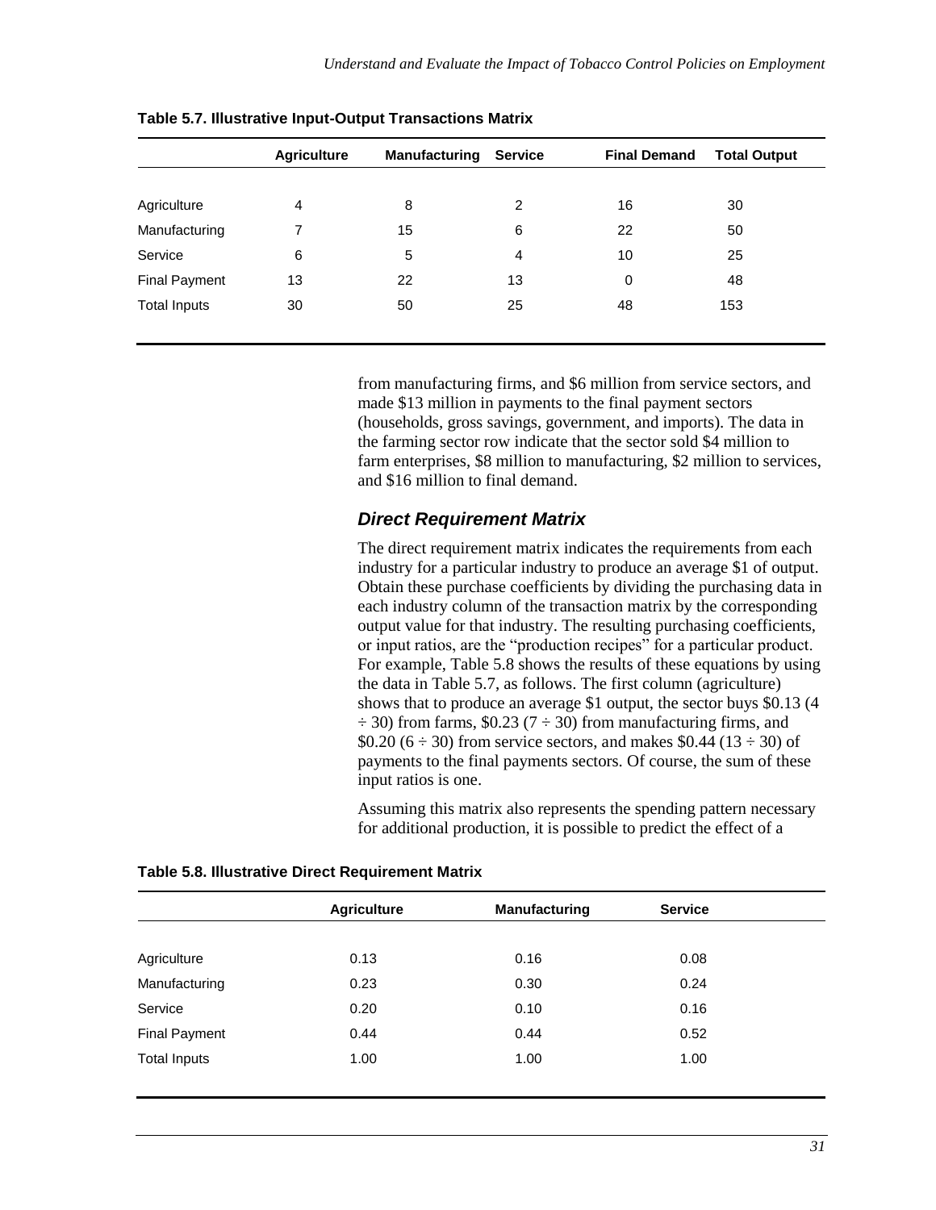**Table 5.7. Illustrative Input-Output Transactions Matrix**

| | Agriculture | Manufacturing | Service | Final Demand | Total Output |
|---|---|---|---|---|---|
| Agriculture | 4 | 8 | 2 | 16 | 30 |
| Manufacturing | 7 | 15 | 6 | 22 | 50 |
| Service | 6 | 5 | 4 | 10 | 25 |
| Final Payment | 13 | 22 | 13 | 0 | 48 |
| Total Inputs | 30 | 50 | 25 | 48 | 153 |

from manufacturing firms, and \$6 million from service sectors, and made \$13 million in payments to the final payment sectors (households, gross savings, government, and imports). The data in the farming sector row indicate that the sector sold \$4 million to farm enterprises, \$8 million to manufacturing, \$2 million to services, and \$16 million to final demand.

### *Direct Requirement Matrix*

The direct requirement matrix indicates the requirements from each industry for a particular industry to produce an average \$1 of output. Obtain these purchase coefficients by dividing the purchasing data in each industry column of the transaction matrix by the corresponding output value for that industry. The resulting purchasing coefficients, or input ratios, are the "production recipes" for a particular product. For example, Table 5.8 shows the results of these equations by using the data in Table 5.7, as follows. The first column (agriculture) shows that to produce an average \$1 output, the sector buys \$0.13 (4 ÷ 30) from farms, \$0.23 (7 ÷ 30) from manufacturing firms, and \$0.20 (6 ÷ 30) from service sectors, and makes \$0.44 (13 ÷ 30) of payments to the final payments sectors. Of course, the sum of these input ratios is one.

Assuming this matrix also represents the spending pattern necessary for additional production, it is possible to predict the effect of a

**Table 5.8. Illustrative Direct Requirement Matrix**

| | Agriculture | Manufacturing | Service |
|---|---|---|---|
| Agriculture | 0.13 | 0.16 | 0.08 |
| Manufacturing | 0.23 | 0.30 | 0.24 |
| Service | 0.20 | 0.10 | 0.16 |
| Final Payment | 0.44 | 0.44 | 0.52 |
| Total Inputs | 1.00 | 1.00 | 1.00 |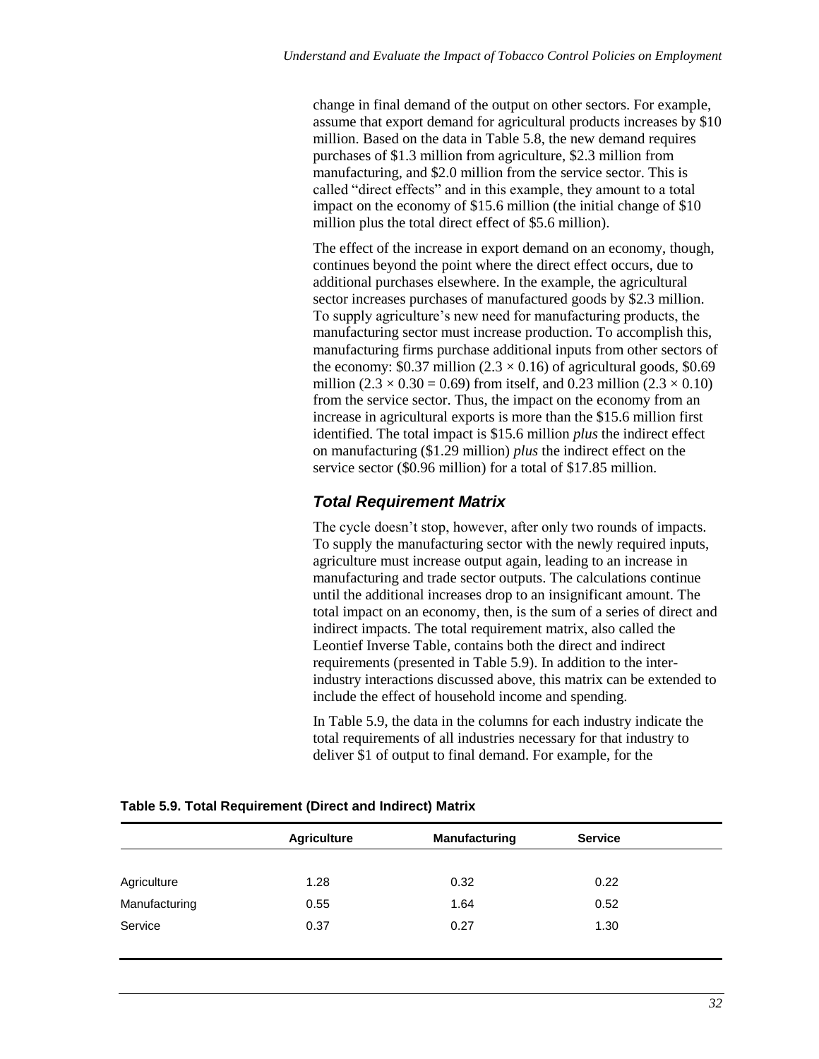change in final demand of the output on other sectors. For example, assume that export demand for agricultural products increases by \$10 million. Based on the data in Table 5.8, the new demand requires purchases of \$1.3 million from agriculture, \$2.3 million from manufacturing, and \$2.0 million from the service sector. This is called "direct effects" and in this example, they amount to a total impact on the economy of \$15.6 million (the initial change of \$10 million plus the total direct effect of \$5.6 million).

The effect of the increase in export demand on an economy, though, continues beyond the point where the direct effect occurs, due to additional purchases elsewhere. In the example, the agricultural sector increases purchases of manufactured goods by \$2.3 million. To supply agriculture's new need for manufacturing products, the manufacturing sector must increase production. To accomplish this, manufacturing firms purchase additional inputs from other sectors of the economy: \$0.37 million ($2.3 \times 0.16$) of agricultural goods, \$0.69 million ($2.3 \times 0.30 = 0.69$) from itself, and 0.23 million ($2.3 \times 0.10$) from the service sector. Thus, the impact on the economy from an increase in agricultural exports is more than the \$15.6 million first identified. The total impact is \$15.6 million *plus* the indirect effect on manufacturing (\$1.29 million) *plus* the indirect effect on the service sector (\$0.96 million) for a total of \$17.85 million.

### *Total Requirement Matrix*

The cycle doesn't stop, however, after only two rounds of impacts. To supply the manufacturing sector with the newly required inputs, agriculture must increase output again, leading to an increase in manufacturing and trade sector outputs. The calculations continue until the additional increases drop to an insignificant amount. The total impact on an economy, then, is the sum of a series of direct and indirect impacts. The total requirement matrix, also called the Leontief Inverse Table, contains both the direct and indirect requirements (presented in Table 5.9). In addition to the inter-industry interactions discussed above, this matrix can be extended to include the effect of household income and spending.

In Table 5.9, the data in the columns for each industry indicate the total requirements of all industries necessary for that industry to deliver \$1 of output to final demand. For example, for the

**Table 5.9. Total Requirement (Direct and Indirect) Matrix**

| | Agriculture | Manufacturing | Service |
|---|---|---|---|
| Agriculture | 1.28 | 0.32 | 0.22 |
| Manufacturing | 0.55 | 1.64 | 0.52 |
| Service | 0.37 | 0.27 | 1.30 |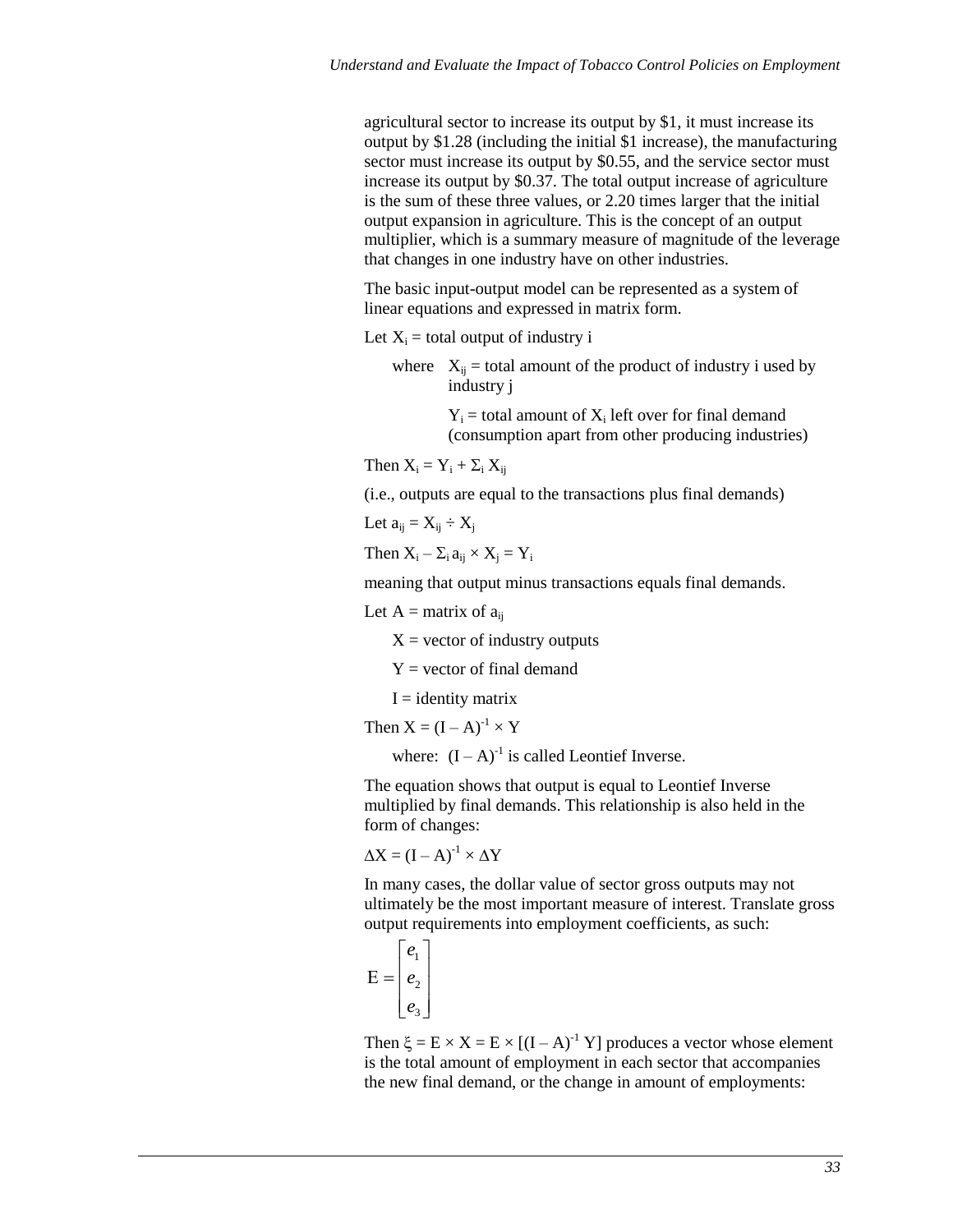agricultural sector to increase its output by \$1, it must increase its output by \$1.28 (including the initial \$1 increase), the manufacturing sector must increase its output by \$0.55, and the service sector must increase its output by \$0.37. The total output increase of agriculture is the sum of these three values, or 2.20 times larger that the initial output expansion in agriculture. This is the concept of an output multiplier, which is a summary measure of magnitude of the leverage that changes in one industry have on other industries.

The basic input-output model can be represented as a system of linear equations and expressed in matrix form.

Let $X_i$ = total output of industry i

where $X_{ij}$ = total amount of the product of industry i used by industry j

$Y_i$ = total amount of $X_i$ left over for final demand (consumption apart from other producing industries)

Then $X_i = Y_i + \Sigma_i X_{ij}$

(i.e., outputs are equal to the transactions plus final demands)

Let $a_{ij} = X_{ij} \div X_j$

Then $X_i - \Sigma_i a_{ij} \times X_j = Y_i$

meaning that output minus transactions equals final demands.

Let A = matrix of $a_{ij}$

X = vector of industry outputs

Y = vector of final demand

I = identity matrix

Then $X = (I - A)^{-1} \times Y$

where: $(I - A)^{-1}$ is called Leontief Inverse.

The equation shows that output is equal to Leontief Inverse multiplied by final demands. This relationship is also held in the form of changes:

$$\Delta X = (I - A)^{-1} \times \Delta Y$$

In many cases, the dollar value of sector gross outputs may not ultimately be the most important measure of interest. Translate gross output requirements into employment coefficients, as such:

$$E = \begin{bmatrix} e_1 \\ e_2 \\ e_3 \end{bmatrix}$$

Then $\xi = E \times X = E \times [(I - A)^{-1} Y]$ produces a vector whose element is the total amount of employment in each sector that accompanies the new final demand, or the change in amount of employments: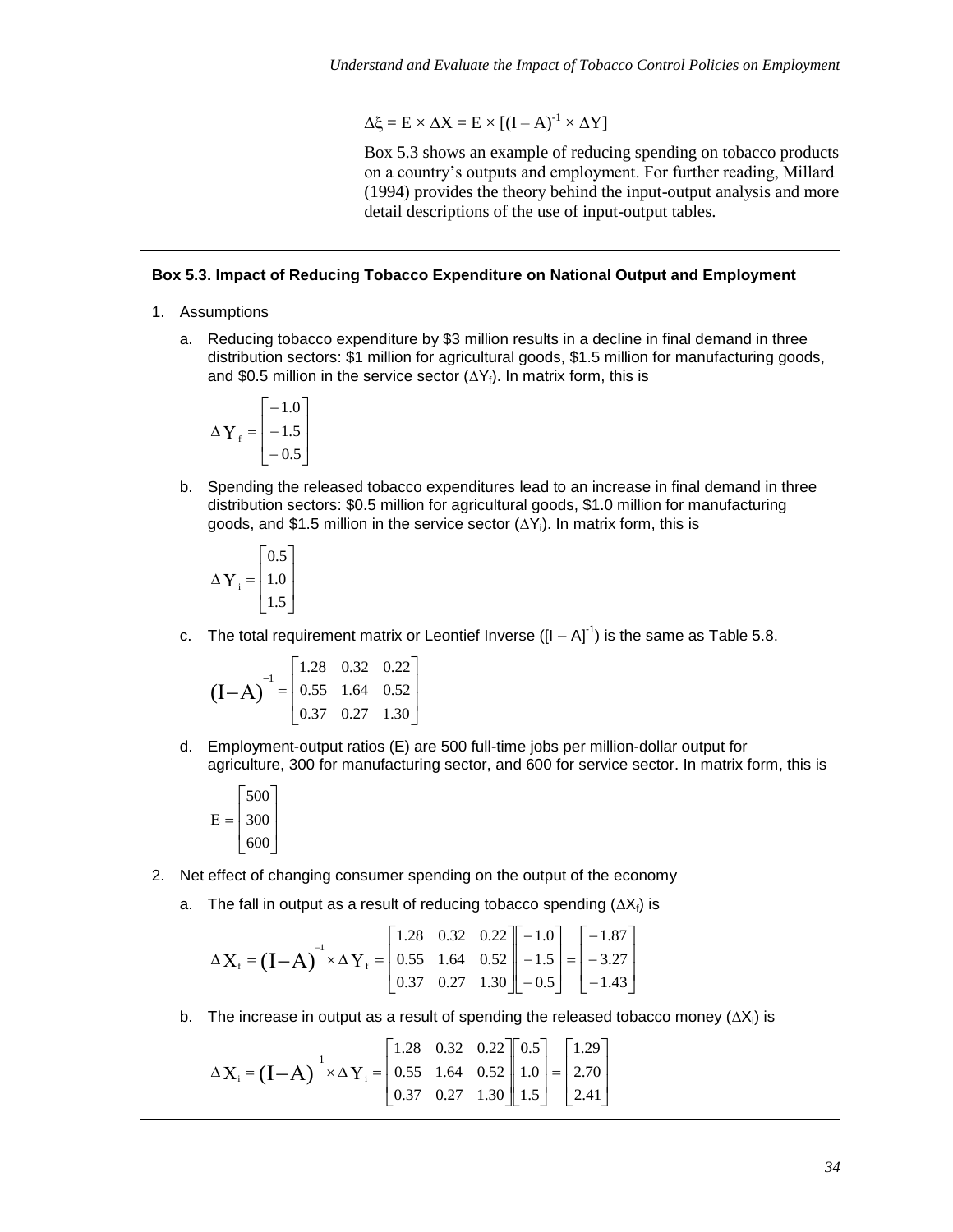$$\Delta\xi = E \times \Delta X = E \times [(I - A)^{-1} \times \Delta Y]$$

Box 5.3 shows an example of reducing spending on tobacco products on a country's outputs and employment. For further reading, Millard (1994) provides the theory behind the input-output analysis and more detail descriptions of the use of input-output tables.

**Box 5.3. Impact of Reducing Tobacco Expenditure on National Output and Employment**

1. Assumptions

   a. Reducing tobacco expenditure by $3 million results in a decline in final demand in three distribution sectors: $1 million for agricultural goods, $1.5 million for manufacturing goods, and $0.5 million in the service sector ($\Delta Y_f$). In matrix form, this is

   $$\Delta Y_f = \begin{bmatrix} -1.0 \\ -1.5 \\ -0.5 \end{bmatrix}$$

   b. Spending the released tobacco expenditures lead to an increase in final demand in three distribution sectors: $0.5 million for agricultural goods, $1.0 million for manufacturing goods, and $1.5 million in the service sector ($\Delta Y_i$). In matrix form, this is

   $$\Delta Y_i = \begin{bmatrix} 0.5 \\ 1.0 \\ 1.5 \end{bmatrix}$$

   c. The total requirement matrix or Leontief Inverse ($[I - A]^{-1}$) is the same as Table 5.8.

   $$(I - A)^{-1} = \begin{bmatrix} 1.28 & 0.32 & 0.22 \\ 0.55 & 1.64 & 0.52 \\ 0.37 & 0.27 & 1.30 \end{bmatrix}$$

   d. Employment-output ratios (E) are 500 full-time jobs per million-dollar output for agriculture, 300 for manufacturing sector, and 600 for service sector. In matrix form, this is

   $$E = \begin{bmatrix} 500 \\ 300 \\ 600 \end{bmatrix}$$

2. Net effect of changing consumer spending on the output of the economy

   a. The fall in output as a result of reducing tobacco spending ($\Delta X_f$) is

   $$\Delta X_f = (I - A)^{-1} \times \Delta Y_f = \begin{bmatrix} 1.28 & 0.32 & 0.22 \\ 0.55 & 1.64 & 0.52 \\ 0.37 & 0.27 & 1.30 \end{bmatrix} \begin{bmatrix} -1.0 \\ -1.5 \\ -0.5 \end{bmatrix} = \begin{bmatrix} -1.87 \\ -3.27 \\ -1.43 \end{bmatrix}$$

   b. The increase in output as a result of spending the released tobacco money ($\Delta X_i$) is

   $$\Delta X_i = (I - A)^{-1} \times \Delta Y_i = \begin{bmatrix} 1.28 & 0.32 & 0.22 \\ 0.55 & 1.64 & 0.52 \\ 0.37 & 0.27 & 1.30 \end{bmatrix} \begin{bmatrix} 0.5 \\ 1.0 \\ 1.5 \end{bmatrix} = \begin{bmatrix} 1.29 \\ 2.70 \\ 2.41 \end{bmatrix}$$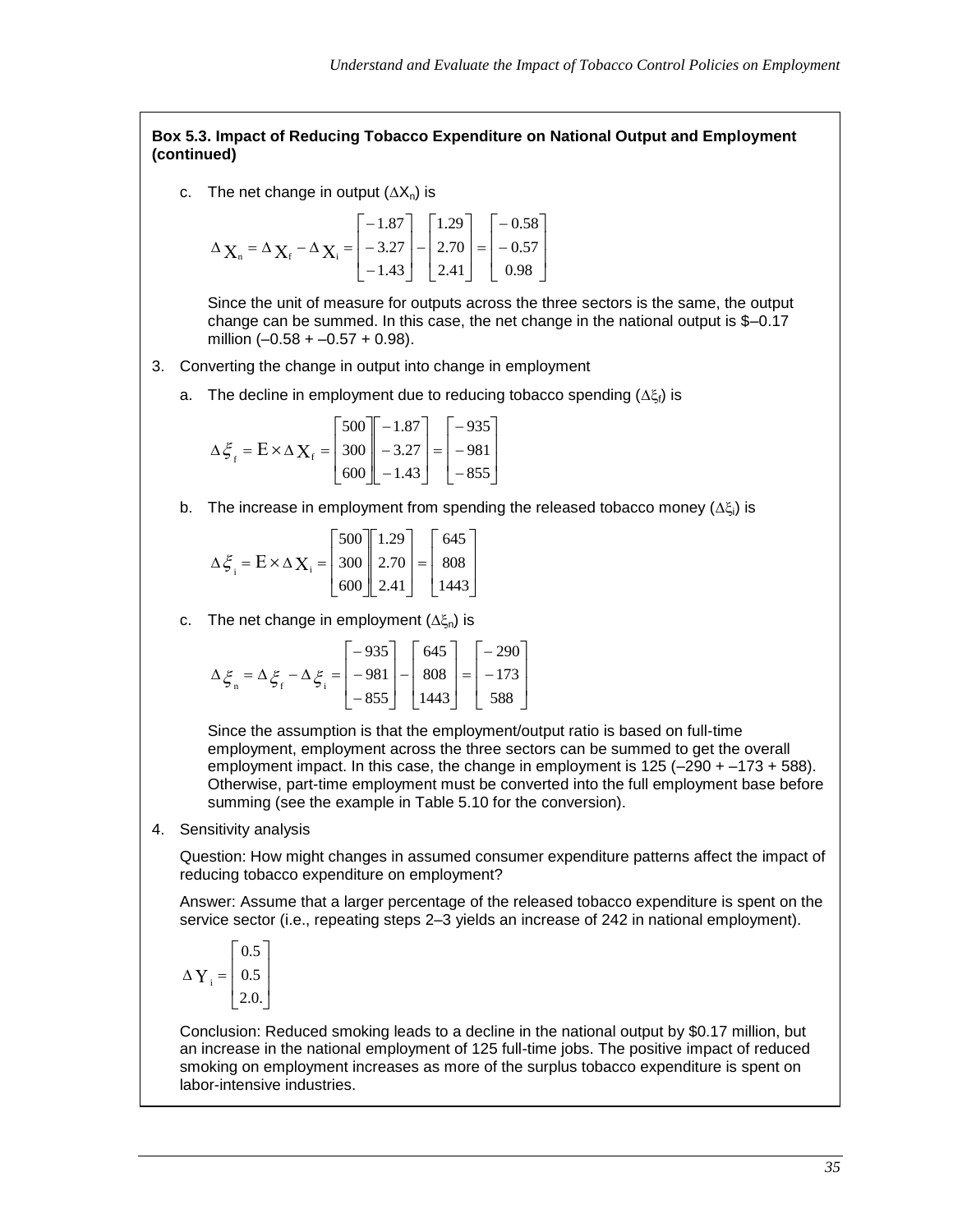**Box 5.3. Impact of Reducing Tobacco Expenditure on National Output and Employment (continued)**

c. The net change in output ($\Delta X_n$) is

$$\Delta X_n = \Delta X_f - \Delta X_i = \begin{bmatrix} -1.87 \\ -3.27 \\ -1.43 \end{bmatrix} - \begin{bmatrix} 1.29 \\ 2.70 \\ 2.41 \end{bmatrix} = \begin{bmatrix} -0.58 \\ -0.57 \\ 0.98 \end{bmatrix}$$

Since the unit of measure for outputs across the three sectors is the same, the output change can be summed. In this case, the net change in the national output is \$–0.17 million (–0.58 + –0.57 + 0.98).

3. Converting the change in output into change in employment

   a. The decline in employment due to reducing tobacco spending ($\Delta\xi_f$) is

$$\Delta \xi_f = E \times \Delta X_f = \begin{bmatrix} 500 \\ 300 \\ 600 \end{bmatrix} \begin{bmatrix} -1.87 \\ -3.27 \\ -1.43 \end{bmatrix} = \begin{bmatrix} -935 \\ -981 \\ -855 \end{bmatrix}$$

   b. The increase in employment from spending the released tobacco money ($\Delta\xi_i$) is

$$\Delta \xi_i = E \times \Delta X_i = \begin{bmatrix} 500 \\ 300 \\ 600 \end{bmatrix} \begin{bmatrix} 1.29 \\ 2.70 \\ 2.41 \end{bmatrix} = \begin{bmatrix} 645 \\ 808 \\ 1443 \end{bmatrix}$$

   c. The net change in employment ($\Delta\xi_n$) is

$$\Delta \xi_n = \Delta \xi_f - \Delta \xi_i = \begin{bmatrix} -935 \\ -981 \\ -855 \end{bmatrix} - \begin{bmatrix} 645 \\ 808 \\ 1443 \end{bmatrix} = \begin{bmatrix} -290 \\ -173 \\ 588 \end{bmatrix}$$

   Since the assumption is that the employment/output ratio is based on full-time employment, employment across the three sectors can be summed to get the overall employment impact. In this case, the change in employment is 125 (–290 + –173 + 588). Otherwise, part-time employment must be converted into the full employment base before summing (see the example in Table 5.10 for the conversion).

4. Sensitivity analysis

   Question: How might changes in assumed consumer expenditure patterns affect the impact of reducing tobacco expenditure on employment?

   Answer: Assume that a larger percentage of the released tobacco expenditure is spent on the service sector (i.e., repeating steps 2–3 yields an increase of 242 in national employment).

$$\Delta Y_i = \begin{bmatrix} 0.5 \\ 0.5 \\ 2.0. \end{bmatrix}$$

   Conclusion: Reduced smoking leads to a decline in the national output by \$0.17 million, but an increase in the national employment of 125 full-time jobs. The positive impact of reduced smoking on employment increases as more of the surplus tobacco expenditure is spent on labor-intensive industries.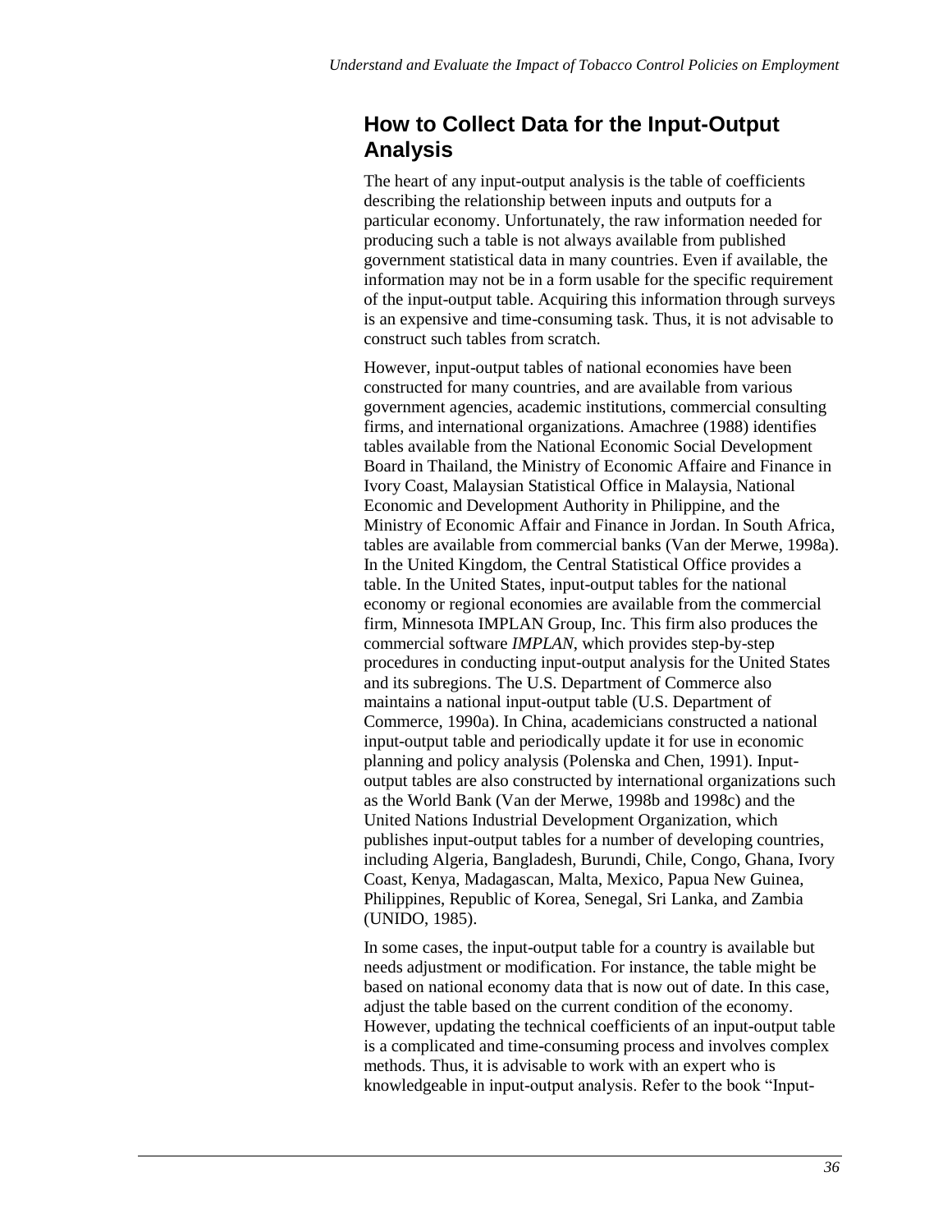## How to Collect Data for the Input-Output Analysis

The heart of any input-output analysis is the table of coefficients describing the relationship between inputs and outputs for a particular economy. Unfortunately, the raw information needed for producing such a table is not always available from published government statistical data in many countries. Even if available, the information may not be in a form usable for the specific requirement of the input-output table. Acquiring this information through surveys is an expensive and time-consuming task. Thus, it is not advisable to construct such tables from scratch.

However, input-output tables of national economies have been constructed for many countries, and are available from various government agencies, academic institutions, commercial consulting firms, and international organizations. Amachree (1988) identifies tables available from the National Economic Social Development Board in Thailand, the Ministry of Economic Affaire and Finance in Ivory Coast, Malaysian Statistical Office in Malaysia, National Economic and Development Authority in Philippine, and the Ministry of Economic Affair and Finance in Jordan. In South Africa, tables are available from commercial banks (Van der Merwe, 1998a). In the United Kingdom, the Central Statistical Office provides a table. In the United States, input-output tables for the national economy or regional economies are available from the commercial firm, Minnesota IMPLAN Group, Inc. This firm also produces the commercial software *IMPLAN*, which provides step-by-step procedures in conducting input-output analysis for the United States and its subregions. The U.S. Department of Commerce also maintains a national input-output table (U.S. Department of Commerce, 1990a). In China, academicians constructed a national input-output table and periodically update it for use in economic planning and policy analysis (Polenska and Chen, 1991). Input-output tables are also constructed by international organizations such as the World Bank (Van der Merwe, 1998b and 1998c) and the United Nations Industrial Development Organization, which publishes input-output tables for a number of developing countries, including Algeria, Bangladesh, Burundi, Chile, Congo, Ghana, Ivory Coast, Kenya, Madagascan, Malta, Mexico, Papua New Guinea, Philippines, Republic of Korea, Senegal, Sri Lanka, and Zambia (UNIDO, 1985).

In some cases, the input-output table for a country is available but needs adjustment or modification. For instance, the table might be based on national economy data that is now out of date. In this case, adjust the table based on the current condition of the economy. However, updating the technical coefficients of an input-output table is a complicated and time-consuming process and involves complex methods. Thus, it is advisable to work with an expert who is knowledgeable in input-output analysis. Refer to the book "Input-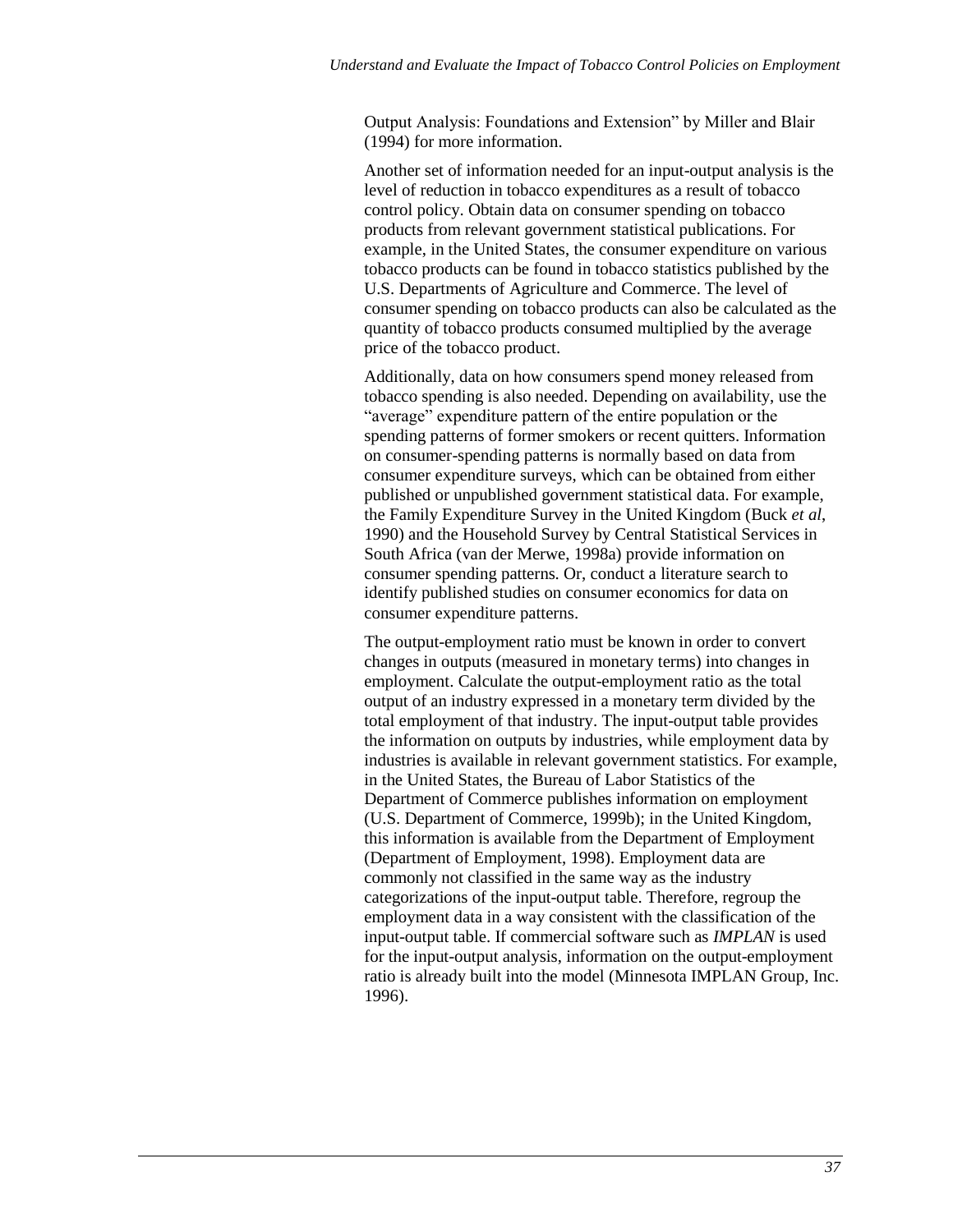Output Analysis: Foundations and Extension" by Miller and Blair (1994) for more information.

Another set of information needed for an input-output analysis is the level of reduction in tobacco expenditures as a result of tobacco control policy. Obtain data on consumer spending on tobacco products from relevant government statistical publications. For example, in the United States, the consumer expenditure on various tobacco products can be found in tobacco statistics published by the U.S. Departments of Agriculture and Commerce. The level of consumer spending on tobacco products can also be calculated as the quantity of tobacco products consumed multiplied by the average price of the tobacco product.

Additionally, data on how consumers spend money released from tobacco spending is also needed. Depending on availability, use the "average" expenditure pattern of the entire population or the spending patterns of former smokers or recent quitters. Information on consumer-spending patterns is normally based on data from consumer expenditure surveys, which can be obtained from either published or unpublished government statistical data. For example, the Family Expenditure Survey in the United Kingdom (Buck *et al*, 1990) and the Household Survey by Central Statistical Services in South Africa (van der Merwe, 1998a) provide information on consumer spending patterns. Or, conduct a literature search to identify published studies on consumer economics for data on consumer expenditure patterns.

The output-employment ratio must be known in order to convert changes in outputs (measured in monetary terms) into changes in employment. Calculate the output-employment ratio as the total output of an industry expressed in a monetary term divided by the total employment of that industry. The input-output table provides the information on outputs by industries, while employment data by industries is available in relevant government statistics. For example, in the United States, the Bureau of Labor Statistics of the Department of Commerce publishes information on employment (U.S. Department of Commerce, 1999b); in the United Kingdom, this information is available from the Department of Employment (Department of Employment, 1998). Employment data are commonly not classified in the same way as the industry categorizations of the input-output table. Therefore, regroup the employment data in a way consistent with the classification of the input-output table. If commercial software such as *IMPLAN* is used for the input-output analysis, information on the output-employment ratio is already built into the model (Minnesota IMPLAN Group, Inc. 1996).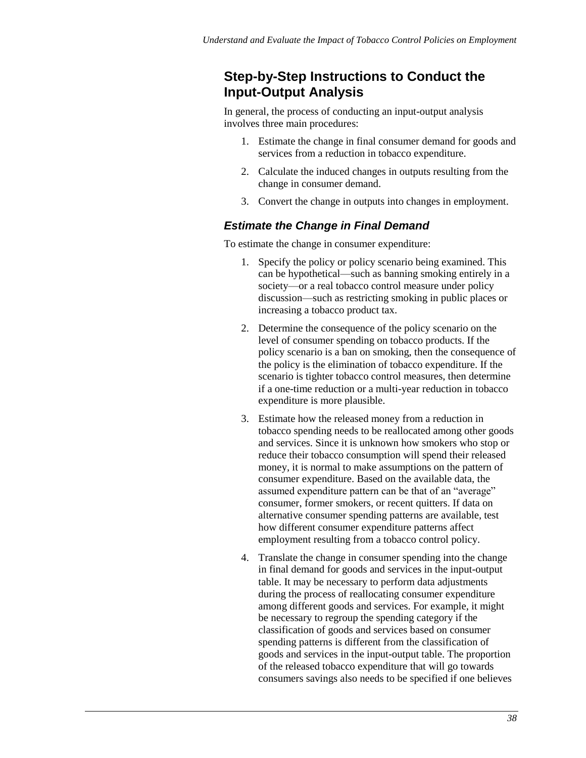## Step-by-Step Instructions to Conduct the Input-Output Analysis

In general, the process of conducting an input-output analysis involves three main procedures:

1. Estimate the change in final consumer demand for goods and services from a reduction in tobacco expenditure.
2. Calculate the induced changes in outputs resulting from the change in consumer demand.
3. Convert the change in outputs into changes in employment.

### *Estimate the Change in Final Demand*

To estimate the change in consumer expenditure:

1. Specify the policy or policy scenario being examined. This can be hypothetical—such as banning smoking entirely in a society—or a real tobacco control measure under policy discussion—such as restricting smoking in public places or increasing a tobacco product tax.
2. Determine the consequence of the policy scenario on the level of consumer spending on tobacco products. If the policy scenario is a ban on smoking, then the consequence of the policy is the elimination of tobacco expenditure. If the scenario is tighter tobacco control measures, then determine if a one-time reduction or a multi-year reduction in tobacco expenditure is more plausible.
3. Estimate how the released money from a reduction in tobacco spending needs to be reallocated among other goods and services. Since it is unknown how smokers who stop or reduce their tobacco consumption will spend their released money, it is normal to make assumptions on the pattern of consumer expenditure. Based on the available data, the assumed expenditure pattern can be that of an "average" consumer, former smokers, or recent quitters. If data on alternative consumer spending patterns are available, test how different consumer expenditure patterns affect employment resulting from a tobacco control policy.
4. Translate the change in consumer spending into the change in final demand for goods and services in the input-output table. It may be necessary to perform data adjustments during the process of reallocating consumer expenditure among different goods and services. For example, it might be necessary to regroup the spending category if the classification of goods and services based on consumer spending patterns is different from the classification of goods and services in the input-output table. The proportion of the released tobacco expenditure that will go towards consumers savings also needs to be specified if one believes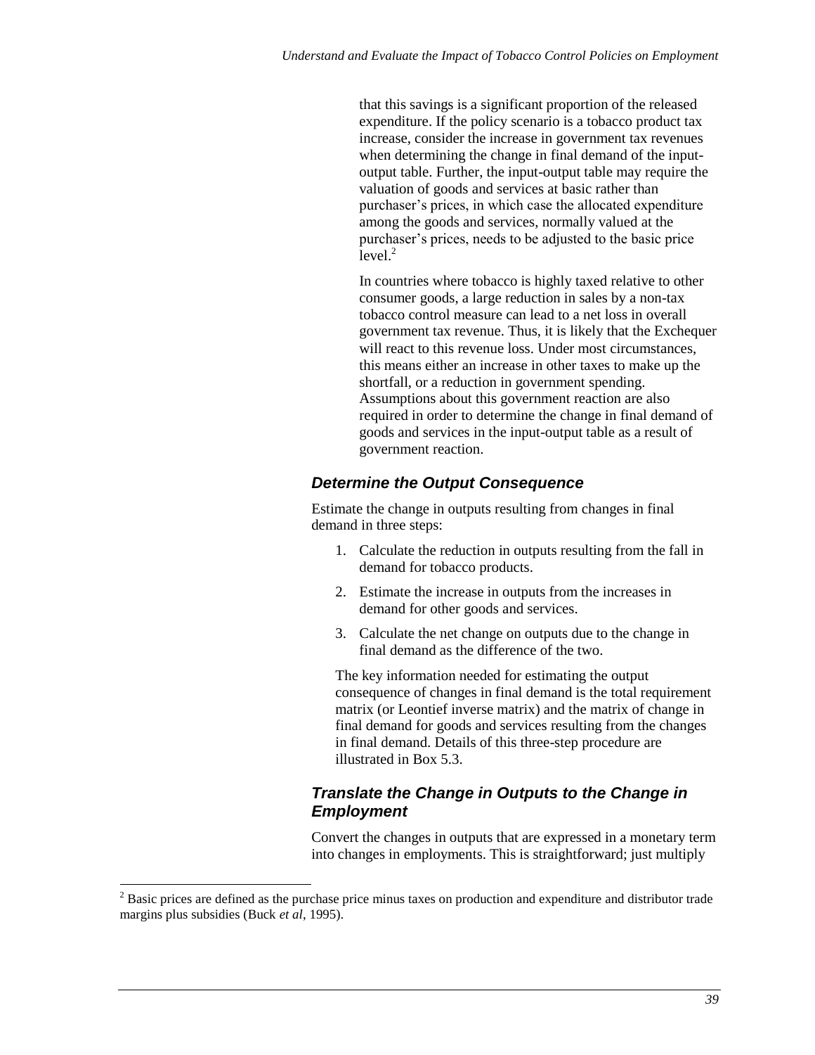that this savings is a significant proportion of the released expenditure. If the policy scenario is a tobacco product tax increase, consider the increase in government tax revenues when determining the change in final demand of the input-output table. Further, the input-output table may require the valuation of goods and services at basic rather than purchaser's prices, in which case the allocated expenditure among the goods and services, normally valued at the purchaser's prices, needs to be adjusted to the basic price level.[2]

In countries where tobacco is highly taxed relative to other consumer goods, a large reduction in sales by a non-tax tobacco control measure can lead to a net loss in overall government tax revenue. Thus, it is likely that the Exchequer will react to this revenue loss. Under most circumstances, this means either an increase in other taxes to make up the shortfall, or a reduction in government spending. Assumptions about this government reaction are also required in order to determine the change in final demand of goods and services in the input-output table as a result of government reaction.

### *Determine the Output Consequence*

Estimate the change in outputs resulting from changes in final demand in three steps:

1. Calculate the reduction in outputs resulting from the fall in demand for tobacco products.
2. Estimate the increase in outputs from the increases in demand for other goods and services.
3. Calculate the net change on outputs due to the change in final demand as the difference of the two.

The key information needed for estimating the output consequence of changes in final demand is the total requirement matrix (or Leontief inverse matrix) and the matrix of change in final demand for goods and services resulting from the changes in final demand. Details of this three-step procedure are illustrated in Box 5.3.

### *Translate the Change in Outputs to the Change in Employment*

Convert the changes in outputs that are expressed in a monetary term into changes in employments. This is straightforward; just multiply

[2] Basic prices are defined as the purchase price minus taxes on production and expenditure and distributor trade margins plus subsidies (Buck *et al*, 1995).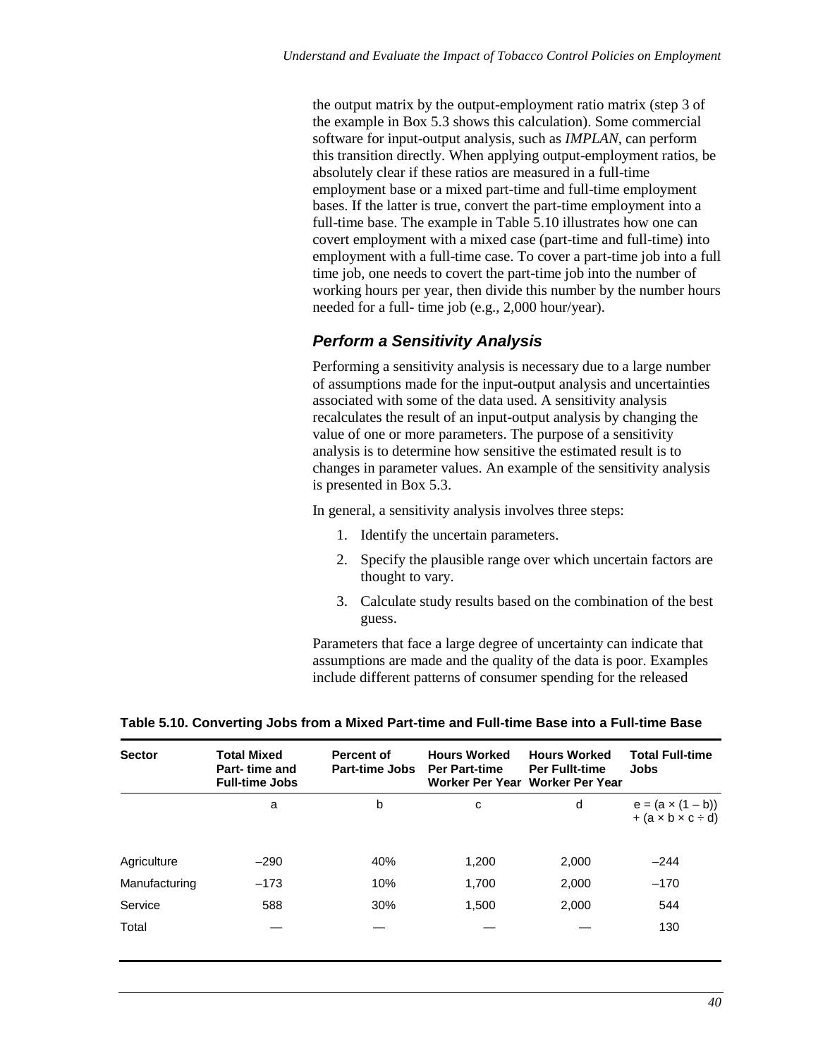the output matrix by the output-employment ratio matrix (step 3 of the example in Box 5.3 shows this calculation). Some commercial software for input-output analysis, such as *IMPLAN*, can perform this transition directly. When applying output-employment ratios, be absolutely clear if these ratios are measured in a full-time employment base or a mixed part-time and full-time employment bases. If the latter is true, convert the part-time employment into a full-time base. The example in Table 5.10 illustrates how one can covert employment with a mixed case (part-time and full-time) into employment with a full-time case. To cover a part-time job into a full time job, one needs to covert the part-time job into the number of working hours per year, then divide this number by the number hours needed for a full- time job (e.g., 2,000 hour/year).

### *Perform a Sensitivity Analysis*

Performing a sensitivity analysis is necessary due to a large number of assumptions made for the input-output analysis and uncertainties associated with some of the data used. A sensitivity analysis recalculates the result of an input-output analysis by changing the value of one or more parameters. The purpose of a sensitivity analysis is to determine how sensitive the estimated result is to changes in parameter values. An example of the sensitivity analysis is presented in Box 5.3.

In general, a sensitivity analysis involves three steps:

1. Identify the uncertain parameters.
2. Specify the plausible range over which uncertain factors are thought to vary.
3. Calculate study results based on the combination of the best guess.

Parameters that face a large degree of uncertainty can indicate that assumptions are made and the quality of the data is poor. Examples include different patterns of consumer spending for the released

**Table 5.10. Converting Jobs from a Mixed Part-time and Full-time Base into a Full-time Base**

| Sector | Total Mixed Part- time and Full-time Jobs | Percent of Part-time Jobs | Hours Worked Per Part-time Worker Per Year | Hours Worked Per Fullt-time Worker Per Year | Total Full-time Jobs |
|---|---|---|---|---|---|
| | a | b | c | d | $e = (a \times (1 - b)) + (a \times b \times c \div d)$ |
| Agriculture | –290 | 40% | 1,200 | 2,000 | –244 |
| Manufacturing | –173 | 10% | 1,700 | 2,000 | –170 |
| Service | 588 | 30% | 1,500 | 2,000 | 544 |
| Total | — | — | — | — | 130 |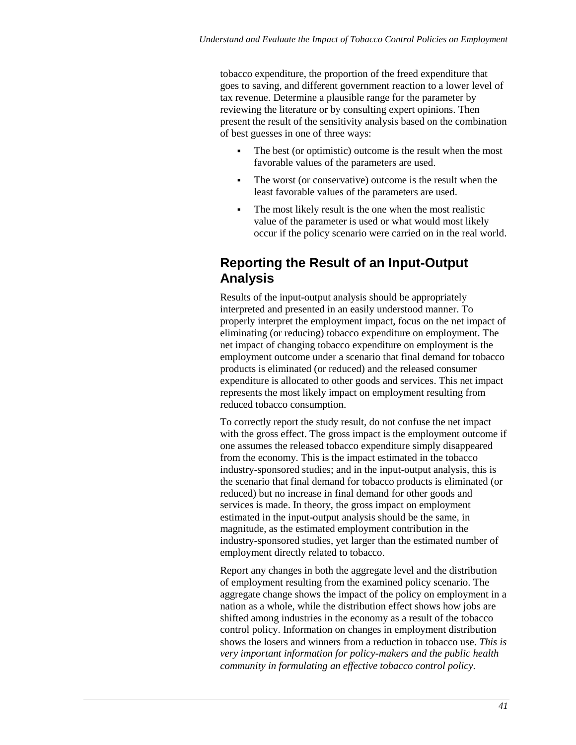tobacco expenditure, the proportion of the freed expenditure that goes to saving, and different government reaction to a lower level of tax revenue. Determine a plausible range for the parameter by reviewing the literature or by consulting expert opinions. Then present the result of the sensitivity analysis based on the combination of best guesses in one of three ways:

- The best (or optimistic) outcome is the result when the most favorable values of the parameters are used.
- The worst (or conservative) outcome is the result when the least favorable values of the parameters are used.
- The most likely result is the one when the most realistic value of the parameter is used or what would most likely occur if the policy scenario were carried on in the real world.

## Reporting the Result of an Input-Output Analysis

Results of the input-output analysis should be appropriately interpreted and presented in an easily understood manner. To properly interpret the employment impact, focus on the net impact of eliminating (or reducing) tobacco expenditure on employment. The net impact of changing tobacco expenditure on employment is the employment outcome under a scenario that final demand for tobacco products is eliminated (or reduced) and the released consumer expenditure is allocated to other goods and services. This net impact represents the most likely impact on employment resulting from reduced tobacco consumption.

To correctly report the study result, do not confuse the net impact with the gross effect. The gross impact is the employment outcome if one assumes the released tobacco expenditure simply disappeared from the economy. This is the impact estimated in the tobacco industry-sponsored studies; and in the input-output analysis, this is the scenario that final demand for tobacco products is eliminated (or reduced) but no increase in final demand for other goods and services is made. In theory, the gross impact on employment estimated in the input-output analysis should be the same, in magnitude, as the estimated employment contribution in the industry-sponsored studies, yet larger than the estimated number of employment directly related to tobacco.

Report any changes in both the aggregate level and the distribution of employment resulting from the examined policy scenario. The aggregate change shows the impact of the policy on employment in a nation as a whole, while the distribution effect shows how jobs are shifted among industries in the economy as a result of the tobacco control policy. Information on changes in employment distribution shows the losers and winners from a reduction in tobacco use. *This is very important information for policy-makers and the public health community in formulating an effective tobacco control policy.*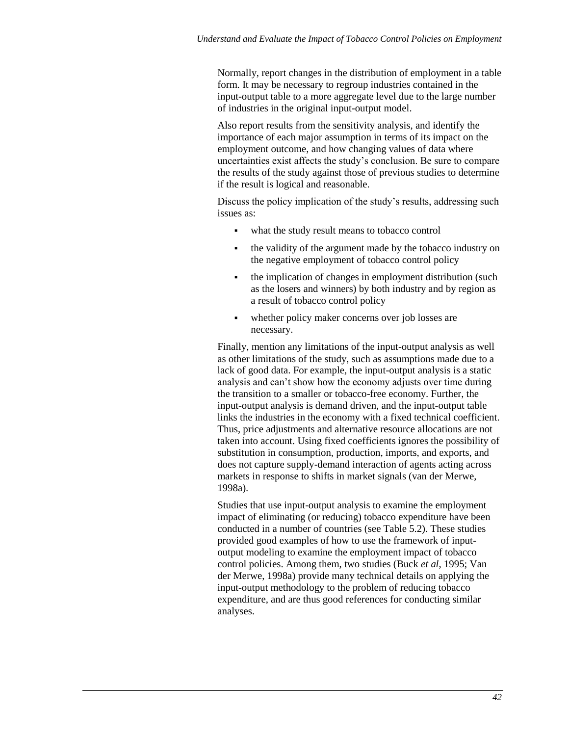Normally, report changes in the distribution of employment in a table form. It may be necessary to regroup industries contained in the input-output table to a more aggregate level due to the large number of industries in the original input-output model.

Also report results from the sensitivity analysis, and identify the importance of each major assumption in terms of its impact on the employment outcome, and how changing values of data where uncertainties exist affects the study's conclusion. Be sure to compare the results of the study against those of previous studies to determine if the result is logical and reasonable.

Discuss the policy implication of the study's results, addressing such issues as:

- what the study result means to tobacco control
- the validity of the argument made by the tobacco industry on the negative employment of tobacco control policy
- the implication of changes in employment distribution (such as the losers and winners) by both industry and by region as a result of tobacco control policy
- whether policy maker concerns over job losses are necessary.

Finally, mention any limitations of the input-output analysis as well as other limitations of the study, such as assumptions made due to a lack of good data. For example, the input-output analysis is a static analysis and can't show how the economy adjusts over time during the transition to a smaller or tobacco-free economy. Further, the input-output analysis is demand driven, and the input-output table links the industries in the economy with a fixed technical coefficient. Thus, price adjustments and alternative resource allocations are not taken into account. Using fixed coefficients ignores the possibility of substitution in consumption, production, imports, and exports, and does not capture supply-demand interaction of agents acting across markets in response to shifts in market signals (van der Merwe, 1998a).

Studies that use input-output analysis to examine the employment impact of eliminating (or reducing) tobacco expenditure have been conducted in a number of countries (see Table 5.2). These studies provided good examples of how to use the framework of input-output modeling to examine the employment impact of tobacco control policies. Among them, two studies (Buck *et al*, 1995; Van der Merwe, 1998a) provide many technical details on applying the input-output methodology to the problem of reducing tobacco expenditure, and are thus good references for conducting similar analyses.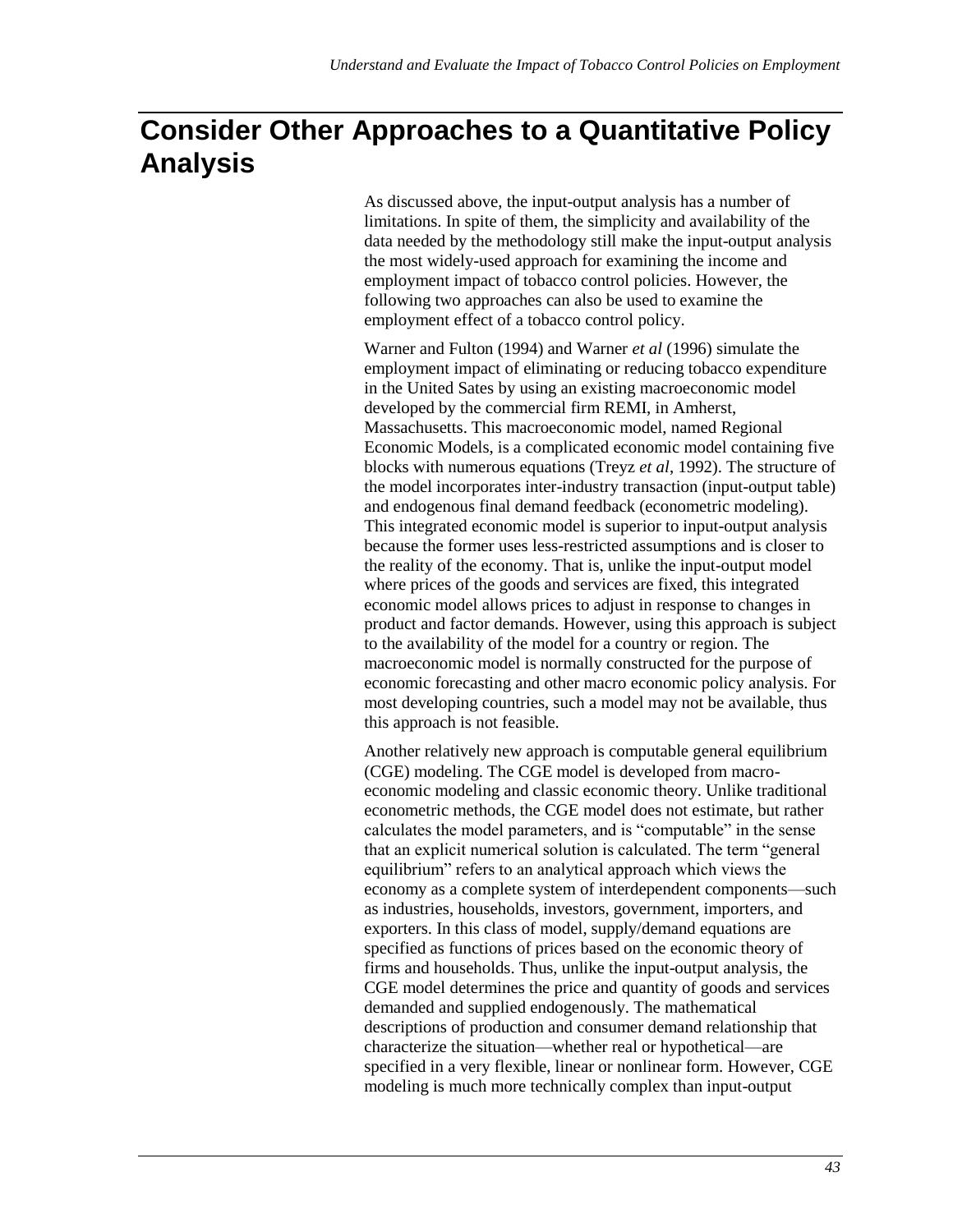# Consider Other Approaches to a Quantitative Policy Analysis

As discussed above, the input-output analysis has a number of limitations. In spite of them, the simplicity and availability of the data needed by the methodology still make the input-output analysis the most widely-used approach for examining the income and employment impact of tobacco control policies. However, the following two approaches can also be used to examine the employment effect of a tobacco control policy.

Warner and Fulton (1994) and Warner *et al* (1996) simulate the employment impact of eliminating or reducing tobacco expenditure in the United Sates by using an existing macroeconomic model developed by the commercial firm REMI, in Amherst, Massachusetts. This macroeconomic model, named Regional Economic Models, is a complicated economic model containing five blocks with numerous equations (Treyz *et al*, 1992). The structure of the model incorporates inter-industry transaction (input-output table) and endogenous final demand feedback (econometric modeling). This integrated economic model is superior to input-output analysis because the former uses less-restricted assumptions and is closer to the reality of the economy. That is, unlike the input-output model where prices of the goods and services are fixed, this integrated economic model allows prices to adjust in response to changes in product and factor demands. However, using this approach is subject to the availability of the model for a country or region. The macroeconomic model is normally constructed for the purpose of economic forecasting and other macro economic policy analysis. For most developing countries, such a model may not be available, thus this approach is not feasible.

Another relatively new approach is computable general equilibrium (CGE) modeling. The CGE model is developed from macro-economic modeling and classic economic theory. Unlike traditional econometric methods, the CGE model does not estimate, but rather calculates the model parameters, and is "computable" in the sense that an explicit numerical solution is calculated. The term "general equilibrium" refers to an analytical approach which views the economy as a complete system of interdependent components—such as industries, households, investors, government, importers, and exporters. In this class of model, supply/demand equations are specified as functions of prices based on the economic theory of firms and households. Thus, unlike the input-output analysis, the CGE model determines the price and quantity of goods and services demanded and supplied endogenously. The mathematical descriptions of production and consumer demand relationship that characterize the situation—whether real or hypothetical—are specified in a very flexible, linear or nonlinear form. However, CGE modeling is much more technically complex than input-output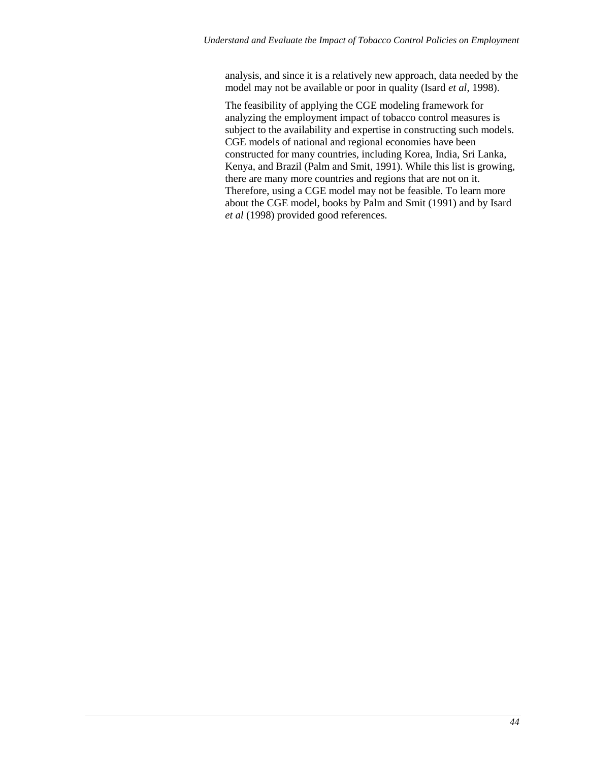analysis, and since it is a relatively new approach, data needed by the model may not be available or poor in quality (Isard *et al*, 1998).

The feasibility of applying the CGE modeling framework for analyzing the employment impact of tobacco control measures is subject to the availability and expertise in constructing such models. CGE models of national and regional economies have been constructed for many countries, including Korea, India, Sri Lanka, Kenya, and Brazil (Palm and Smit, 1991). While this list is growing, there are many more countries and regions that are not on it. Therefore, using a CGE model may not be feasible. To learn more about the CGE model, books by Palm and Smit (1991) and by Isard *et al* (1998) provided good references.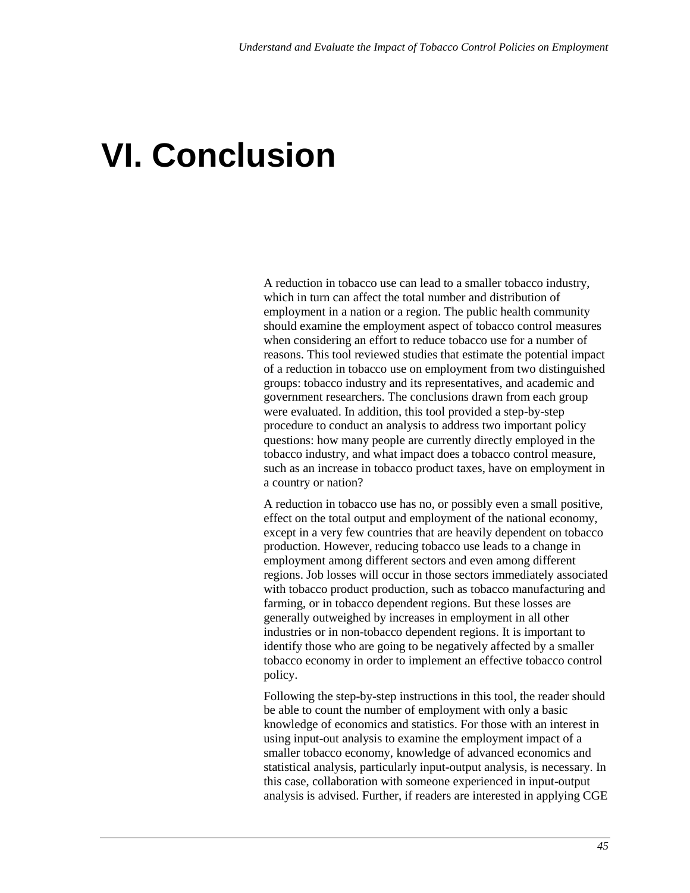# VI. Conclusion

A reduction in tobacco use can lead to a smaller tobacco industry, which in turn can affect the total number and distribution of employment in a nation or a region. The public health community should examine the employment aspect of tobacco control measures when considering an effort to reduce tobacco use for a number of reasons. This tool reviewed studies that estimate the potential impact of a reduction in tobacco use on employment from two distinguished groups: tobacco industry and its representatives, and academic and government researchers. The conclusions drawn from each group were evaluated. In addition, this tool provided a step-by-step procedure to conduct an analysis to address two important policy questions: how many people are currently directly employed in the tobacco industry, and what impact does a tobacco control measure, such as an increase in tobacco product taxes, have on employment in a country or nation?

A reduction in tobacco use has no, or possibly even a small positive, effect on the total output and employment of the national economy, except in a very few countries that are heavily dependent on tobacco production. However, reducing tobacco use leads to a change in employment among different sectors and even among different regions. Job losses will occur in those sectors immediately associated with tobacco product production, such as tobacco manufacturing and farming, or in tobacco dependent regions. But these losses are generally outweighed by increases in employment in all other industries or in non-tobacco dependent regions. It is important to identify those who are going to be negatively affected by a smaller tobacco economy in order to implement an effective tobacco control policy.

Following the step-by-step instructions in this tool, the reader should be able to count the number of employment with only a basic knowledge of economics and statistics. For those with an interest in using input-out analysis to examine the employment impact of a smaller tobacco economy, knowledge of advanced economics and statistical analysis, particularly input-output analysis, is necessary. In this case, collaboration with someone experienced in input-output analysis is advised. Further, if readers are interested in applying CGE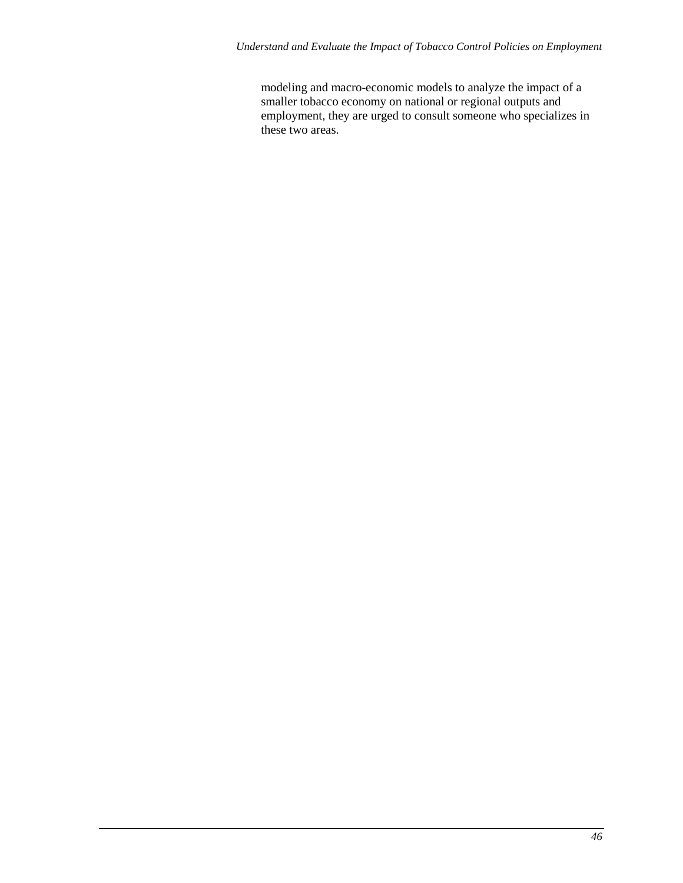modeling and macro-economic models to analyze the impact of a smaller tobacco economy on national or regional outputs and employment, they are urged to consult someone who specializes in these two areas.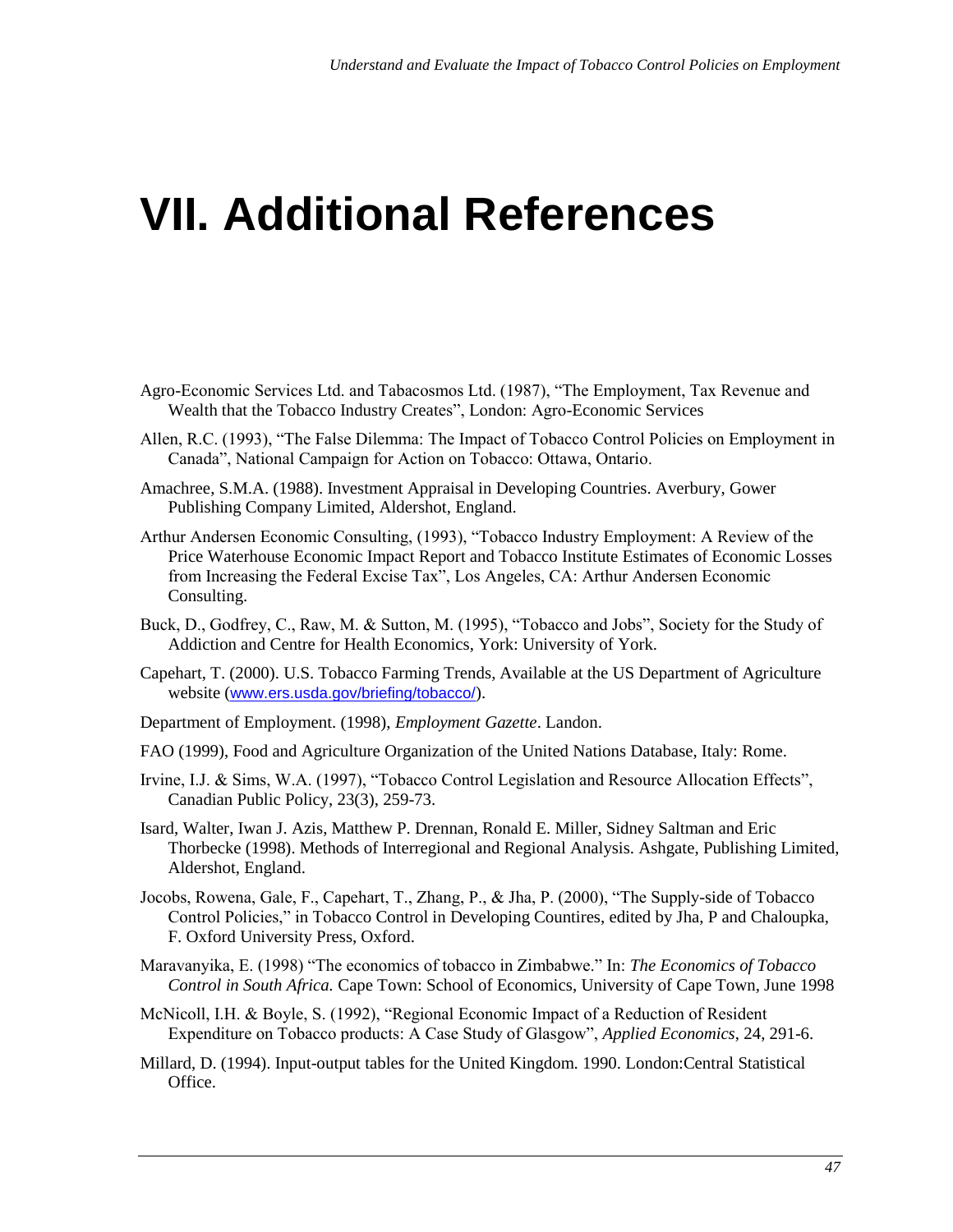# VII. Additional References

Agro-Economic Services Ltd. and Tabacosmos Ltd. (1987), "The Employment, Tax Revenue and Wealth that the Tobacco Industry Creates", London: Agro-Economic Services

Allen, R.C. (1993), "The False Dilemma: The Impact of Tobacco Control Policies on Employment in Canada", National Campaign for Action on Tobacco: Ottawa, Ontario.

Amachree, S.M.A. (1988). Investment Appraisal in Developing Countries. Averbury, Gower Publishing Company Limited, Aldershot, England.

Arthur Andersen Economic Consulting, (1993), "Tobacco Industry Employment: A Review of the Price Waterhouse Economic Impact Report and Tobacco Institute Estimates of Economic Losses from Increasing the Federal Excise Tax", Los Angeles, CA: Arthur Andersen Economic Consulting.

Buck, D., Godfrey, C., Raw, M. & Sutton, M. (1995), "Tobacco and Jobs", Society for the Study of Addiction and Centre for Health Economics, York: University of York.

Capehart, T. (2000). U.S. Tobacco Farming Trends, Available at the US Department of Agriculture website (www.ers.usda.gov/briefing/tobacco/).

Department of Employment. (1998), *Employment Gazette*. Landon.

FAO (1999), Food and Agriculture Organization of the United Nations Database, Italy: Rome.

Irvine, I.J. & Sims, W.A. (1997), "Tobacco Control Legislation and Resource Allocation Effects", Canadian Public Policy, 23(3), 259-73.

Isard, Walter, Iwan J. Azis, Matthew P. Drennan, Ronald E. Miller, Sidney Saltman and Eric Thorbecke (1998). Methods of Interregional and Regional Analysis. Ashgate, Publishing Limited, Aldershot, England.

Jocobs, Rowena, Gale, F., Capehart, T., Zhang, P., & Jha, P. (2000), "The Supply-side of Tobacco Control Policies," in Tobacco Control in Developing Countires, edited by Jha, P and Chaloupka, F. Oxford University Press, Oxford.

Maravanyika, E. (1998) "The economics of tobacco in Zimbabwe." In: *The Economics of Tobacco Control in South Africa.* Cape Town: School of Economics, University of Cape Town, June 1998

McNicoll, I.H. & Boyle, S. (1992), "Regional Economic Impact of a Reduction of Resident Expenditure on Tobacco products: A Case Study of Glasgow", *Applied Economics*, 24, 291-6.

Millard, D. (1994). Input-output tables for the United Kingdom. 1990. London:Central Statistical Office.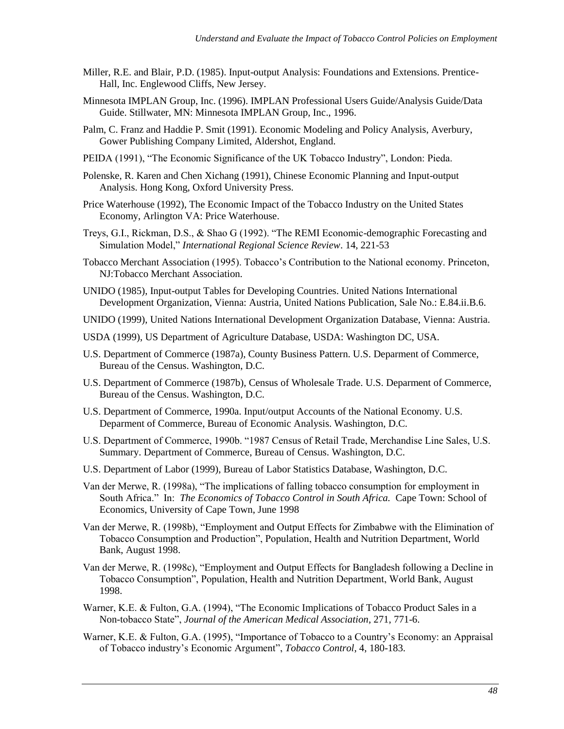Miller, R.E. and Blair, P.D. (1985). Input-output Analysis: Foundations and Extensions. Prentice-Hall, Inc. Englewood Cliffs, New Jersey.

Minnesota IMPLAN Group, Inc. (1996). IMPLAN Professional Users Guide/Analysis Guide/Data Guide. Stillwater, MN: Minnesota IMPLAN Group, Inc., 1996.

Palm, C. Franz and Haddie P. Smit (1991). Economic Modeling and Policy Analysis, Averbury, Gower Publishing Company Limited, Aldershot, England.

PEIDA (1991), "The Economic Significance of the UK Tobacco Industry", London: Pieda.

Polenske, R. Karen and Chen Xichang (1991), Chinese Economic Planning and Input-output Analysis. Hong Kong, Oxford University Press.

Price Waterhouse (1992), The Economic Impact of the Tobacco Industry on the United States Economy, Arlington VA: Price Waterhouse.

Treys, G.I., Rickman, D.S., & Shao G (1992). "The REMI Economic-demographic Forecasting and Simulation Model," *International Regional Science Review*. 14, 221-53

Tobacco Merchant Association (1995). Tobacco's Contribution to the National economy. Princeton, NJ:Tobacco Merchant Association.

UNIDO (1985), Input-output Tables for Developing Countries. United Nations International Development Organization, Vienna: Austria, United Nations Publication, Sale No.: E.84.ii.B.6.

UNIDO (1999), United Nations International Development Organization Database, Vienna: Austria.

USDA (1999), US Department of Agriculture Database, USDA: Washington DC, USA.

U.S. Department of Commerce (1987a), County Business Pattern. U.S. Deparment of Commerce, Bureau of the Census. Washington, D.C.

U.S. Department of Commerce (1987b), Census of Wholesale Trade. U.S. Deparment of Commerce, Bureau of the Census. Washington, D.C.

U.S. Department of Commerce, 1990a. Input/output Accounts of the National Economy. U.S. Deparment of Commerce, Bureau of Economic Analysis. Washington, D.C.

U.S. Department of Commerce, 1990b. "1987 Census of Retail Trade, Merchandise Line Sales, U.S. Summary. Department of Commerce, Bureau of Census. Washington, D.C.

U.S. Department of Labor (1999), Bureau of Labor Statistics Database, Washington, D.C.

Van der Merwe, R. (1998a), "The implications of falling tobacco consumption for employment in South Africa." In: *The Economics of Tobacco Control in South Africa.* Cape Town: School of Economics, University of Cape Town, June 1998

Van der Merwe, R. (1998b), "Employment and Output Effects for Zimbabwe with the Elimination of Tobacco Consumption and Production", Population, Health and Nutrition Department, World Bank, August 1998.

Van der Merwe, R. (1998c), "Employment and Output Effects for Bangladesh following a Decline in Tobacco Consumption", Population, Health and Nutrition Department, World Bank, August 1998.

Warner, K.E. & Fulton, G.A. (1994), "The Economic Implications of Tobacco Product Sales in a Non-tobacco State", *Journal of the American Medical Association*, 271, 771-6.

Warner, K.E. & Fulton, G.A. (1995), "Importance of Tobacco to a Country's Economy: an Appraisal of Tobacco industry's Economic Argument", *Tobacco Control*, 4, 180-183.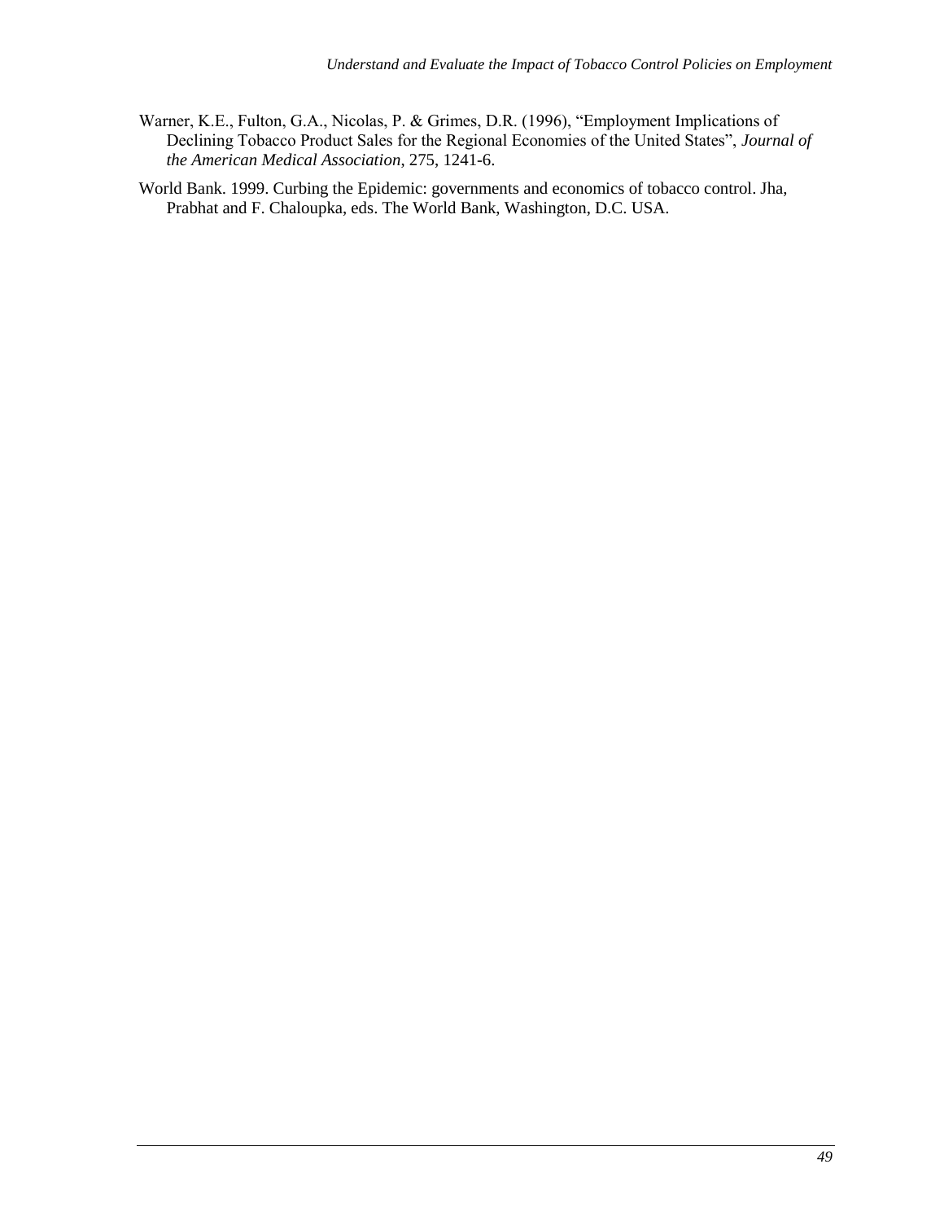Warner, K.E., Fulton, G.A., Nicolas, P. & Grimes, D.R. (1996), "Employment Implications of Declining Tobacco Product Sales for the Regional Economies of the United States", *Journal of the American Medical Association*, 275, 1241-6.

World Bank. 1999. Curbing the Epidemic: governments and economics of tobacco control. Jha, Prabhat and F. Chaloupka, eds. The World Bank, Washington, D.C. USA.